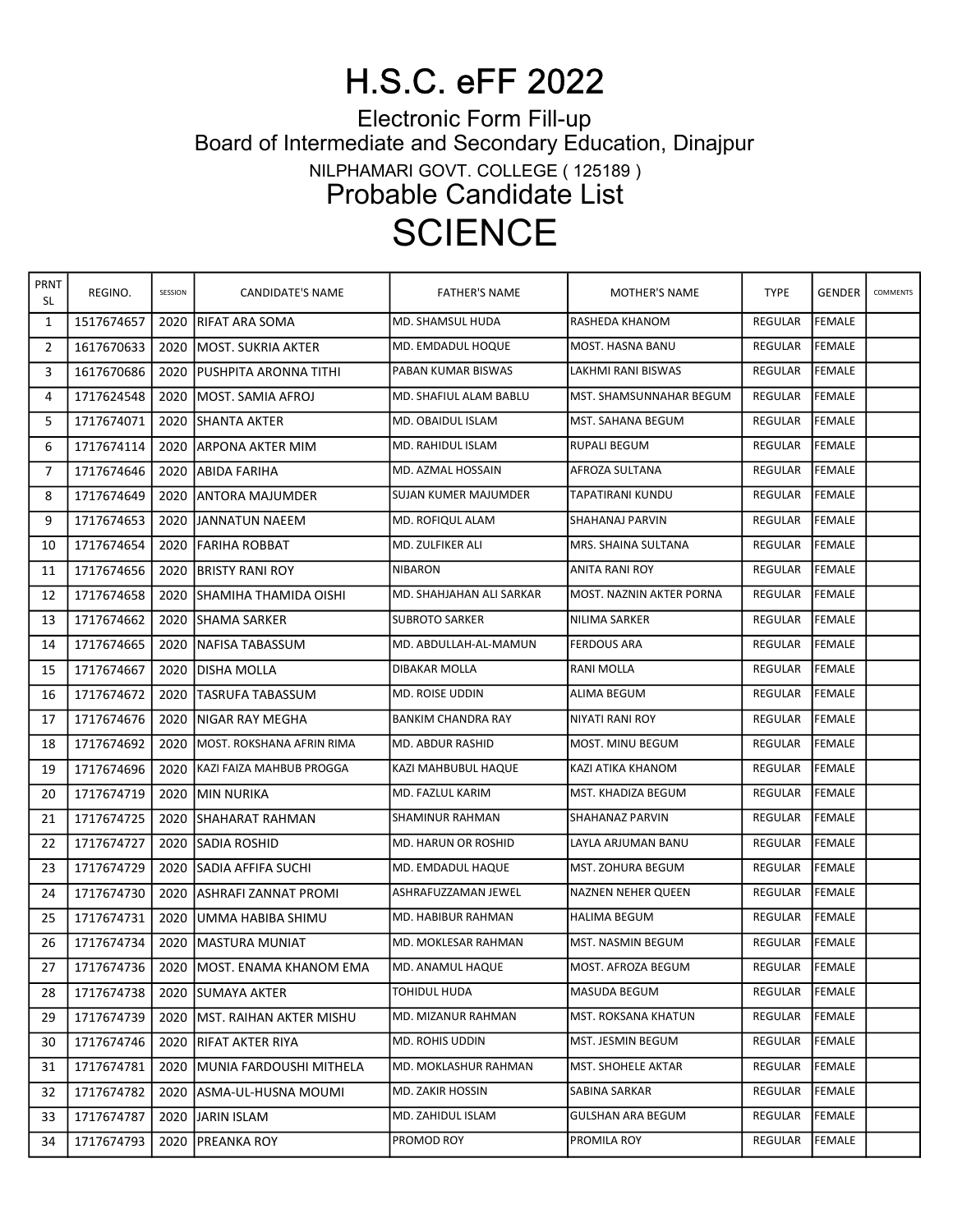# H.S.C. eFF 2022

Electronic Form Fill-up
Board of Intermediate and Secondary Education, Dinajpur

NILPHAMARI GOVT. COLLEGE ( 125189 )

## Probable Candidate List

# SCIENCE

| PRNT SL | REGINO. | SESSION | CANDIDATE'S NAME | FATHER'S NAME | MOTHER'S NAME | TYPE | GENDER | COMMENTS |
|---|---|---|---|---|---|---|---|---|
| 1 | 1517674657 | 2020 | RIFAT ARA SOMA | MD. SHAMSUL HUDA | RASHEDA KHANOM | REGULAR | FEMALE | |
| 2 | 1617670633 | 2020 | MOST. SUKRIA AKTER | MD. EMDADUL HOQUE | MOST. HASNA BANU | REGULAR | FEMALE | |
| 3 | 1617670686 | 2020 | PUSHPITA ARONNA TITHI | PABAN KUMAR BISWAS | LAKHMI RANI BISWAS | REGULAR | FEMALE | |
| 4 | 1717624548 | 2020 | MOST. SAMIA AFROJ | MD. SHAFIUL ALAM BABLU | MST. SHAMSUNNAHAR BEGUM | REGULAR | FEMALE | |
| 5 | 1717674071 | 2020 | SHANTA AKTER | MD. OBAIDUL ISLAM | MST. SAHANA BEGUM | REGULAR | FEMALE | |
| 6 | 1717674114 | 2020 | ARPONA AKTER MIM | MD. RAHIDUL ISLAM | RUPALI BEGUM | REGULAR | FEMALE | |
| 7 | 1717674646 | 2020 | ABIDA FARIHA | MD. AZMAL HOSSAIN | AFROZA SULTANA | REGULAR | FEMALE | |
| 8 | 1717674649 | 2020 | ANTORA MAJUMDER | SUJAN KUMER MAJUMDER | TAPATIRANI KUNDU | REGULAR | FEMALE | |
| 9 | 1717674653 | 2020 | JANNATUN NAEEM | MD. ROFIQUL ALAM | SHAHANAJ PARVIN | REGULAR | FEMALE | |
| 10 | 1717674654 | 2020 | FARIHA ROBBAT | MD. ZULFIKER ALI | MRS. SHAINA SULTANA | REGULAR | FEMALE | |
| 11 | 1717674656 | 2020 | BRISTY RANI ROY | NIBARON | ANITA RANI ROY | REGULAR | FEMALE | |
| 12 | 1717674658 | 2020 | SHAMIHA THAMIDA OISHI | MD. SHAHJAHAN ALI SARKAR | MOST. NAZNIN AKTER PORNA | REGULAR | FEMALE | |
| 13 | 1717674662 | 2020 | SHAMA SARKER | SUBROTO SARKER | NILIMA SARKER | REGULAR | FEMALE | |
| 14 | 1717674665 | 2020 | NAFISA TABASSUM | MD. ABDULLAH-AL-MAMUN | FERDOUS ARA | REGULAR | FEMALE | |
| 15 | 1717674667 | 2020 | DISHA MOLLA | DIBAKAR MOLLA | RANI MOLLA | REGULAR | FEMALE | |
| 16 | 1717674672 | 2020 | TASRUFA TABASSUM | MD. ROISE UDDIN | ALIMA BEGUM | REGULAR | FEMALE | |
| 17 | 1717674676 | 2020 | NIGAR RAY MEGHA | BANKIM CHANDRA RAY | NIYATI RANI ROY | REGULAR | FEMALE | |
| 18 | 1717674692 | 2020 | MOST. ROKSHANA AFRIN RIMA | MD. ABDUR RASHID | MOST. MINU BEGUM | REGULAR | FEMALE | |
| 19 | 1717674696 | 2020 | KAZI FAIZA MAHBUB PROGGA | KAZI MAHBUBUL HAQUE | KAZI ATIKA KHANOM | REGULAR | FEMALE | |
| 20 | 1717674719 | 2020 | MIN NURIKA | MD. FAZLUL KARIM | MST. KHADIZA BEGUM | REGULAR | FEMALE | |
| 21 | 1717674725 | 2020 | SHAHARAT RAHMAN | SHAMINUR RAHMAN | SHAHANAZ PARVIN | REGULAR | FEMALE | |
| 22 | 1717674727 | 2020 | SADIA ROSHID | MD. HARUN OR ROSHID | LAYLA ARJUMAN BANU | REGULAR | FEMALE | |
| 23 | 1717674729 | 2020 | SADIA AFFIFA SUCHI | MD. EMDADUL HAQUE | MST. ZOHURA BEGUM | REGULAR | FEMALE | |
| 24 | 1717674730 | 2020 | ASHRAFI ZANNAT PROMI | ASHRAFUZZAMAN JEWEL | NAZNEN NEHER QUEEN | REGULAR | FEMALE | |
| 25 | 1717674731 | 2020 | UMMA HABIBA SHIMU | MD. HABIBUR RAHMAN | HALIMA BEGUM | REGULAR | FEMALE | |
| 26 | 1717674734 | 2020 | MASTURA MUNIAT | MD. MOKLESAR RAHMAN | MST. NASMIN BEGUM | REGULAR | FEMALE | |
| 27 | 1717674736 | 2020 | MOST. ENAMA KHANOM EMA | MD. ANAMUL HAQUE | MOST. AFROZA BEGUM | REGULAR | FEMALE | |
| 28 | 1717674738 | 2020 | SUMAYA AKTER | TOHIDUL HUDA | MASUDA BEGUM | REGULAR | FEMALE | |
| 29 | 1717674739 | 2020 | MST. RAIHAN AKTER MISHU | MD. MIZANUR RAHMAN | MST. ROKSANA KHATUN | REGULAR | FEMALE | |
| 30 | 1717674746 | 2020 | RIFAT AKTER RIYA | MD. ROHIS UDDIN | MST. JESMIN BEGUM | REGULAR | FEMALE | |
| 31 | 1717674781 | 2020 | MUNIA FARDOUSHI MITHELA | MD. MOKLASHUR RAHMAN | MST. SHOHELE AKTAR | REGULAR | FEMALE | |
| 32 | 1717674782 | 2020 | ASMA-UL-HUSNA MOUMI | MD. ZAKIR HOSSIN | SABINA SARKAR | REGULAR | FEMALE | |
| 33 | 1717674787 | 2020 | JARIN ISLAM | MD. ZAHIDUL ISLAM | GULSHAN ARA BEGUM | REGULAR | FEMALE | |
| 34 | 1717674793 | 2020 | PREANKA ROY | PROMOD ROY | PROMILA ROY | REGULAR | FEMALE | |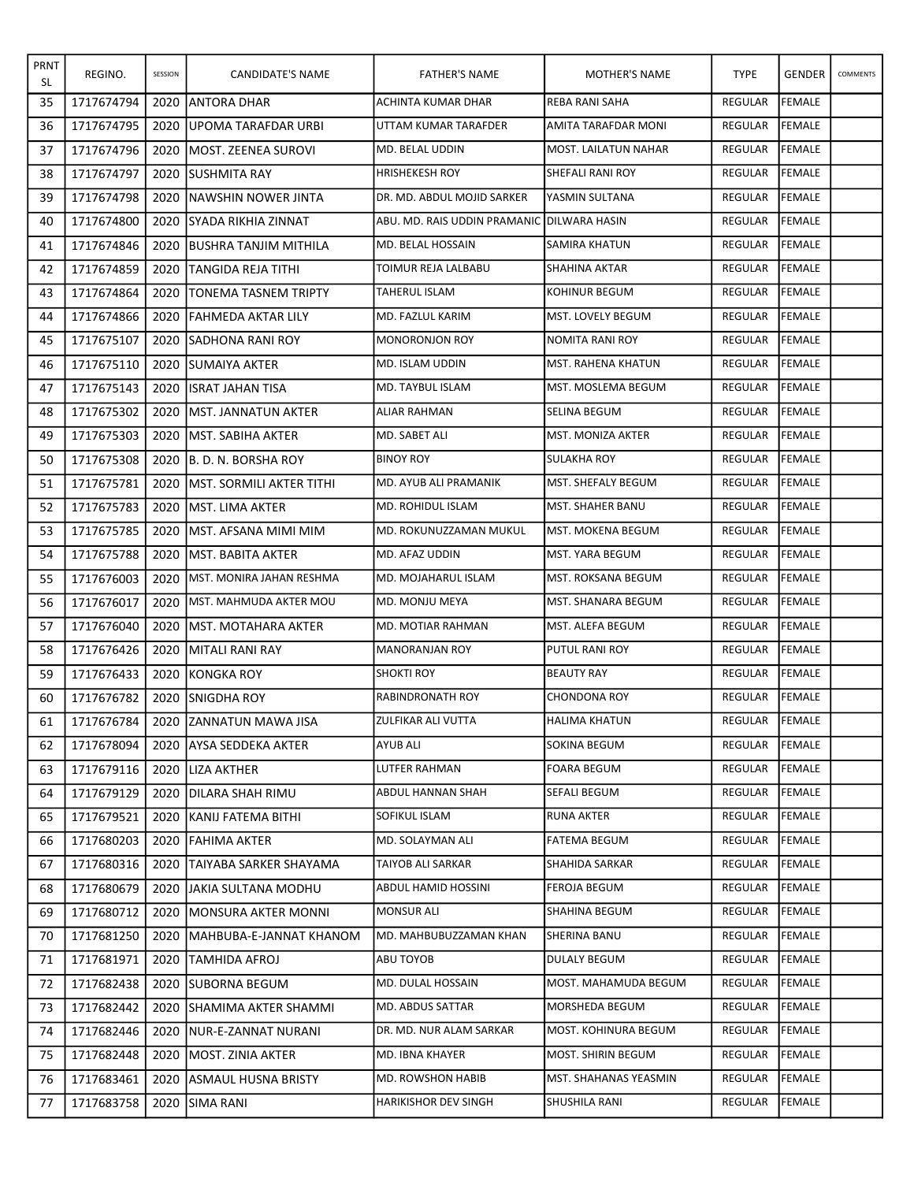| PRNT SL | REGINO. | SESSION | CANDIDATE'S NAME | FATHER'S NAME | MOTHER'S NAME | TYPE | GENDER | COMMENTS |
|---|---|---|---|---|---|---|---|---|
| 35 | 1717674794 | 2020 | ANTORA DHAR | ACHINTA KUMAR DHAR | REBA RANI SAHA | REGULAR | FEMALE | |
| 36 | 1717674795 | 2020 | UPOMA TARAFDAR URBI | UTTAM KUMAR TARAFDER | AMITA TARAFDAR MONI | REGULAR | FEMALE | |
| 37 | 1717674796 | 2020 | MOST. ZEENEA SUROVI | MD. BELAL UDDIN | MOST. LAILATUN NAHAR | REGULAR | FEMALE | |
| 38 | 1717674797 | 2020 | SUSHMITA RAY | HRISHEKESH ROY | SHEFALI RANI ROY | REGULAR | FEMALE | |
| 39 | 1717674798 | 2020 | NAWSHIN NOWER JINTA | DR. MD. ABDUL MOJID SARKER | YASMIN SULTANA | REGULAR | FEMALE | |
| 40 | 1717674800 | 2020 | SYADA RIKHIA ZINNAT | ABU. MD. RAIS UDDIN PRAMANIC | DILWARA HASIN | REGULAR | FEMALE | |
| 41 | 1717674846 | 2020 | BUSHRA TANJIM MITHILA | MD. BELAL HOSSAIN | SAMIRA KHATUN | REGULAR | FEMALE | |
| 42 | 1717674859 | 2020 | TANGIDA REJA TITHI | TOIMUR REJA LALBABU | SHAHINA AKTAR | REGULAR | FEMALE | |
| 43 | 1717674864 | 2020 | TONEMA TASNEM TRIPTY | TAHERUL ISLAM | KOHINUR BEGUM | REGULAR | FEMALE | |
| 44 | 1717674866 | 2020 | FAHMEDA AKTAR LILY | MD. FAZLUL KARIM | MST. LOVELY BEGUM | REGULAR | FEMALE | |
| 45 | 1717675107 | 2020 | SADHONA RANI ROY | MONORONJON ROY | NOMITA RANI ROY | REGULAR | FEMALE | |
| 46 | 1717675110 | 2020 | SUMAIYA AKTER | MD. ISLAM UDDIN | MST. RAHENA KHATUN | REGULAR | FEMALE | |
| 47 | 1717675143 | 2020 | ISRAT JAHAN TISA | MD. TAYBUL ISLAM | MST. MOSLEMA BEGUM | REGULAR | FEMALE | |
| 48 | 1717675302 | 2020 | MST. JANNATUN AKTER | ALIAR RAHMAN | SELINA BEGUM | REGULAR | FEMALE | |
| 49 | 1717675303 | 2020 | MST. SABIHA AKTER | MD. SABET ALI | MST. MONIZA AKTER | REGULAR | FEMALE | |
| 50 | 1717675308 | 2020 | B. D. N. BORSHA ROY | BINOY ROY | SULAKHA ROY | REGULAR | FEMALE | |
| 51 | 1717675781 | 2020 | MST. SORMILI AKTER TITHI | MD. AYUB ALI PRAMANIK | MST. SHEFALY BEGUM | REGULAR | FEMALE | |
| 52 | 1717675783 | 2020 | MST. LIMA AKTER | MD. ROHIDUL ISLAM | MST. SHAHER BANU | REGULAR | FEMALE | |
| 53 | 1717675785 | 2020 | MST. AFSANA MIMI MIM | MD. ROKUNUZZAMAN MUKUL | MST. MOKENA BEGUM | REGULAR | FEMALE | |
| 54 | 1717675788 | 2020 | MST. BABITA AKTER | MD. AFAZ UDDIN | MST. YARA BEGUM | REGULAR | FEMALE | |
| 55 | 1717676003 | 2020 | MST. MONIRA JAHAN RESHMA | MD. MOJAHARUL ISLAM | MST. ROKSANA BEGUM | REGULAR | FEMALE | |
| 56 | 1717676017 | 2020 | MST. MAHMUDA AKTER MOU | MD. MONJU MEYA | MST. SHANARA BEGUM | REGULAR | FEMALE | |
| 57 | 1717676040 | 2020 | MST. MOTAHARA AKTER | MD. MOTIAR RAHMAN | MST. ALEFA BEGUM | REGULAR | FEMALE | |
| 58 | 1717676426 | 2020 | MITALI RANI RAY | MANORANJAN ROY | PUTUL RANI ROY | REGULAR | FEMALE | |
| 59 | 1717676433 | 2020 | KONGKA ROY | SHOKTI ROY | BEAUTY RAY | REGULAR | FEMALE | |
| 60 | 1717676782 | 2020 | SNIGDHA ROY | RABINDRONATH ROY | CHONDONA ROY | REGULAR | FEMALE | |
| 61 | 1717676784 | 2020 | ZANNATUN MAWA JISA | ZULFIKAR ALI VUTTA | HALIMA KHATUN | REGULAR | FEMALE | |
| 62 | 1717678094 | 2020 | AYSA SEDDEKA AKTER | AYUB ALI | SOKINA BEGUM | REGULAR | FEMALE | |
| 63 | 1717679116 | 2020 | LIZA AKTHER | LUTFER RAHMAN | FOARA BEGUM | REGULAR | FEMALE | |
| 64 | 1717679129 | 2020 | DILARA SHAH RIMU | ABDUL HANNAN SHAH | SEFALI BEGUM | REGULAR | FEMALE | |
| 65 | 1717679521 | 2020 | KANIJ FATEMA BITHI | SOFIKUL ISLAM | RUNA AKTER | REGULAR | FEMALE | |
| 66 | 1717680203 | 2020 | FAHIMA AKTER | MD. SOLAYMAN ALI | FATEMA BEGUM | REGULAR | FEMALE | |
| 67 | 1717680316 | 2020 | TAIYABA SARKER SHAYAMA | TAIYOB ALI SARKAR | SHAHIDA SARKAR | REGULAR | FEMALE | |
| 68 | 1717680679 | 2020 | JAKIA SULTANA MODHU | ABDUL HAMID HOSSINI | FEROJA BEGUM | REGULAR | FEMALE | |
| 69 | 1717680712 | 2020 | MONSURA AKTER MONNI | MONSUR ALI | SHAHINA BEGUM | REGULAR | FEMALE | |
| 70 | 1717681250 | 2020 | MAHBUBA-E-JANNAT KHANOM | MD. MAHBUBUZZAMAN KHAN | SHERINA BANU | REGULAR | FEMALE | |
| 71 | 1717681971 | 2020 | TAMHIDA AFROJ | ABU TOYOB | DULALY BEGUM | REGULAR | FEMALE | |
| 72 | 1717682438 | 2020 | SUBORNA BEGUM | MD. DULAL HOSSAIN | MOST. MAHAMUDA BEGUM | REGULAR | FEMALE | |
| 73 | 1717682442 | 2020 | SHAMIMA AKTER SHAMMI | MD. ABDUS SATTAR | MORSHEDA BEGUM | REGULAR | FEMALE | |
| 74 | 1717682446 | 2020 | NUR-E-ZANNAT NURANI | DR. MD. NUR ALAM SARKAR | MOST. KOHINURA BEGUM | REGULAR | FEMALE | |
| 75 | 1717682448 | 2020 | MOST. ZINIA AKTER | MD. IBNA KHAYER | MOST. SHIRIN BEGUM | REGULAR | FEMALE | |
| 76 | 1717683461 | 2020 | ASMAUL HUSNA BRISTY | MD. ROWSHON HABIB | MST. SHAHANAS YEASMIN | REGULAR | FEMALE | |
| 77 | 1717683758 | 2020 | SIMA RANI | HARIKISHOR DEV SINGH | SHUSHILA RANI | REGULAR | FEMALE | |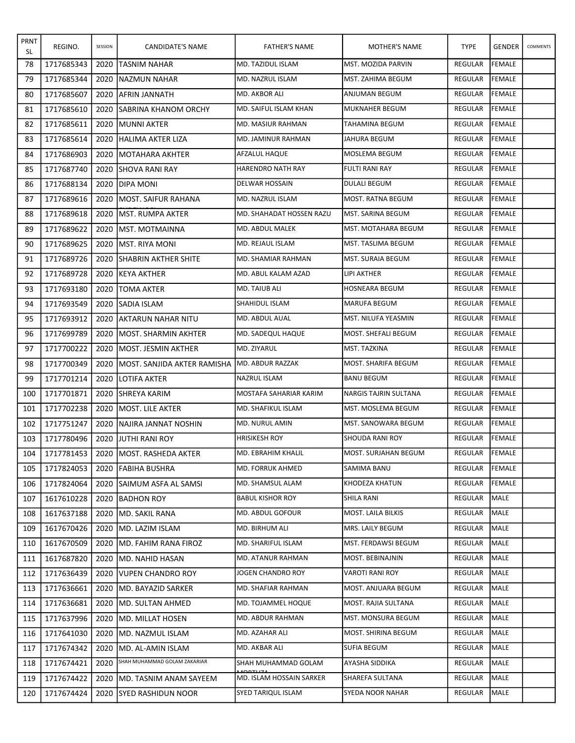| PRNT SL | REGINO. | SESSION | CANDIDATE'S NAME | FATHER'S NAME | MOTHER'S NAME | TYPE | GENDER | COMMENTS |
|---|---|---|---|---|---|---|---|---|
| 78 | 1717685343 | 2020 | TASNIM NAHAR | MD. TAZIDUL ISLAM | MST. MOZIDA PARVIN | REGULAR | FEMALE | |
| 79 | 1717685344 | 2020 | NAZMUN NAHAR | MD. NAZRUL ISLAM | MST. ZAHIMA BEGUM | REGULAR | FEMALE | |
| 80 | 1717685607 | 2020 | AFRIN JANNATH | MD. AKBOR ALI | ANJUMAN BEGUM | REGULAR | FEMALE | |
| 81 | 1717685610 | 2020 | SABRINA KHANOM ORCHY | MD. SAIFUL ISLAM KHAN | MUKNAHER BEGUM | REGULAR | FEMALE | |
| 82 | 1717685611 | 2020 | MUNNI AKTER | MD. MASIUR RAHMAN | TAHAMINA BEGUM | REGULAR | FEMALE | |
| 83 | 1717685614 | 2020 | HALIMA AKTER LIZA | MD. JAMINUR RAHMAN | JAHURA BEGUM | REGULAR | FEMALE | |
| 84 | 1717686903 | 2020 | MOTAHARA AKHTER | AFZALUL HAQUE | MOSLEMA BEGUM | REGULAR | FEMALE | |
| 85 | 1717687740 | 2020 | SHOVA RANI RAY | HARENDRO NATH RAY | FULTI RANI RAY | REGULAR | FEMALE | |
| 86 | 1717688134 | 2020 | DIPA MONI | DELWAR HOSSAIN | DULALI BEGUM | REGULAR | FEMALE | |
| 87 | 1717689616 | 2020 | MOST. SAIFUR RAHANA | MD. NAZRUL ISLAM | MOST. RATNA BEGUM | REGULAR | FEMALE | |
| 88 | 1717689618 | 2020 | MST. RUMPA AKTER | MD. SHAHADAT HOSSEN RAZU | MST. SARINA BEGUM | REGULAR | FEMALE | |
| 89 | 1717689622 | 2020 | MST. MOTMAINNA | MD. ABDUL MALEK | MST. MOTAHARA BEGUM | REGULAR | FEMALE | |
| 90 | 1717689625 | 2020 | MST. RIYA MONI | MD. REJAUL ISLAM | MST. TASLIMA BEGUM | REGULAR | FEMALE | |
| 91 | 1717689726 | 2020 | SHABRIN AKTHER SHITE | MD. SHAMIAR RAHMAN | MST. SURAIA BEGUM | REGULAR | FEMALE | |
| 92 | 1717689728 | 2020 | KEYA AKTHER | MD. ABUL KALAM AZAD | LIPI AKTHER | REGULAR | FEMALE | |
| 93 | 1717693180 | 2020 | TOMA AKTER | MD. TAIUB ALI | HOSNEARA BEGUM | REGULAR | FEMALE | |
| 94 | 1717693549 | 2020 | SADIA ISLAM | SHAHIDUL ISLAM | MARUFA BEGUM | REGULAR | FEMALE | |
| 95 | 1717693912 | 2020 | AKTARUN NAHAR NITU | MD. ABDUL AUAL | MST. NILUFA YEASMIN | REGULAR | FEMALE | |
| 96 | 1717699789 | 2020 | MOST. SHARMIN AKHTER | MD. SADEQUL HAQUE | MOST. SHEFALI BEGUM | REGULAR | FEMALE | |
| 97 | 1717700222 | 2020 | MOST. JESMIN AKTHER | MD. ZIYARUL | MST. TAZKINA | REGULAR | FEMALE | |
| 98 | 1717700349 | 2020 | MOST. SANJIDA AKTER RAMISHA | MD. ABDUR RAZZAK | MOST. SHARIFA BEGUM | REGULAR | FEMALE | |
| 99 | 1717701214 | 2020 | LOTIFA AKTER | NAZRUL ISLAM | BANU BEGUM | REGULAR | FEMALE | |
| 100 | 1717701871 | 2020 | SHREYA KARIM | MOSTAFA SAHARIAR KARIM | NARGIS TAJRIN SULTANA | REGULAR | FEMALE | |
| 101 | 1717702238 | 2020 | MOST. LILE AKTER | MD. SHAFIKUL ISLAM | MST. MOSLEMA BEGUM | REGULAR | FEMALE | |
| 102 | 1717751247 | 2020 | NAJIRA JANNAT NOSHIN | MD. NURUL AMIN | MST. SANOWARA BEGUM | REGULAR | FEMALE | |
| 103 | 1717780496 | 2020 | JUTHI RANI ROY | HRISIKESH ROY | SHOUDA RANI ROY | REGULAR | FEMALE | |
| 104 | 1717781453 | 2020 | MOST. RASHEDA AKTER | MD. EBRAHIM KHALIL | MOST. SURJAHAN BEGUM | REGULAR | FEMALE | |
| 105 | 1717824053 | 2020 | FABIHA BUSHRA | MD. FORRUK AHMED | SAMIMA BANU | REGULAR | FEMALE | |
| 106 | 1717824064 | 2020 | SAIMUM ASFA AL SAMSI | MD. SHAMSUL ALAM | KHODEZA KHATUN | REGULAR | FEMALE | |
| 107 | 1617610228 | 2020 | BADHON ROY | BABUL KISHOR ROY | SHILA RANI | REGULAR | MALE | |
| 108 | 1617637188 | 2020 | MD. SAKIL RANA | MD. ABDUL GOFOUR | MOST. LAILA BILKIS | REGULAR | MALE | |
| 109 | 1617670426 | 2020 | MD. LAZIM ISLAM | MD. BIRHUM ALI | MRS. LAILY BEGUM | REGULAR | MALE | |
| 110 | 1617670509 | 2020 | MD. FAHIM RANA FIROZ | MD. SHARIFUL ISLAM | MST. FERDAWSI BEGUM | REGULAR | MALE | |
| 111 | 1617687820 | 2020 | MD. NAHID HASAN | MD. ATANUR RAHMAN | MOST. BEBINAJNIN | REGULAR | MALE | |
| 112 | 1717636439 | 2020 | VUPEN CHANDRO ROY | JOGEN CHANDRO ROY | VAROTI RANI ROY | REGULAR | MALE | |
| 113 | 1717636661 | 2020 | MD. BAYAZID SARKER | MD. SHAFIAR RAHMAN | MOST. ANJUARA BEGUM | REGULAR | MALE | |
| 114 | 1717636681 | 2020 | MD. SULTAN AHMED | MD. TOJAMMEL HOQUE | MOST. RAJIA SULTANA | REGULAR | MALE | |
| 115 | 1717637996 | 2020 | MD. MILLAT HOSEN | MD. ABDUR RAHMAN | MST. MONSURA BEGUM | REGULAR | MALE | |
| 116 | 1717641030 | 2020 | MD. NAZMUL ISLAM | MD. AZAHAR ALI | MOST. SHIRINA BEGUM | REGULAR | MALE | |
| 117 | 1717674342 | 2020 | MD. AL-AMIN ISLAM | MD. AKBAR ALI | SUFIA BEGUM | REGULAR | MALE | |
| 118 | 1717674421 | 2020 | SHAH MUHAMMAD GOLAM ZAKARIAR | SHAH MUHAMMAD GOLAM MORTUZA | AYASHA SIDDIKA | REGULAR | MALE | |
| 119 | 1717674422 | 2020 | MD. TASNIM ANAM SAYEEM | MD. ISLAM HOSSAIN SARKER | SHAREFA SULTANA | REGULAR | MALE | |
| 120 | 1717674424 | 2020 | SYED RASHIDUN NOOR | SYED TARIQUL ISLAM | SYEDA NOOR NAHAR | REGULAR | MALE | |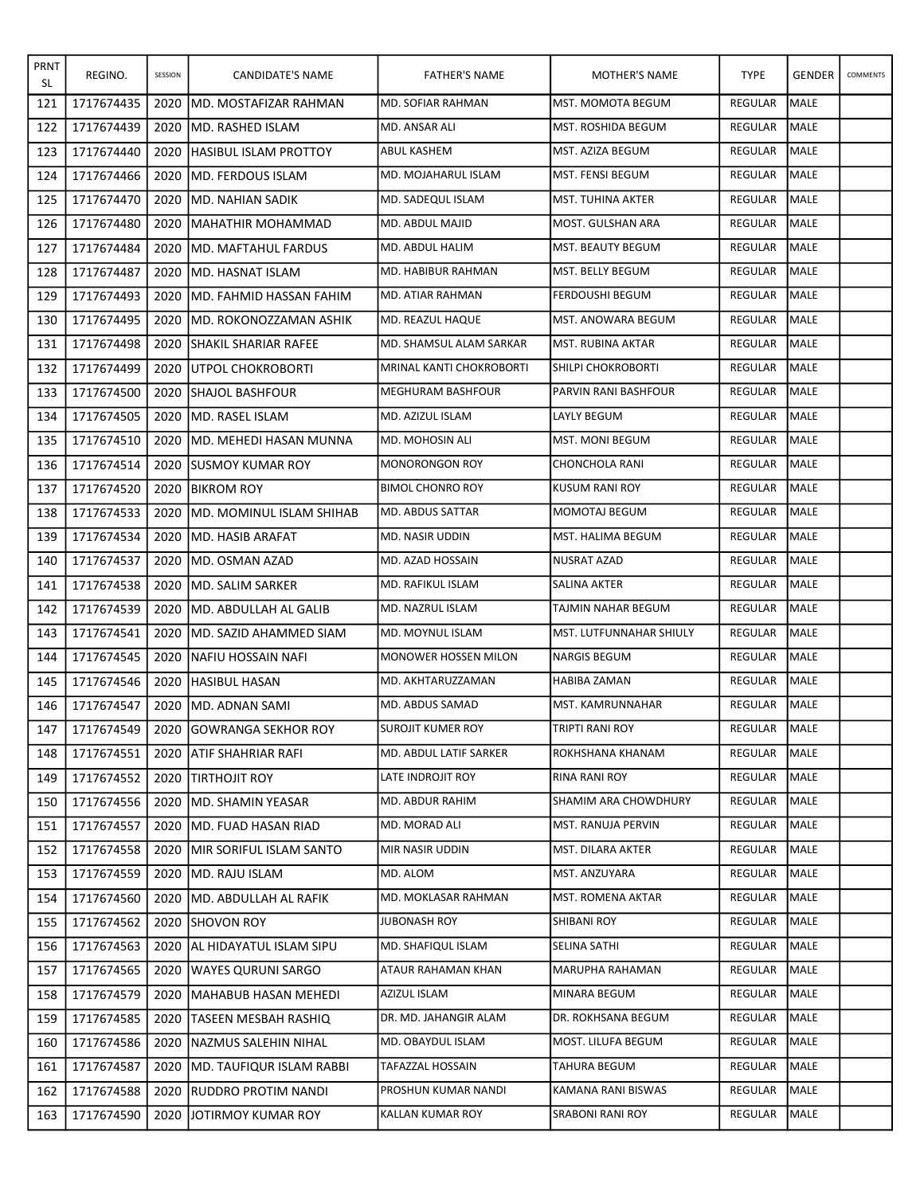| PRNT SL | REGINO. | SESSION | CANDIDATE'S NAME | FATHER'S NAME | MOTHER'S NAME | TYPE | GENDER | COMMENTS |
|---|---|---|---|---|---|---|---|---|
| 121 | 1717674435 | 2020 | MD. MOSTAFIZAR RAHMAN | MD. SOFIAR RAHMAN | MST. MOMOTA BEGUM | REGULAR | MALE | |
| 122 | 1717674439 | 2020 | MD. RASHED ISLAM | MD. ANSAR ALI | MST. ROSHIDA BEGUM | REGULAR | MALE | |
| 123 | 1717674440 | 2020 | HASIBUL ISLAM PROTTOY | ABUL KASHEM | MST. AZIZA BEGUM | REGULAR | MALE | |
| 124 | 1717674466 | 2020 | MD. FERDOUS ISLAM | MD. MOJAHARUL ISLAM | MST. FENSI BEGUM | REGULAR | MALE | |
| 125 | 1717674470 | 2020 | MD. NAHIAN SADIK | MD. SADEQUL ISLAM | MST. TUHINA AKTER | REGULAR | MALE | |
| 126 | 1717674480 | 2020 | MAHATHIR MOHAMMAD | MD. ABDUL MAJID | MOST. GULSHAN ARA | REGULAR | MALE | |
| 127 | 1717674484 | 2020 | MD. MAFTAHUL FARDUS | MD. ABDUL HALIM | MST. BEAUTY BEGUM | REGULAR | MALE | |
| 128 | 1717674487 | 2020 | MD. HASNAT ISLAM | MD. HABIBUR RAHMAN | MST. BELLY BEGUM | REGULAR | MALE | |
| 129 | 1717674493 | 2020 | MD. FAHMID HASSAN FAHIM | MD. ATIAR RAHMAN | FERDOUSHI BEGUM | REGULAR | MALE | |
| 130 | 1717674495 | 2020 | MD. ROKONOZZAMAN ASHIK | MD. REAZUL HAQUE | MST. ANOWARA BEGUM | REGULAR | MALE | |
| 131 | 1717674498 | 2020 | SHAKIL SHARIAR RAFEE | MD. SHAMSUL ALAM SARKAR | MST. RUBINA AKTAR | REGULAR | MALE | |
| 132 | 1717674499 | 2020 | UTPOL CHOKROBORTI | MRINAL KANTI CHOKROBORTI | SHILPI CHOKROBORTI | REGULAR | MALE | |
| 133 | 1717674500 | 2020 | SHAJOL BASHFOUR | MEGHURAM BASHFOUR | PARVIN RANI BASHFOUR | REGULAR | MALE | |
| 134 | 1717674505 | 2020 | MD. RASEL ISLAM | MD. AZIZUL ISLAM | LAYLY BEGUM | REGULAR | MALE | |
| 135 | 1717674510 | 2020 | MD. MEHEDI HASAN MUNNA | MD. MOHOSIN ALI | MST. MONI BEGUM | REGULAR | MALE | |
| 136 | 1717674514 | 2020 | SUSMOY KUMAR ROY | MONORONGON ROY | CHONCHOLA RANI | REGULAR | MALE | |
| 137 | 1717674520 | 2020 | BIKROM ROY | BIMOL CHONRO ROY | KUSUM RANI ROY | REGULAR | MALE | |
| 138 | 1717674533 | 2020 | MD. MOMINUL ISLAM SHIHAB | MD. ABDUS SATTAR | MOMOTAJ BEGUM | REGULAR | MALE | |
| 139 | 1717674534 | 2020 | MD. HASIB ARAFAT | MD. NASIR UDDIN | MST. HALIMA BEGUM | REGULAR | MALE | |
| 140 | 1717674537 | 2020 | MD. OSMAN AZAD | MD. AZAD HOSSAIN | NUSRAT AZAD | REGULAR | MALE | |
| 141 | 1717674538 | 2020 | MD. SALIM SARKER | MD. RAFIKUL ISLAM | SALINA AKTER | REGULAR | MALE | |
| 142 | 1717674539 | 2020 | MD. ABDULLAH AL GALIB | MD. NAZRUL ISLAM | TAJMIN NAHAR BEGUM | REGULAR | MALE | |
| 143 | 1717674541 | 2020 | MD. SAZID AHAMMED SIAM | MD. MOYNUL ISLAM | MST. LUTFUNNAHAR SHIULY | REGULAR | MALE | |
| 144 | 1717674545 | 2020 | NAFIU HOSSAIN NAFI | MONOWER HOSSEN MILON | NARGIS BEGUM | REGULAR | MALE | |
| 145 | 1717674546 | 2020 | HASIBUL HASAN | MD. AKHTARUZZAMAN | HABIBA ZAMAN | REGULAR | MALE | |
| 146 | 1717674547 | 2020 | MD. ADNAN SAMI | MD. ABDUS SAMAD | MST. KAMRUNNAHAR | REGULAR | MALE | |
| 147 | 1717674549 | 2020 | GOWRANGA SEKHOR ROY | SUROJIT KUMER ROY | TRIPTI RANI ROY | REGULAR | MALE | |
| 148 | 1717674551 | 2020 | ATIF SHAHRIAR RAFI | MD. ABDUL LATIF SARKER | ROKHSHANA KHANAM | REGULAR | MALE | |
| 149 | 1717674552 | 2020 | TIRTHOJIT ROY | LATE INDROJIT ROY | RINA RANI ROY | REGULAR | MALE | |
| 150 | 1717674556 | 2020 | MD. SHAMIN YEASAR | MD. ABDUR RAHIM | SHAMIM ARA CHOWDHURY | REGULAR | MALE | |
| 151 | 1717674557 | 2020 | MD. FUAD HASAN RIAD | MD. MORAD ALI | MST. RANUJA PERVIN | REGULAR | MALE | |
| 152 | 1717674558 | 2020 | MIR SORIFUL ISLAM SANTO | MIR NASIR UDDIN | MST. DILARA AKTER | REGULAR | MALE | |
| 153 | 1717674559 | 2020 | MD. RAJU ISLAM | MD. ALOM | MST. ANZUYARA | REGULAR | MALE | |
| 154 | 1717674560 | 2020 | MD. ABDULLAH AL RAFIK | MD. MOKLASAR RAHMAN | MST. ROMENA AKTAR | REGULAR | MALE | |
| 155 | 1717674562 | 2020 | SHOVON ROY | JUBONASH ROY | SHIBANI ROY | REGULAR | MALE | |
| 156 | 1717674563 | 2020 | AL HIDAYATUL ISLAM SIPU | MD. SHAFIQUL ISLAM | SELINA SATHI | REGULAR | MALE | |
| 157 | 1717674565 | 2020 | WAYES QURUNI SARGO | ATAUR RAHAMAN KHAN | MARUPHA RAHAMAN | REGULAR | MALE | |
| 158 | 1717674579 | 2020 | MAHABUB HASAN MEHEDI | AZIZUL ISLAM | MINARA BEGUM | REGULAR | MALE | |
| 159 | 1717674585 | 2020 | TASEEN MESBAH RASHIQ | DR. MD. JAHANGIR ALAM | DR. ROKHSANA BEGUM | REGULAR | MALE | |
| 160 | 1717674586 | 2020 | NAZMUS SALEHIN NIHAL | MD. OBAYDUL ISLAM | MOST. LILUFA BEGUM | REGULAR | MALE | |
| 161 | 1717674587 | 2020 | MD. TAUFIQUR ISLAM RABBI | TAFAZZAL HOSSAIN | TAHURA BEGUM | REGULAR | MALE | |
| 162 | 1717674588 | 2020 | RUDDRO PROTIM NANDI | PROSHUN KUMAR NANDI | KAMANA RANI BISWAS | REGULAR | MALE | |
| 163 | 1717674590 | 2020 | JOTIRMOY KUMAR ROY | KALLAN KUMAR ROY | SRABONI RANI ROY | REGULAR | MALE | |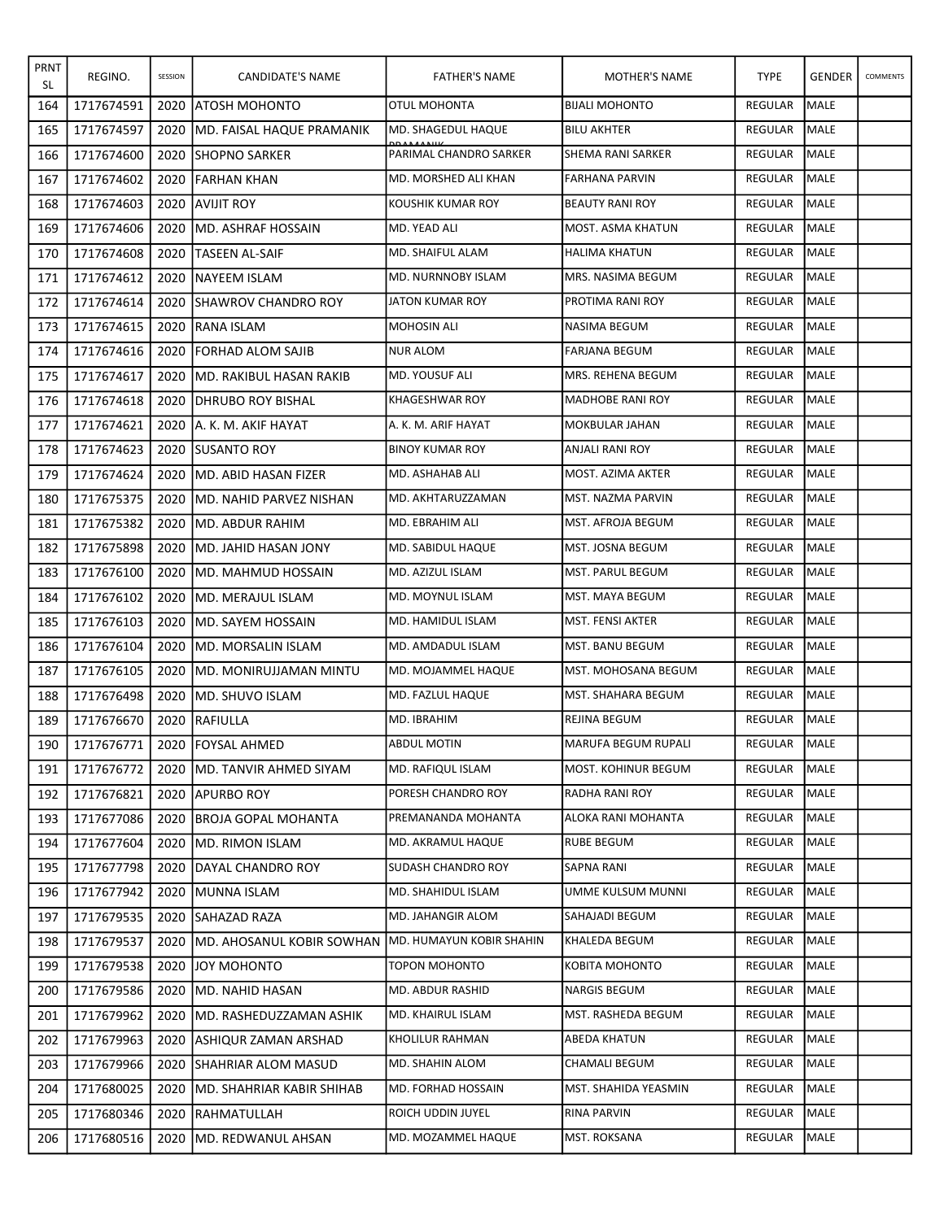| PRNT SL | REGINO. | SESSION | CANDIDATE'S NAME | FATHER'S NAME | MOTHER'S NAME | TYPE | GENDER | COMMENTS |
|---|---|---|---|---|---|---|---|---|
| 164 | 1717674591 | 2020 | ATOSH MOHONTO | OTUL MOHONTA | BIJALI MOHONTO | REGULAR | MALE | |
| 165 | 1717674597 | 2020 | MD. FAISAL HAQUE PRAMANIK | MD. SHAGEDUL HAQUE PRAMANIK | BILU AKHTER | REGULAR | MALE | |
| 166 | 1717674600 | 2020 | SHOPNO SARKER | PARIMAL CHANDRO SARKER | SHEMA RANI SARKER | REGULAR | MALE | |
| 167 | 1717674602 | 2020 | FARHAN KHAN | MD. MORSHED ALI KHAN | FARHANA PARVIN | REGULAR | MALE | |
| 168 | 1717674603 | 2020 | AVIJIT ROY | KOUSHIK KUMAR ROY | BEAUTY RANI ROY | REGULAR | MALE | |
| 169 | 1717674606 | 2020 | MD. ASHRAF HOSSAIN | MD. YEAD ALI | MOST. ASMA KHATUN | REGULAR | MALE | |
| 170 | 1717674608 | 2020 | TASEEN AL-SAIF | MD. SHAIFUL ALAM | HALIMA KHATUN | REGULAR | MALE | |
| 171 | 1717674612 | 2020 | NAYEEM ISLAM | MD. NURNNOBY ISLAM | MRS. NASIMA BEGUM | REGULAR | MALE | |
| 172 | 1717674614 | 2020 | SHAWROV CHANDRO ROY | JATON KUMAR ROY | PROTIMA RANI ROY | REGULAR | MALE | |
| 173 | 1717674615 | 2020 | RANA ISLAM | MOHOSIN ALI | NASIMA BEGUM | REGULAR | MALE | |
| 174 | 1717674616 | 2020 | FORHAD ALOM SAJIB | NUR ALOM | FARJANA BEGUM | REGULAR | MALE | |
| 175 | 1717674617 | 2020 | MD. RAKIBUL HASAN RAKIB | MD. YOUSUF ALI | MRS. REHENA BEGUM | REGULAR | MALE | |
| 176 | 1717674618 | 2020 | DHRUBO ROY BISHAL | KHAGESHWAR ROY | MADHOBE RANI ROY | REGULAR | MALE | |
| 177 | 1717674621 | 2020 | A. K. M. AKIF HAYAT | A. K. M. ARIF HAYAT | MOKBULAR JAHAN | REGULAR | MALE | |
| 178 | 1717674623 | 2020 | SUSANTO ROY | BINOY KUMAR ROY | ANJALI RANI ROY | REGULAR | MALE | |
| 179 | 1717674624 | 2020 | MD. ABID HASAN FIZER | MD. ASHAHAB ALI | MOST. AZIMA AKTER | REGULAR | MALE | |
| 180 | 1717675375 | 2020 | MD. NAHID PARVEZ NISHAN | MD. AKHTARUZZAMAN | MST. NAZMA PARVIN | REGULAR | MALE | |
| 181 | 1717675382 | 2020 | MD. ABDUR RAHIM | MD. EBRAHIM ALI | MST. AFROJA BEGUM | REGULAR | MALE | |
| 182 | 1717675898 | 2020 | MD. JAHID HASAN JONY | MD. SABIDUL HAQUE | MST. JOSNA BEGUM | REGULAR | MALE | |
| 183 | 1717676100 | 2020 | MD. MAHMUD HOSSAIN | MD. AZIZUL ISLAM | MST. PARUL BEGUM | REGULAR | MALE | |
| 184 | 1717676102 | 2020 | MD. MERAJUL ISLAM | MD. MOYNUL ISLAM | MST. MAYA BEGUM | REGULAR | MALE | |
| 185 | 1717676103 | 2020 | MD. SAYEM HOSSAIN | MD. HAMIDUL ISLAM | MST. FENSI AKTER | REGULAR | MALE | |
| 186 | 1717676104 | 2020 | MD. MORSALIN ISLAM | MD. AMDADUL ISLAM | MST. BANU BEGUM | REGULAR | MALE | |
| 187 | 1717676105 | 2020 | MD. MONIRUJJAMAN MINTU | MD. MOJAMMEL HAQUE | MST. MOHOSANA BEGUM | REGULAR | MALE | |
| 188 | 1717676498 | 2020 | MD. SHUVO ISLAM | MD. FAZLUL HAQUE | MST. SHAHARA BEGUM | REGULAR | MALE | |
| 189 | 1717676670 | 2020 | RAFIULLA | MD. IBRAHIM | REJINA BEGUM | REGULAR | MALE | |
| 190 | 1717676771 | 2020 | FOYSAL AHMED | ABDUL MOTIN | MARUFA BEGUM RUPALI | REGULAR | MALE | |
| 191 | 1717676772 | 2020 | MD. TANVIR AHMED SIYAM | MD. RAFIQUL ISLAM | MOST. KOHINUR BEGUM | REGULAR | MALE | |
| 192 | 1717676821 | 2020 | APURBO ROY | PORESH CHANDRO ROY | RADHA RANI ROY | REGULAR | MALE | |
| 193 | 1717677086 | 2020 | BROJA GOPAL MOHANTA | PREMANANDA MOHANTA | ALOKA RANI MOHANTA | REGULAR | MALE | |
| 194 | 1717677604 | 2020 | MD. RIMON ISLAM | MD. AKRAMUL HAQUE | RUBE BEGUM | REGULAR | MALE | |
| 195 | 1717677798 | 2020 | DAYAL CHANDRO ROY | SUDASH CHANDRO ROY | SAPNA RANI | REGULAR | MALE | |
| 196 | 1717677942 | 2020 | MUNNA ISLAM | MD. SHAHIDUL ISLAM | UMME KULSUM MUNNI | REGULAR | MALE | |
| 197 | 1717679535 | 2020 | SAHAZAD RAZA | MD. JAHANGIR ALOM | SAHAJADI BEGUM | REGULAR | MALE | |
| 198 | 1717679537 | 2020 | MD. AHOSANUL KOBIR SOWHAN | MD. HUMAYUN KOBIR SHAHIN | KHALEDA BEGUM | REGULAR | MALE | |
| 199 | 1717679538 | 2020 | JOY MOHONTO | TOPON MOHONTO | KOBITA MOHONTO | REGULAR | MALE | |
| 200 | 1717679586 | 2020 | MD. NAHID HASAN | MD. ABDUR RASHID | NARGIS BEGUM | REGULAR | MALE | |
| 201 | 1717679962 | 2020 | MD. RASHEDUZZAMAN ASHIK | MD. KHAIRUL ISLAM | MST. RASHEDA BEGUM | REGULAR | MALE | |
| 202 | 1717679963 | 2020 | ASHIQUR ZAMAN ARSHAD | KHOLILUR RAHMAN | ABEDA KHATUN | REGULAR | MALE | |
| 203 | 1717679966 | 2020 | SHAHRIAR ALOM MASUD | MD. SHAHIN ALOM | CHAMALI BEGUM | REGULAR | MALE | |
| 204 | 1717680025 | 2020 | MD. SHAHRIAR KABIR SHIHAB | MD. FORHAD HOSSAIN | MST. SHAHIDA YEASMIN | REGULAR | MALE | |
| 205 | 1717680346 | 2020 | RAHMATULLAH | ROICH UDDIN JUYEL | RINA PARVIN | REGULAR | MALE | |
| 206 | 1717680516 | 2020 | MD. REDWANUL AHSAN | MD. MOZAMMEL HAQUE | MST. ROKSANA | REGULAR | MALE | |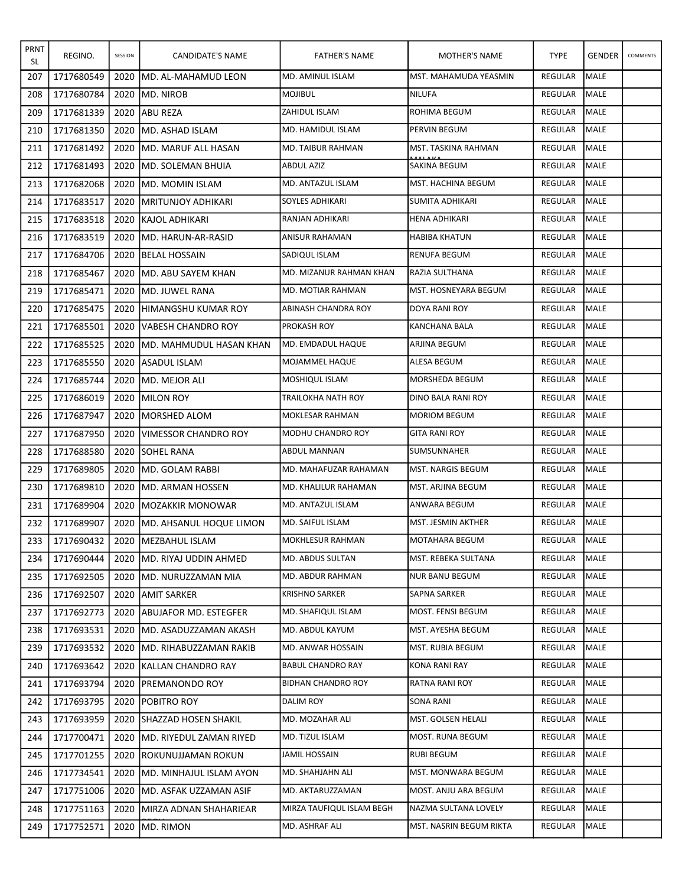| PRNT SL | REGINO. | SESSION | CANDIDATE'S NAME | FATHER'S NAME | MOTHER'S NAME | TYPE | GENDER | COMMENTS |
|---|---|---|---|---|---|---|---|---|
| 207 | 1717680549 | 2020 | MD. AL-MAHAMUD LEON | MD. AMINUL ISLAM | MST. MAHAMUDA YEASMIN | REGULAR | MALE | |
| 208 | 1717680784 | 2020 | MD. NIROB | MOJIBUL | NILUFA | REGULAR | MALE | |
| 209 | 1717681339 | 2020 | ABU REZA | ZAHIDUL ISLAM | ROHIMA BEGUM | REGULAR | MALE | |
| 210 | 1717681350 | 2020 | MD. ASHAD ISLAM | MD. HAMIDUL ISLAM | PERVIN BEGUM | REGULAR | MALE | |
| 211 | 1717681492 | 2020 | MD. MARUF ALL HASAN | MD. TAIBUR RAHMAN | MST. TASKINA RAHMAN | REGULAR | MALE | |
| 212 | 1717681493 | 2020 | MD. SOLEMAN BHUIA | ABDUL AZIZ | SAKINA BEGUM | REGULAR | MALE | |
| 213 | 1717682068 | 2020 | MD. MOMIN ISLAM | MD. ANTAZUL ISLAM | MST. HACHINA BEGUM | REGULAR | MALE | |
| 214 | 1717683517 | 2020 | MRITUNJOY ADHIKARI | SOYLES ADHIKARI | SUMITA ADHIKARI | REGULAR | MALE | |
| 215 | 1717683518 | 2020 | KAJOL ADHIKARI | RANJAN ADHIKARI | HENA ADHIKARI | REGULAR | MALE | |
| 216 | 1717683519 | 2020 | MD. HARUN-AR-RASID | ANISUR RAHAMAN | HABIBA KHATUN | REGULAR | MALE | |
| 217 | 1717684706 | 2020 | BELAL HOSSAIN | SADIQUL ISLAM | RENUFA BEGUM | REGULAR | MALE | |
| 218 | 1717685467 | 2020 | MD. ABU SAYEM KHAN | MD. MIZANUR RAHMAN KHAN | RAZIA SULTHANA | REGULAR | MALE | |
| 219 | 1717685471 | 2020 | MD. JUWEL RANA | MD. MOTIAR RAHMAN | MST. HOSNEYARA BEGUM | REGULAR | MALE | |
| 220 | 1717685475 | 2020 | HIMANGSHU KUMAR ROY | ABINASH CHANDRA ROY | DOYA RANI ROY | REGULAR | MALE | |
| 221 | 1717685501 | 2020 | VABESH CHANDRO ROY | PROKASH ROY | KANCHANA BALA | REGULAR | MALE | |
| 222 | 1717685525 | 2020 | MD. MAHMUDUL HASAN KHAN | MD. EMDADUL HAQUE | ARJINA BEGUM | REGULAR | MALE | |
| 223 | 1717685550 | 2020 | ASADUL ISLAM | MOJAMMEL HAQUE | ALESA BEGUM | REGULAR | MALE | |
| 224 | 1717685744 | 2020 | MD. MEJOR ALI | MOSHIQUL ISLAM | MORSHEDA BEGUM | REGULAR | MALE | |
| 225 | 1717686019 | 2020 | MILON ROY | TRAILOKHA NATH ROY | DINO BALA RANI ROY | REGULAR | MALE | |
| 226 | 1717687947 | 2020 | MORSHED ALOM | MOKLESAR RAHMAN | MORIOM BEGUM | REGULAR | MALE | |
| 227 | 1717687950 | 2020 | VIMESSOR CHANDRO ROY | MODHU CHANDRO ROY | GITA RANI ROY | REGULAR | MALE | |
| 228 | 1717688580 | 2020 | SOHEL RANA | ABDUL MANNAN | SUMSUNNAHER | REGULAR | MALE | |
| 229 | 1717689805 | 2020 | MD. GOLAM RABBI | MD. MAHAFUZAR RAHAMAN | MST. NARGIS BEGUM | REGULAR | MALE | |
| 230 | 1717689810 | 2020 | MD. ARMAN HOSSEN | MD. KHALILUR RAHAMAN | MST. ARJINA BEGUM | REGULAR | MALE | |
| 231 | 1717689904 | 2020 | MOZAKKIR MONOWAR | MD. ANTAZUL ISLAM | ANWARA BEGUM | REGULAR | MALE | |
| 232 | 1717689907 | 2020 | MD. AHSANUL HOQUE LIMON | MD. SAIFUL ISLAM | MST. JESMIN AKTHER | REGULAR | MALE | |
| 233 | 1717690432 | 2020 | MEZBAHUL ISLAM | MOKHLESUR RAHMAN | MOTAHARA BEGUM | REGULAR | MALE | |
| 234 | 1717690444 | 2020 | MD. RIYAJ UDDIN AHMED | MD. ABDUS SULTAN | MST. REBEKA SULTANA | REGULAR | MALE | |
| 235 | 1717692505 | 2020 | MD. NURUZZAMAN MIA | MD. ABDUR RAHMAN | NUR BANU BEGUM | REGULAR | MALE | |
| 236 | 1717692507 | 2020 | AMIT SARKER | KRISHNO SARKER | SAPNA SARKER | REGULAR | MALE | |
| 237 | 1717692773 | 2020 | ABUJAFOR MD. ESTEGFER | MD. SHAFIQUL ISLAM | MOST. FENSI BEGUM | REGULAR | MALE | |
| 238 | 1717693531 | 2020 | MD. ASADUZZAMAN AKASH | MD. ABDUL KAYUM | MST. AYESHA BEGUM | REGULAR | MALE | |
| 239 | 1717693532 | 2020 | MD. RIHABUZZAMAN RAKIB | MD. ANWAR HOSSAIN | MST. RUBIA BEGUM | REGULAR | MALE | |
| 240 | 1717693642 | 2020 | KALLAN CHANDRO RAY | BABUL CHANDRO RAY | KONA RANI RAY | REGULAR | MALE | |
| 241 | 1717693794 | 2020 | PREMANONDO ROY | BIDHAN CHANDRO ROY | RATNA RANI ROY | REGULAR | MALE | |
| 242 | 1717693795 | 2020 | POBITRO ROY | DALIM ROY | SONA RANI | REGULAR | MALE | |
| 243 | 1717693959 | 2020 | SHAZZAD HOSEN SHAKIL | MD. MOZAHAR ALI | MST. GOLSEN HELALI | REGULAR | MALE | |
| 244 | 1717700471 | 2020 | MD. RIYEDUL ZAMAN RIYED | MD. TIZUL ISLAM | MOST. RUNA BEGUM | REGULAR | MALE | |
| 245 | 1717701255 | 2020 | ROKUNUJJAMAN ROKUN | JAMIL HOSSAIN | RUBI BEGUM | REGULAR | MALE | |
| 246 | 1717734541 | 2020 | MD. MINHAJUL ISLAM AYON | MD. SHAHJAHN ALI | MST. MONWARA BEGUM | REGULAR | MALE | |
| 247 | 1717751006 | 2020 | MD. ASFAK UZZAMAN ASIF | MD. AKTARUZZAMAN | MOST. ANJU ARA BEGUM | REGULAR | MALE | |
| 248 | 1717751163 | 2020 | MIRZA ADNAN SHAHARIEAR | MIRZA TAUFIQUL ISLAM BEGH | NAZMA SULTANA LOVELY | REGULAR | MALE | |
| 249 | 1717752571 | 2020 | MD. RIMON | MD. ASHRAF ALI | MST. NASRIN BEGUM RIKTA | REGULAR | MALE | |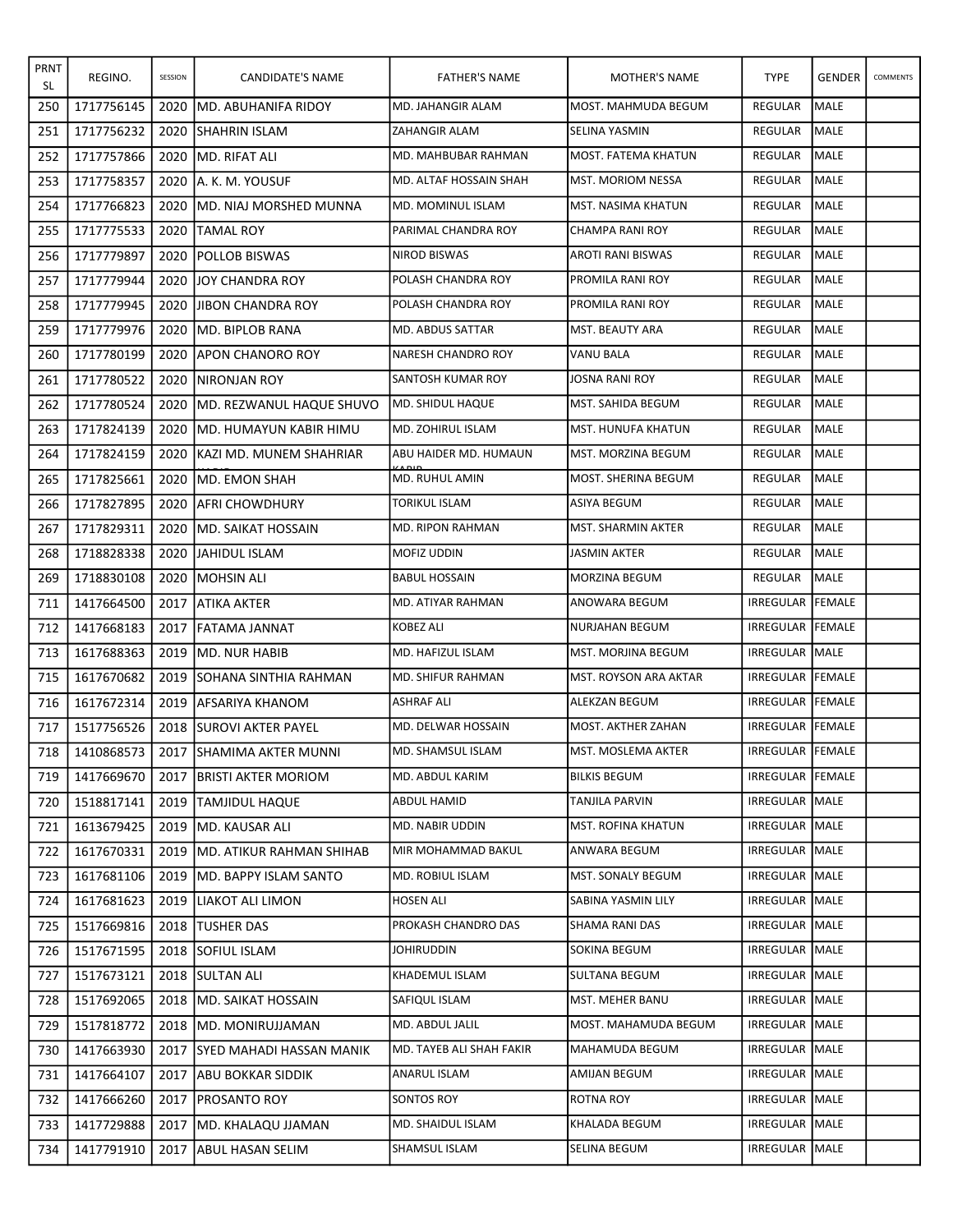| PRNT SL | REGINO. | SESSION | CANDIDATE'S NAME | FATHER'S NAME | MOTHER'S NAME | TYPE | GENDER | COMMENTS |
|---|---|---|---|---|---|---|---|---|
| 250 | 1717756145 | 2020 | MD. ABUHANIFA RIDOY | MD. JAHANGIR ALAM | MOST. MAHMUDA BEGUM | REGULAR | MALE | |
| 251 | 1717756232 | 2020 | SHAHRIN ISLAM | ZAHANGIR ALAM | SELINA YASMIN | REGULAR | MALE | |
| 252 | 1717757866 | 2020 | MD. RIFAT ALI | MD. MAHBUBAR RAHMAN | MOST. FATEMA KHATUN | REGULAR | MALE | |
| 253 | 1717758357 | 2020 | A. K. M. YOUSUF | MD. ALTAF HOSSAIN SHAH | MST. MORIOM NESSA | REGULAR | MALE | |
| 254 | 1717766823 | 2020 | MD. NIAJ MORSHED MUNNA | MD. MOMINUL ISLAM | MST. NASIMA KHATUN | REGULAR | MALE | |
| 255 | 1717775533 | 2020 | TAMAL ROY | PARIMAL CHANDRA ROY | CHAMPA RANI ROY | REGULAR | MALE | |
| 256 | 1717779897 | 2020 | POLLOB BISWAS | NIROD BISWAS | AROTI RANI BISWAS | REGULAR | MALE | |
| 257 | 1717779944 | 2020 | JOY CHANDRA ROY | POLASH CHANDRA ROY | PROMILA RANI ROY | REGULAR | MALE | |
| 258 | 1717779945 | 2020 | JIBON CHANDRA ROY | POLASH CHANDRA ROY | PROMILA RANI ROY | REGULAR | MALE | |
| 259 | 1717779976 | 2020 | MD. BIPLOB RANA | MD. ABDUS SATTAR | MST. BEAUTY ARA | REGULAR | MALE | |
| 260 | 1717780199 | 2020 | APON CHANORO ROY | NARESH CHANDRO ROY | VANU BALA | REGULAR | MALE | |
| 261 | 1717780522 | 2020 | NIRONJAN ROY | SANTOSH KUMAR ROY | JOSNA RANI ROY | REGULAR | MALE | |
| 262 | 1717780524 | 2020 | MD. REZWANUL HAQUE SHUVO | MD. SHIDUL HAQUE | MST. SAHIDA BEGUM | REGULAR | MALE | |
| 263 | 1717824139 | 2020 | MD. HUMAYUN KABIR HIMU | MD. ZOHIRUL ISLAM | MST. HUNUFA KHATUN | REGULAR | MALE | |
| 264 | 1717824159 | 2020 | KAZI MD. MUNEM SHAHRIAR | ABU HAIDER MD. HUMAUN KABIR | MST. MORZINA BEGUM | REGULAR | MALE | |
| 265 | 1717825661 | 2020 | MD. EMON SHAH | MD. RUHUL AMIN | MOST. SHERINA BEGUM | REGULAR | MALE | |
| 266 | 1717827895 | 2020 | AFRI CHOWDHURY | TORIKUL ISLAM | ASIYA BEGUM | REGULAR | MALE | |
| 267 | 1717829311 | 2020 | MD. SAIKAT HOSSAIN | MD. RIPON RAHMAN | MST. SHARMIN AKTER | REGULAR | MALE | |
| 268 | 1718828338 | 2020 | JAHIDUL ISLAM | MOFIZ UDDIN | JASMIN AKTER | REGULAR | MALE | |
| 269 | 1718830108 | 2020 | MOHSIN ALI | BABUL HOSSAIN | MORZINA BEGUM | REGULAR | MALE | |
| 711 | 1417664500 | 2017 | ATIKA AKTER | MD. ATIYAR RAHMAN | ANOWARA BEGUM | IRREGULAR | FEMALE | |
| 712 | 1417668183 | 2017 | FATAMA JANNAT | KOBEZ ALI | NURJAHAN BEGUM | IRREGULAR | FEMALE | |
| 713 | 1617688363 | 2019 | MD. NUR HABIB | MD. HAFIZUL ISLAM | MST. MORJINA BEGUM | IRREGULAR | MALE | |
| 715 | 1617670682 | 2019 | SOHANA SINTHIA RAHMAN | MD. SHIFUR RAHMAN | MST. ROYSON ARA AKTAR | IRREGULAR | FEMALE | |
| 716 | 1617672314 | 2019 | AFSARIYA KHANOM | ASHRAF ALI | ALEKZAN BEGUM | IRREGULAR | FEMALE | |
| 717 | 1517756526 | 2018 | SUROVI AKTER PAYEL | MD. DELWAR HOSSAIN | MOST. AKTHER ZAHAN | IRREGULAR | FEMALE | |
| 718 | 1410868573 | 2017 | SHAMIMA AKTER MUNNI | MD. SHAMSUL ISLAM | MST. MOSLEMA AKTER | IRREGULAR | FEMALE | |
| 719 | 1417669670 | 2017 | BRISTI AKTER MORIOM | MD. ABDUL KARIM | BILKIS BEGUM | IRREGULAR | FEMALE | |
| 720 | 1518817141 | 2019 | TAMJIDUL HAQUE | ABDUL HAMID | TANJILA PARVIN | IRREGULAR | MALE | |
| 721 | 1613679425 | 2019 | MD. KAUSAR ALI | MD. NABIR UDDIN | MST. ROFINA KHATUN | IRREGULAR | MALE | |
| 722 | 1617670331 | 2019 | MD. ATIKUR RAHMAN SHIHAB | MIR MOHAMMAD BAKUL | ANWARA BEGUM | IRREGULAR | MALE | |
| 723 | 1617681106 | 2019 | MD. BAPPY ISLAM SANTO | MD. ROBIUL ISLAM | MST. SONALY BEGUM | IRREGULAR | MALE | |
| 724 | 1617681623 | 2019 | LIAKOT ALI LIMON | HOSEN ALI | SABINA YASMIN LILY | IRREGULAR | MALE | |
| 725 | 1517669816 | 2018 | TUSHER DAS | PROKASH CHANDRO DAS | SHAMA RANI DAS | IRREGULAR | MALE | |
| 726 | 1517671595 | 2018 | SOFIUL ISLAM | JOHIRUDDIN | SOKINA BEGUM | IRREGULAR | MALE | |
| 727 | 1517673121 | 2018 | SULTAN ALI | KHADEMUL ISLAM | SULTANA BEGUM | IRREGULAR | MALE | |
| 728 | 1517692065 | 2018 | MD. SAIKAT HOSSAIN | SAFIQUL ISLAM | MST. MEHER BANU | IRREGULAR | MALE | |
| 729 | 1517818772 | 2018 | MD. MONIRUJJAMAN | MD. ABDUL JALIL | MOST. MAHAMUDA BEGUM | IRREGULAR | MALE | |
| 730 | 1417663930 | 2017 | SYED MAHADI HASSAN MANIK | MD. TAYEB ALI SHAH FAKIR | MAHAMUDA BEGUM | IRREGULAR | MALE | |
| 731 | 1417664107 | 2017 | ABU BOKKAR SIDDIK | ANARUL ISLAM | AMIJAN BEGUM | IRREGULAR | MALE | |
| 732 | 1417666260 | 2017 | PROSANTO ROY | SONTOS ROY | ROTNA ROY | IRREGULAR | MALE | |
| 733 | 1417729888 | 2017 | MD. KHALAQU JJAMAN | MD. SHAIDUL ISLAM | KHALADA BEGUM | IRREGULAR | MALE | |
| 734 | 1417791910 | 2017 | ABUL HASAN SELIM | SHAMSUL ISLAM | SELINA BEGUM | IRREGULAR | MALE | |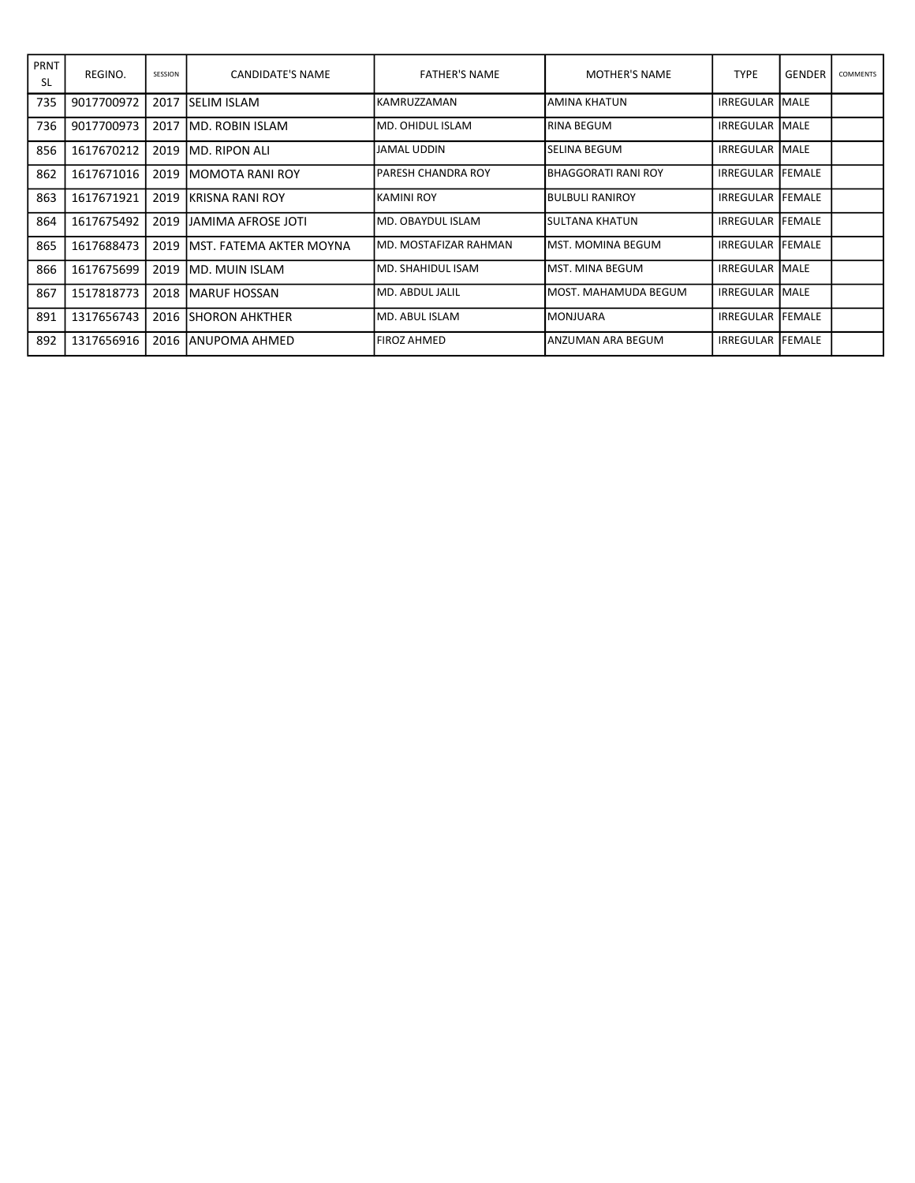| PRNT SL | REGINO. | SESSION | CANDIDATE'S NAME | FATHER'S NAME | MOTHER'S NAME | TYPE | GENDER | COMMENTS |
|---|---|---|---|---|---|---|---|---|
| 735 | 9017700972 | 2017 | SELIM ISLAM | KAMRUZZAMAN | AMINA KHATUN | IRREGULAR | MALE | |
| 736 | 9017700973 | 2017 | MD. ROBIN ISLAM | MD. OHIDUL ISLAM | RINA BEGUM | IRREGULAR | MALE | |
| 856 | 1617670212 | 2019 | MD. RIPON ALI | JAMAL UDDIN | SELINA BEGUM | IRREGULAR | MALE | |
| 862 | 1617671016 | 2019 | MOMOTA RANI ROY | PARESH CHANDRA ROY | BHAGGORATI RANI ROY | IRREGULAR | FEMALE | |
| 863 | 1617671921 | 2019 | KRISNA RANI ROY | KAMINI ROY | BULBULI RANIROY | IRREGULAR | FEMALE | |
| 864 | 1617675492 | 2019 | JAMIMA AFROSE JOTI | MD. OBAYDUL ISLAM | SULTANA KHATUN | IRREGULAR | FEMALE | |
| 865 | 1617688473 | 2019 | MST. FATEMA AKTER MOYNA | MD. MOSTAFIZAR RAHMAN | MST. MOMINA BEGUM | IRREGULAR | FEMALE | |
| 866 | 1617675699 | 2019 | MD. MUIN ISLAM | MD. SHAHIDUL ISAM | MST. MINA BEGUM | IRREGULAR | MALE | |
| 867 | 1517818773 | 2018 | MARUF HOSSAN | MD. ABDUL JALIL | MOST. MAHAMUDA BEGUM | IRREGULAR | MALE | |
| 891 | 1317656743 | 2016 | SHORON AHKTHER | MD. ABUL ISLAM | MONJUARA | IRREGULAR | FEMALE | |
| 892 | 1317656916 | 2016 | ANUPOMA AHMED | FIROZ AHMED | ANZUMAN ARA BEGUM | IRREGULAR | FEMALE | |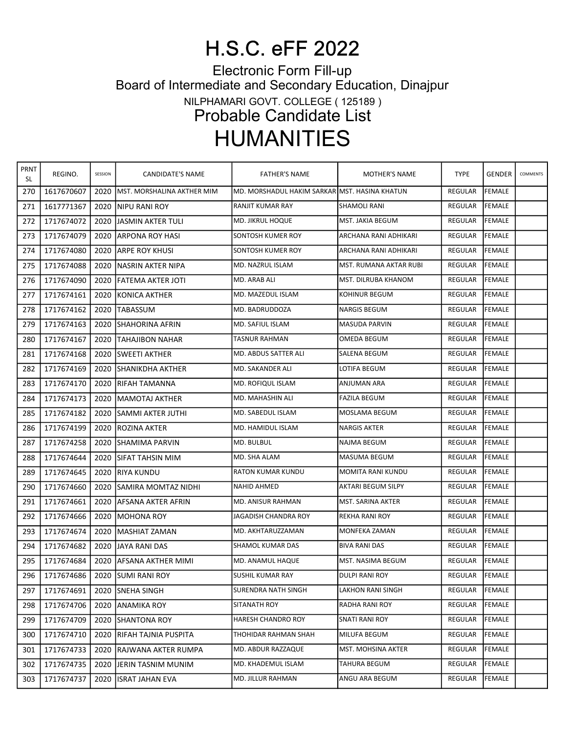# H.S.C. eFF 2022

Electronic Form Fill-up
Board of Intermediate and Secondary Education, Dinajpur
NILPHAMARI GOVT. COLLEGE ( 125189 )

## Probable Candidate List

# HUMANITIES

| PRNT SL | REGINO. | SESSION | CANDIDATE'S NAME | FATHER'S NAME | MOTHER'S NAME | TYPE | GENDER | COMMENTS |
|---|---|---|---|---|---|---|---|---|
| 270 | 1617670607 | 2020 | MST. MORSHALINA AKTHER MIM | MD. MORSHADUL HAKIM SARKAR | MST. HASINA KHATUN | REGULAR | FEMALE | |
| 271 | 1617771367 | 2020 | NIPU RANI ROY | RANJIT KUMAR RAY | SHAMOLI RANI | REGULAR | FEMALE | |
| 272 | 1717674072 | 2020 | JASMIN AKTER TULI | MD. JIKRUL HOQUE | MST. JAKIA BEGUM | REGULAR | FEMALE | |
| 273 | 1717674079 | 2020 | ARPONA ROY HASI | SONTOSH KUMER ROY | ARCHANA RANI ADHIKARI | REGULAR | FEMALE | |
| 274 | 1717674080 | 2020 | ARPE ROY KHUSI | SONTOSH KUMER ROY | ARCHANA RANI ADHIKARI | REGULAR | FEMALE | |
| 275 | 1717674088 | 2020 | NASRIN AKTER NIPA | MD. NAZRUL ISLAM | MST. RUMANA AKTAR RUBI | REGULAR | FEMALE | |
| 276 | 1717674090 | 2020 | FATEMA AKTER JOTI | MD. ARAB ALI | MST. DILRUBA KHANOM | REGULAR | FEMALE | |
| 277 | 1717674161 | 2020 | KONICA AKTHER | MD. MAZEDUL ISLAM | KOHINUR BEGUM | REGULAR | FEMALE | |
| 278 | 1717674162 | 2020 | TABASSUM | MD. BADRUDDOZA | NARGIS BEGUM | REGULAR | FEMALE | |
| 279 | 1717674163 | 2020 | SHAHORINA AFRIN | MD. SAFIUL ISLAM | MASUDA PARVIN | REGULAR | FEMALE | |
| 280 | 1717674167 | 2020 | TAHAJIBON NAHAR | TASNUR RAHMAN | OMEDA BEGUM | REGULAR | FEMALE | |
| 281 | 1717674168 | 2020 | SWEETI AKTHER | MD. ABDUS SATTER ALI | SALENA BEGUM | REGULAR | FEMALE | |
| 282 | 1717674169 | 2020 | SHANIKDHA AKTHER | MD. SAKANDER ALI | LOTIFA BEGUM | REGULAR | FEMALE | |
| 283 | 1717674170 | 2020 | RIFAH TAMANNA | MD. ROFIQUL ISLAM | ANJUMAN ARA | REGULAR | FEMALE | |
| 284 | 1717674173 | 2020 | MAMOTAJ AKTHER | MD. MAHASHIN ALI | FAZILA BEGUM | REGULAR | FEMALE | |
| 285 | 1717674182 | 2020 | SAMMI AKTER JUTHI | MD. SABEDUL ISLAM | MOSLAMA BEGUM | REGULAR | FEMALE | |
| 286 | 1717674199 | 2020 | ROZINA AKTER | MD. HAMIDUL ISLAM | NARGIS AKTER | REGULAR | FEMALE | |
| 287 | 1717674258 | 2020 | SHAMIMA PARVIN | MD. BULBUL | NAJMA BEGUM | REGULAR | FEMALE | |
| 288 | 1717674644 | 2020 | SIFAT TAHSIN MIM | MD. SHA ALAM | MASUMA BEGUM | REGULAR | FEMALE | |
| 289 | 1717674645 | 2020 | RIYA KUNDU | RATON KUMAR KUNDU | MOMITA RANI KUNDU | REGULAR | FEMALE | |
| 290 | 1717674660 | 2020 | SAMIRA MOMTAZ NIDHI | NAHID AHMED | AKTARI BEGUM SILPY | REGULAR | FEMALE | |
| 291 | 1717674661 | 2020 | AFSANA AKTER AFRIN | MD. ANISUR RAHMAN | MST. SARINA AKTER | REGULAR | FEMALE | |
| 292 | 1717674666 | 2020 | MOHONA ROY | JAGADISH CHANDRA ROY | REKHA RANI ROY | REGULAR | FEMALE | |
| 293 | 1717674674 | 2020 | MASHIAT ZAMAN | MD. AKHTARUZZAMAN | MONFEKA ZAMAN | REGULAR | FEMALE | |
| 294 | 1717674682 | 2020 | JAYA RANI DAS | SHAMOL KUMAR DAS | BIVA RANI DAS | REGULAR | FEMALE | |
| 295 | 1717674684 | 2020 | AFSANA AKTHER MIMI | MD. ANAMUL HAQUE | MST. NASIMA BEGUM | REGULAR | FEMALE | |
| 296 | 1717674686 | 2020 | SUMI RANI ROY | SUSHIL KUMAR RAY | DULPI RANI ROY | REGULAR | FEMALE | |
| 297 | 1717674691 | 2020 | SNEHA SINGH | SURENDRA NATH SINGH | LAKHON RANI SINGH | REGULAR | FEMALE | |
| 298 | 1717674706 | 2020 | ANAMIKA ROY | SITANATH ROY | RADHA RANI ROY | REGULAR | FEMALE | |
| 299 | 1717674709 | 2020 | SHANTONA ROY | HARESH CHANDRO ROY | SNATI RANI ROY | REGULAR | FEMALE | |
| 300 | 1717674710 | 2020 | RIFAH TAJNIA PUSPITA | THOHIDAR RAHMAN SHAH | MILUFA BEGUM | REGULAR | FEMALE | |
| 301 | 1717674733 | 2020 | RAJWANA AKTER RUMPA | MD. ABDUR RAZZAQUE | MST. MOHSINA AKTER | REGULAR | FEMALE | |
| 302 | 1717674735 | 2020 | JERIN TASNIM MUNIM | MD. KHADEMUL ISLAM | TAHURA BEGUM | REGULAR | FEMALE | |
| 303 | 1717674737 | 2020 | ISRAT JAHAN EVA | MD. JILLUR RAHMAN | ANGU ARA BEGUM | REGULAR | FEMALE | |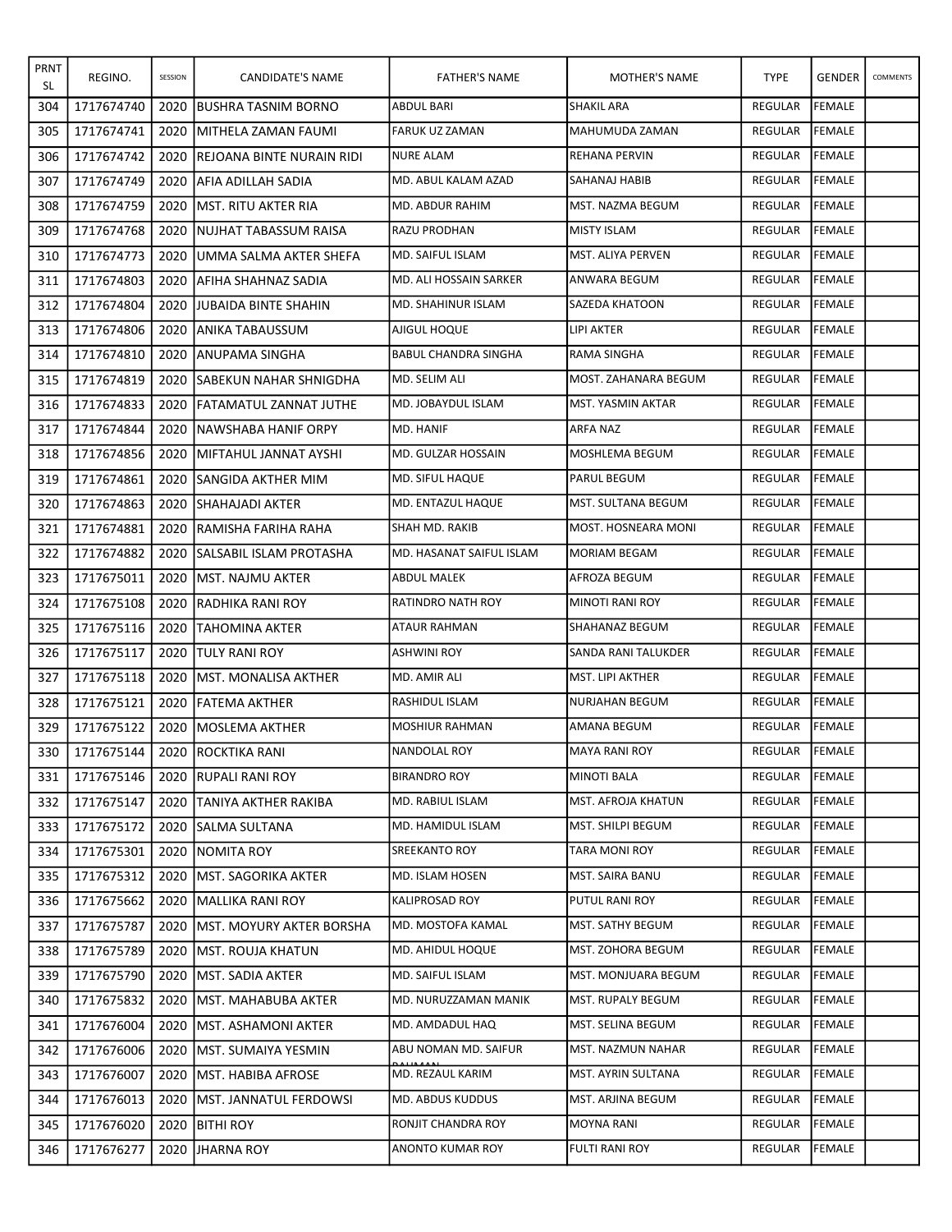| PRNT SL | REGINO. | SESSION | CANDIDATE'S NAME | FATHER'S NAME | MOTHER'S NAME | TYPE | GENDER | COMMENTS |
|---|---|---|---|---|---|---|---|---|
| 304 | 1717674740 | 2020 | BUSHRA TASNIM BORNO | ABDUL BARI | SHAKIL ARA | REGULAR | FEMALE | |
| 305 | 1717674741 | 2020 | MITHELA ZAMAN FAUMI | FARUK UZ ZAMAN | MAHUMUDA ZAMAN | REGULAR | FEMALE | |
| 306 | 1717674742 | 2020 | REJOANA BINTE NURAIN RIDI | NURE ALAM | REHANA PERVIN | REGULAR | FEMALE | |
| 307 | 1717674749 | 2020 | AFIA ADILLAH SADIA | MD. ABUL KALAM AZAD | SAHANAJ HABIB | REGULAR | FEMALE | |
| 308 | 1717674759 | 2020 | MST. RITU AKTER RIA | MD. ABDUR RAHIM | MST. NAZMA BEGUM | REGULAR | FEMALE | |
| 309 | 1717674768 | 2020 | NUJHAT TABASSUM RAISA | RAZU PRODHAN | MISTY ISLAM | REGULAR | FEMALE | |
| 310 | 1717674773 | 2020 | UMMA SALMA AKTER SHEFA | MD. SAIFUL ISLAM | MST. ALIYA PERVEN | REGULAR | FEMALE | |
| 311 | 1717674803 | 2020 | AFIHA SHAHNAZ SADIA | MD. ALI HOSSAIN SARKER | ANWARA BEGUM | REGULAR | FEMALE | |
| 312 | 1717674804 | 2020 | JUBAIDA BINTE SHAHIN | MD. SHAHINUR ISLAM | SAZEDA KHATOON | REGULAR | FEMALE | |
| 313 | 1717674806 | 2020 | ANIKA TABAUSSUM | AJIGUL HOQUE | LIPI AKTER | REGULAR | FEMALE | |
| 314 | 1717674810 | 2020 | ANUPAMA SINGHA | BABUL CHANDRA SINGHA | RAMA SINGHA | REGULAR | FEMALE | |
| 315 | 1717674819 | 2020 | SABEKUN NAHAR SHNIGDHA | MD. SELIM ALI | MOST. ZAHANARA BEGUM | REGULAR | FEMALE | |
| 316 | 1717674833 | 2020 | FATAMATUL ZANNAT JUTHE | MD. JOBAYDUL ISLAM | MST. YASMIN AKTAR | REGULAR | FEMALE | |
| 317 | 1717674844 | 2020 | NAWSHABA HANIF ORPY | MD. HANIF | ARFA NAZ | REGULAR | FEMALE | |
| 318 | 1717674856 | 2020 | MIFTAHUL JANNAT AYSHI | MD. GULZAR HOSSAIN | MOSHLEMA BEGUM | REGULAR | FEMALE | |
| 319 | 1717674861 | 2020 | SANGIDA AKTHER MIM | MD. SIFUL HAQUE | PARUL BEGUM | REGULAR | FEMALE | |
| 320 | 1717674863 | 2020 | SHAHAJADI AKTER | MD. ENTAZUL HAQUE | MST. SULTANA BEGUM | REGULAR | FEMALE | |
| 321 | 1717674881 | 2020 | RAMISHA FARIHA RAHA | SHAH MD. RAKIB | MOST. HOSNEARA MONI | REGULAR | FEMALE | |
| 322 | 1717674882 | 2020 | SALSABIL ISLAM PROTASHA | MD. HASANAT SAIFUL ISLAM | MORIAM BEGAM | REGULAR | FEMALE | |
| 323 | 1717675011 | 2020 | MST. NAJMU AKTER | ABDUL MALEK | AFROZA BEGUM | REGULAR | FEMALE | |
| 324 | 1717675108 | 2020 | RADHIKA RANI ROY | RATINDRO NATH ROY | MINOTI RANI ROY | REGULAR | FEMALE | |
| 325 | 1717675116 | 2020 | TAHOMINA AKTER | ATAUR RAHMAN | SHAHANAZ BEGUM | REGULAR | FEMALE | |
| 326 | 1717675117 | 2020 | TULY RANI ROY | ASHWINI ROY | SANDA RANI TALUKDER | REGULAR | FEMALE | |
| 327 | 1717675118 | 2020 | MST. MONALISA AKTHER | MD. AMIR ALI | MST. LIPI AKTHER | REGULAR | FEMALE | |
| 328 | 1717675121 | 2020 | FATEMA AKTHER | RASHIDUL ISLAM | NURJAHAN BEGUM | REGULAR | FEMALE | |
| 329 | 1717675122 | 2020 | MOSLEMA AKTHER | MOSHIUR RAHMAN | AMANA BEGUM | REGULAR | FEMALE | |
| 330 | 1717675144 | 2020 | ROCKTIKA RANI | NANDOLAL ROY | MAYA RANI ROY | REGULAR | FEMALE | |
| 331 | 1717675146 | 2020 | RUPALI RANI ROY | BIRANDRO ROY | MINOTI BALA | REGULAR | FEMALE | |
| 332 | 1717675147 | 2020 | TANIYA AKTHER RAKIBA | MD. RABIUL ISLAM | MST. AFROJA KHATUN | REGULAR | FEMALE | |
| 333 | 1717675172 | 2020 | SALMA SULTANA | MD. HAMIDUL ISLAM | MST. SHILPI BEGUM | REGULAR | FEMALE | |
| 334 | 1717675301 | 2020 | NOMITA ROY | SREEKANTO ROY | TARA MONI ROY | REGULAR | FEMALE | |
| 335 | 1717675312 | 2020 | MST. SAGORIKA AKTER | MD. ISLAM HOSEN | MST. SAIRA BANU | REGULAR | FEMALE | |
| 336 | 1717675662 | 2020 | MALLIKA RANI ROY | KALIPROSAD ROY | PUTUL RANI ROY | REGULAR | FEMALE | |
| 337 | 1717675787 | 2020 | MST. MOYURY AKTER BORSHA | MD. MOSTOFA KAMAL | MST. SATHY BEGUM | REGULAR | FEMALE | |
| 338 | 1717675789 | 2020 | MST. ROUJA KHATUN | MD. AHIDUL HOQUE | MST. ZOHORA BEGUM | REGULAR | FEMALE | |
| 339 | 1717675790 | 2020 | MST. SADIA AKTER | MD. SAIFUL ISLAM | MST. MONJUARA BEGUM | REGULAR | FEMALE | |
| 340 | 1717675832 | 2020 | MST. MAHABUBA AKTER | MD. NURUZZAMAN MANIK | MST. RUPALY BEGUM | REGULAR | FEMALE | |
| 341 | 1717676004 | 2020 | MST. ASHAMONI AKTER | MD. AMDADUL HAQ | MST. SELINA BEGUM | REGULAR | FEMALE | |
| 342 | 1717676006 | 2020 | MST. SUMAIYA YESMIN | ABU NOMAN MD. SAIFUR RAHMAN | MST. NAZMUN NAHAR | REGULAR | FEMALE | |
| 343 | 1717676007 | 2020 | MST. HABIBA AFROSE | MD. REZAUL KARIM | MST. AYRIN SULTANA | REGULAR | FEMALE | |
| 344 | 1717676013 | 2020 | MST. JANNATUL FERDOWSI | MD. ABDUS KUDDUS | MST. ARJINA BEGUM | REGULAR | FEMALE | |
| 345 | 1717676020 | 2020 | BITHI ROY | RONJIT CHANDRA ROY | MOYNA RANI | REGULAR | FEMALE | |
| 346 | 1717676277 | 2020 | JHARNA ROY | ANONTO KUMAR ROY | FULTI RANI ROY | REGULAR | FEMALE | |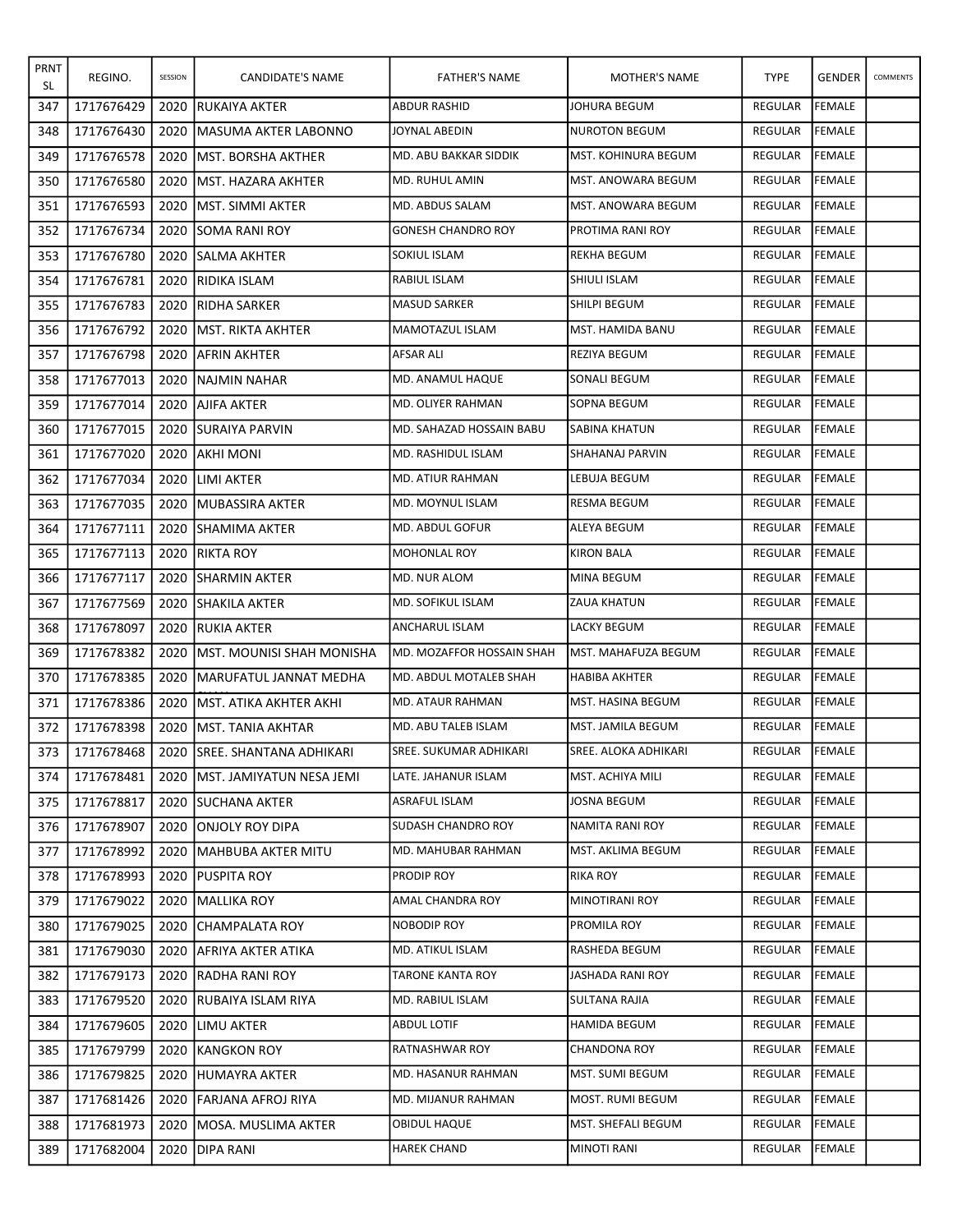| PRNT SL | REGINO. | SESSION | CANDIDATE'S NAME | FATHER'S NAME | MOTHER'S NAME | TYPE | GENDER | COMMENTS |
|---|---|---|---|---|---|---|---|---|
| 347 | 1717676429 | 2020 | RUKAIYA AKTER | ABDUR RASHID | JOHURA BEGUM | REGULAR | FEMALE | |
| 348 | 1717676430 | 2020 | MASUMA AKTER LABONNO | JOYNAL ABEDIN | NUROTON BEGUM | REGULAR | FEMALE | |
| 349 | 1717676578 | 2020 | MST. BORSHA AKTHER | MD. ABU BAKKAR SIDDIK | MST. KOHINURA BEGUM | REGULAR | FEMALE | |
| 350 | 1717676580 | 2020 | MST. HAZARA AKHTER | MD. RUHUL AMIN | MST. ANOWARA BEGUM | REGULAR | FEMALE | |
| 351 | 1717676593 | 2020 | MST. SIMMI AKTER | MD. ABDUS SALAM | MST. ANOWARA BEGUM | REGULAR | FEMALE | |
| 352 | 1717676734 | 2020 | SOMA RANI ROY | GONESH CHANDRO ROY | PROTIMA RANI ROY | REGULAR | FEMALE | |
| 353 | 1717676780 | 2020 | SALMA AKHTER | SOKIUL ISLAM | REKHA BEGUM | REGULAR | FEMALE | |
| 354 | 1717676781 | 2020 | RIDIKA ISLAM | RABIUL ISLAM | SHIULI ISLAM | REGULAR | FEMALE | |
| 355 | 1717676783 | 2020 | RIDHA SARKER | MASUD SARKER | SHILPI BEGUM | REGULAR | FEMALE | |
| 356 | 1717676792 | 2020 | MST. RIKTA AKHTER | MAMOTAZUL ISLAM | MST. HAMIDA BANU | REGULAR | FEMALE | |
| 357 | 1717676798 | 2020 | AFRIN AKHTER | AFSAR ALI | REZIYA BEGUM | REGULAR | FEMALE | |
| 358 | 1717677013 | 2020 | NAJMIN NAHAR | MD. ANAMUL HAQUE | SONALI BEGUM | REGULAR | FEMALE | |
| 359 | 1717677014 | 2020 | AJIFA AKTER | MD. OLIYER RAHMAN | SOPNA BEGUM | REGULAR | FEMALE | |
| 360 | 1717677015 | 2020 | SURAIYA PARVIN | MD. SAHAZAD HOSSAIN BABU | SABINA KHATUN | REGULAR | FEMALE | |
| 361 | 1717677020 | 2020 | AKHI MONI | MD. RASHIDUL ISLAM | SHAHANAJ PARVIN | REGULAR | FEMALE | |
| 362 | 1717677034 | 2020 | LIMI AKTER | MD. ATIUR RAHMAN | LEBUJA BEGUM | REGULAR | FEMALE | |
| 363 | 1717677035 | 2020 | MUBASSIRA AKTER | MD. MOYNUL ISLAM | RESMA BEGUM | REGULAR | FEMALE | |
| 364 | 1717677111 | 2020 | SHAMIMA AKTER | MD. ABDUL GOFUR | ALEYA BEGUM | REGULAR | FEMALE | |
| 365 | 1717677113 | 2020 | RIKTA ROY | MOHONLAL ROY | KIRON BALA | REGULAR | FEMALE | |
| 366 | 1717677117 | 2020 | SHARMIN AKTER | MD. NUR ALOM | MINA BEGUM | REGULAR | FEMALE | |
| 367 | 1717677569 | 2020 | SHAKILA AKTER | MD. SOFIKUL ISLAM | ZAUA KHATUN | REGULAR | FEMALE | |
| 368 | 1717678097 | 2020 | RUKIA AKTER | ANCHARUL ISLAM | LACKY BEGUM | REGULAR | FEMALE | |
| 369 | 1717678382 | 2020 | MST. MOUNISI SHAH MONISHA | MD. MOZAFFOR HOSSAIN SHAH | MST. MAHAFUZA BEGUM | REGULAR | FEMALE | |
| 370 | 1717678385 | 2020 | MARUFATUL JANNAT MEDHA | MD. ABDUL MOTALEB SHAH | HABIBA AKHTER | REGULAR | FEMALE | |
| 371 | 1717678386 | 2020 | MST. ATIKA AKHTER AKHI | MD. ATAUR RAHMAN | MST. HASINA BEGUM | REGULAR | FEMALE | |
| 372 | 1717678398 | 2020 | MST. TANIA AKHTAR | MD. ABU TALEB ISLAM | MST. JAMILA BEGUM | REGULAR | FEMALE | |
| 373 | 1717678468 | 2020 | SREE. SHANTANA ADHIKARI | SREE. SUKUMAR ADHIKARI | SREE. ALOKA ADHIKARI | REGULAR | FEMALE | |
| 374 | 1717678481 | 2020 | MST. JAMIYATUN NESA JEMI | LATE. JAHANUR ISLAM | MST. ACHIYA MILI | REGULAR | FEMALE | |
| 375 | 1717678817 | 2020 | SUCHANA AKTER | ASRAFUL ISLAM | JOSNA BEGUM | REGULAR | FEMALE | |
| 376 | 1717678907 | 2020 | ONJOLY ROY DIPA | SUDASH CHANDRO ROY | NAMITA RANI ROY | REGULAR | FEMALE | |
| 377 | 1717678992 | 2020 | MAHBUBA AKTER MITU | MD. MAHUBAR RAHMAN | MST. AKLIMA BEGUM | REGULAR | FEMALE | |
| 378 | 1717678993 | 2020 | PUSPITA ROY | PRODIP ROY | RIKA ROY | REGULAR | FEMALE | |
| 379 | 1717679022 | 2020 | MALLIKA ROY | AMAL CHANDRA ROY | MINOTIRANI ROY | REGULAR | FEMALE | |
| 380 | 1717679025 | 2020 | CHAMPALATA ROY | NOBODIP ROY | PROMILA ROY | REGULAR | FEMALE | |
| 381 | 1717679030 | 2020 | AFRIYA AKTER ATIKA | MD. ATIKUL ISLAM | RASHEDA BEGUM | REGULAR | FEMALE | |
| 382 | 1717679173 | 2020 | RADHA RANI ROY | TARONE KANTA ROY | JASHADA RANI ROY | REGULAR | FEMALE | |
| 383 | 1717679520 | 2020 | RUBAIYA ISLAM RIYA | MD. RABIUL ISLAM | SULTANA RAJIA | REGULAR | FEMALE | |
| 384 | 1717679605 | 2020 | LIMU AKTER | ABDUL LOTIF | HAMIDA BEGUM | REGULAR | FEMALE | |
| 385 | 1717679799 | 2020 | KANGKON ROY | RATNASHWAR ROY | CHANDONA ROY | REGULAR | FEMALE | |
| 386 | 1717679825 | 2020 | HUMAYRA AKTER | MD. HASANUR RAHMAN | MST. SUMI BEGUM | REGULAR | FEMALE | |
| 387 | 1717681426 | 2020 | FARJANA AFROJ RIYA | MD. MIJANUR RAHMAN | MOST. RUMI BEGUM | REGULAR | FEMALE | |
| 388 | 1717681973 | 2020 | MOSA. MUSLIMA AKTER | OBIDUL HAQUE | MST. SHEFALI BEGUM | REGULAR | FEMALE | |
| 389 | 1717682004 | 2020 | DIPA RANI | HAREK CHAND | MINOTI RANI | REGULAR | FEMALE | |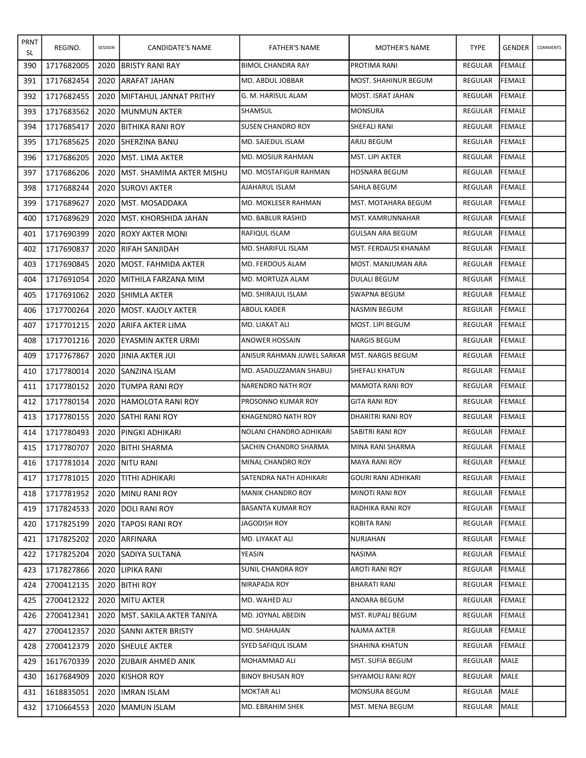| PRNT SL | REGINO. | SESSION | CANDIDATE'S NAME | FATHER'S NAME | MOTHER'S NAME | TYPE | GENDER | COMMENTS |
|---|---|---|---|---|---|---|---|---|
| 390 | 1717682005 | 2020 | BRISTY RANI RAY | BIMOL CHANDRA RAY | PROTIMA RANI | REGULAR | FEMALE | |
| 391 | 1717682454 | 2020 | ARAFAT JAHAN | MD. ABDUL JOBBAR | MOST. SHAHINUR BEGUM | REGULAR | FEMALE | |
| 392 | 1717682455 | 2020 | MIFTAHUL JANNAT PRITHY | G. M. HARISUL ALAM | MOST. ISRAT JAHAN | REGULAR | FEMALE | |
| 393 | 1717683562 | 2020 | MUNMUN AKTER | SHAMSUL | MONSURA | REGULAR | FEMALE | |
| 394 | 1717685417 | 2020 | BITHIKA RANI ROY | SUSEN CHANDRO ROY | SHEFALI RANI | REGULAR | FEMALE | |
| 395 | 1717685625 | 2020 | SHERZINA BANU | MD. SAJEDUL ISLAM | ARJU BEGUM | REGULAR | FEMALE | |
| 396 | 1717686205 | 2020 | MST. LIMA AKTER | MD. MOSIUR RAHMAN | MST. LIPI AKTER | REGULAR | FEMALE | |
| 397 | 1717686206 | 2020 | MST. SHAMIMA AKTER MISHU | MD. MOSTAFIGUR RAHMAN | HOSNARA BEGUM | REGULAR | FEMALE | |
| 398 | 1717688244 | 2020 | SUROVI AKTER | AJAHARUL ISLAM | SAHLA BEGUM | REGULAR | FEMALE | |
| 399 | 1717689627 | 2020 | MST. MOSADDAKA | MD. MOKLESER RAHMAN | MST. MOTAHARA BEGUM | REGULAR | FEMALE | |
| 400 | 1717689629 | 2020 | MST. KHORSHIDA JAHAN | MD. BABLUR RASHID | MST. KAMRUNNAHAR | REGULAR | FEMALE | |
| 401 | 1717690399 | 2020 | ROXY AKTER MONI | RAFIQUL ISLAM | GULSAN ARA BEGUM | REGULAR | FEMALE | |
| 402 | 1717690837 | 2020 | RIFAH SANJIDAH | MD. SHARIFUL ISLAM | MST. FERDAUSI KHANAM | REGULAR | FEMALE | |
| 403 | 1717690845 | 2020 | MOST. FAHMIDA AKTER | MD. FERDOUS ALAM | MOST. MANJUMAN ARA | REGULAR | FEMALE | |
| 404 | 1717691054 | 2020 | MITHILA FARZANA MIM | MD. MORTUZA ALAM | DULALI BEGUM | REGULAR | FEMALE | |
| 405 | 1717691062 | 2020 | SHIMLA AKTER | MD. SHIRAJUL ISLAM | SWAPNA BEGUM | REGULAR | FEMALE | |
| 406 | 1717700264 | 2020 | MOST. KAJOLY AKTER | ABDUL KADER | NASMIN BEGUM | REGULAR | FEMALE | |
| 407 | 1717701215 | 2020 | ARIFA AKTER LIMA | MD. LIAKAT ALI | MOST. LIPI BEGUM | REGULAR | FEMALE | |
| 408 | 1717701216 | 2020 | EYASMIN AKTER URMI | ANOWER HOSSAIN | NARGIS BEGUM | REGULAR | FEMALE | |
| 409 | 1717767867 | 2020 | JINIA AKTER JUI | ANISUR RAHMAN JUWEL SARKAR | MST. NARGIS BEGUM | REGULAR | FEMALE | |
| 410 | 1717780014 | 2020 | SANZINA ISLAM | MD. ASADUZZAMAN SHABUJ | SHEFALI KHATUN | REGULAR | FEMALE | |
| 411 | 1717780152 | 2020 | TUMPA RANI ROY | NARENDRO NATH ROY | MAMOTA RANI ROY | REGULAR | FEMALE | |
| 412 | 1717780154 | 2020 | HAMOLOTA RANI ROY | PROSONNO KUMAR ROY | GITA RANI ROY | REGULAR | FEMALE | |
| 413 | 1717780155 | 2020 | SATHI RANI ROY | KHAGENDRO NATH ROY | DHARITRI RANI ROY | REGULAR | FEMALE | |
| 414 | 1717780493 | 2020 | PINGKI ADHIKARI | NOLANI CHANDRO ADHIKARI | SABITRI RANI ROY | REGULAR | FEMALE | |
| 415 | 1717780707 | 2020 | BITHI SHARMA | SACHIN CHANDRO SHARMA | MINA RANI SHARMA | REGULAR | FEMALE | |
| 416 | 1717781014 | 2020 | NITU RANI | MINAL CHANDRO ROY | MAYA RANI ROY | REGULAR | FEMALE | |
| 417 | 1717781015 | 2020 | TITHI ADHIKARI | SATENDRA NATH ADHIKARI | GOURI RANI ADHIKARI | REGULAR | FEMALE | |
| 418 | 1717781952 | 2020 | MINU RANI ROY | MANIK CHANDRO ROY | MINOTI RANI ROY | REGULAR | FEMALE | |
| 419 | 1717824533 | 2020 | DOLI RANI ROY | BASANTA KUMAR ROY | RADHIKA RANI ROY | REGULAR | FEMALE | |
| 420 | 1717825199 | 2020 | TAPOSI RANI ROY | JAGODISH ROY | KOBITA RANI | REGULAR | FEMALE | |
| 421 | 1717825202 | 2020 | ARFINARA | MD. LIYAKAT ALI | NURJAHAN | REGULAR | FEMALE | |
| 422 | 1717825204 | 2020 | SADIYA SULTANA | YEASIN | NASIMA | REGULAR | FEMALE | |
| 423 | 1717827866 | 2020 | LIPIKA RANI | SUNIL CHANDRA ROY | AROTI RANI ROY | REGULAR | FEMALE | |
| 424 | 2700412135 | 2020 | BITHI ROY | NIRAPADA ROY | BHARATI RANI | REGULAR | FEMALE | |
| 425 | 2700412322 | 2020 | MITU AKTER | MD. WAHED ALI | ANOARA BEGUM | REGULAR | FEMALE | |
| 426 | 2700412341 | 2020 | MST. SAKILA AKTER TANIYA | MD. JOYNAL ABEDIN | MST. RUPALI BEGUM | REGULAR | FEMALE | |
| 427 | 2700412357 | 2020 | SANNI AKTER BRISTY | MD. SHAHAJAN | NAJMA AKTER | REGULAR | FEMALE | |
| 428 | 2700412379 | 2020 | SHEULE AKTER | SYED SAFIQUL ISLAM | SHAHINA KHATUN | REGULAR | FEMALE | |
| 429 | 1617670339 | 2020 | ZUBAIR AHMED ANIK | MOHAMMAD ALI | MST. SUFIA BEGUM | REGULAR | MALE | |
| 430 | 1617684909 | 2020 | KISHOR ROY | BINOY BHUSAN ROY | SHYAMOLI RANI ROY | REGULAR | MALE | |
| 431 | 1618835051 | 2020 | IMRAN ISLAM | MOKTAR ALI | MONSURA BEGUM | REGULAR | MALE | |
| 432 | 1710664553 | 2020 | MAMUN ISLAM | MD. EBRAHIM SHEK | MST. MENA BEGUM | REGULAR | MALE | |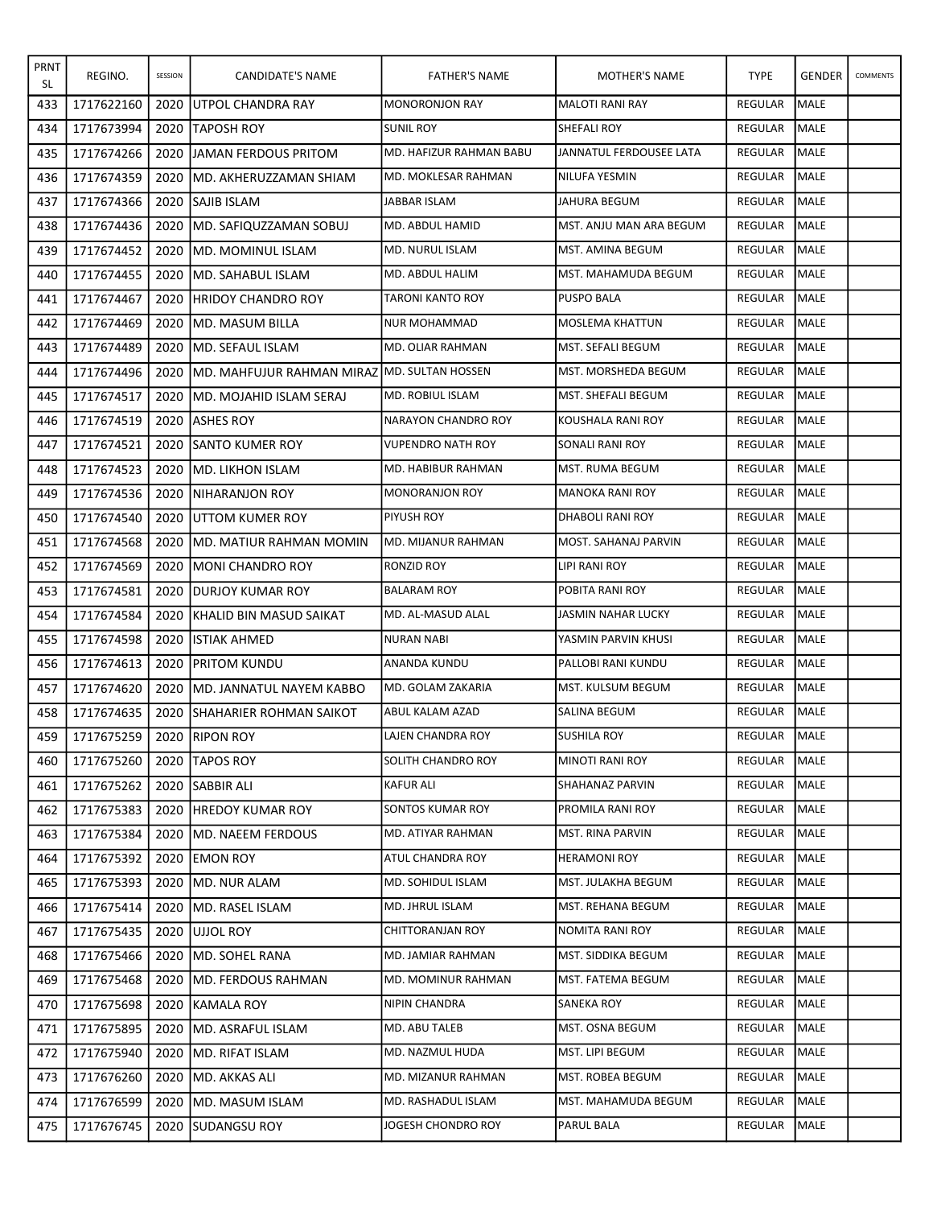| PRNT SL | REGINO. | SESSION | CANDIDATE'S NAME | FATHER'S NAME | MOTHER'S NAME | TYPE | GENDER | COMMENTS |
|---|---|---|---|---|---|---|---|---|
| 433 | 1717622160 | 2020 | UTPOL CHANDRA RAY | MONORONJON RAY | MALOTI RANI RAY | REGULAR | MALE | |
| 434 | 1717673994 | 2020 | TAPOSH ROY | SUNIL ROY | SHEFALI ROY | REGULAR | MALE | |
| 435 | 1717674266 | 2020 | JAMAN FERDOUS PRITOM | MD. HAFIZUR RAHMAN BABU | JANNATUL FERDOUSEE LATA | REGULAR | MALE | |
| 436 | 1717674359 | 2020 | MD. AKHERUZZAMAN SHIAM | MD. MOKLESAR RAHMAN | NILUFA YESMIN | REGULAR | MALE | |
| 437 | 1717674366 | 2020 | SAJIB ISLAM | JABBAR ISLAM | JAHURA BEGUM | REGULAR | MALE | |
| 438 | 1717674436 | 2020 | MD. SAFIQUZZAMAN SOBUJ | MD. ABDUL HAMID | MST. ANJU MAN ARA BEGUM | REGULAR | MALE | |
| 439 | 1717674452 | 2020 | MD. MOMINUL ISLAM | MD. NURUL ISLAM | MST. AMINA BEGUM | REGULAR | MALE | |
| 440 | 1717674455 | 2020 | MD. SAHABUL ISLAM | MD. ABDUL HALIM | MST. MAHAMUDA BEGUM | REGULAR | MALE | |
| 441 | 1717674467 | 2020 | HRIDOY CHANDRO ROY | TARONI KANTO ROY | PUSPO BALA | REGULAR | MALE | |
| 442 | 1717674469 | 2020 | MD. MASUM BILLA | NUR MOHAMMAD | MOSLEMA KHATTUN | REGULAR | MALE | |
| 443 | 1717674489 | 2020 | MD. SEFAUL ISLAM | MD. OLIAR RAHMAN | MST. SEFALI BEGUM | REGULAR | MALE | |
| 444 | 1717674496 | 2020 | MD. MAHFUJUR RAHMAN MIRAZ | MD. SULTAN HOSSEN | MST. MORSHEDA BEGUM | REGULAR | MALE | |
| 445 | 1717674517 | 2020 | MD. MOJAHID ISLAM SERAJ | MD. ROBIUL ISLAM | MST. SHEFALI BEGUM | REGULAR | MALE | |
| 446 | 1717674519 | 2020 | ASHES ROY | NARAYON CHANDRO ROY | KOUSHALA RANI ROY | REGULAR | MALE | |
| 447 | 1717674521 | 2020 | SANTO KUMER ROY | VUPENDRO NATH ROY | SONALI RANI ROY | REGULAR | MALE | |
| 448 | 1717674523 | 2020 | MD. LIKHON ISLAM | MD. HABIBUR RAHMAN | MST. RUMA BEGUM | REGULAR | MALE | |
| 449 | 1717674536 | 2020 | NIHARANJON ROY | MONORANJON ROY | MANOKA RANI ROY | REGULAR | MALE | |
| 450 | 1717674540 | 2020 | UTTOM KUMER ROY | PIYUSH ROY | DHABOLI RANI ROY | REGULAR | MALE | |
| 451 | 1717674568 | 2020 | MD. MATIUR RAHMAN MOMIN | MD. MIJANUR RAHMAN | MOST. SAHANAJ PARVIN | REGULAR | MALE | |
| 452 | 1717674569 | 2020 | MONI CHANDRO ROY | RONZID ROY | LIPI RANI ROY | REGULAR | MALE | |
| 453 | 1717674581 | 2020 | DURJOY KUMAR ROY | BALARAM ROY | POBITA RANI ROY | REGULAR | MALE | |
| 454 | 1717674584 | 2020 | KHALID BIN MASUD SAIKAT | MD. AL-MASUD ALAL | JASMIN NAHAR LUCKY | REGULAR | MALE | |
| 455 | 1717674598 | 2020 | ISTIAK AHMED | NURAN NABI | YASMIN PARVIN KHUSI | REGULAR | MALE | |
| 456 | 1717674613 | 2020 | PRITOM KUNDU | ANANDA KUNDU | PALLOBI RANI KUNDU | REGULAR | MALE | |
| 457 | 1717674620 | 2020 | MD. JANNATUL NAYEM KABBO | MD. GOLAM ZAKARIA | MST. KULSUM BEGUM | REGULAR | MALE | |
| 458 | 1717674635 | 2020 | SHAHARIER ROHMAN SAIKOT | ABUL KALAM AZAD | SALINA BEGUM | REGULAR | MALE | |
| 459 | 1717675259 | 2020 | RIPON ROY | LAJEN CHANDRA ROY | SUSHILA ROY | REGULAR | MALE | |
| 460 | 1717675260 | 2020 | TAPOS ROY | SOLITH CHANDRO ROY | MINOTI RANI ROY | REGULAR | MALE | |
| 461 | 1717675262 | 2020 | SABBIR ALI | KAFUR ALI | SHAHANAZ PARVIN | REGULAR | MALE | |
| 462 | 1717675383 | 2020 | HREDOY KUMAR ROY | SONTOS KUMAR ROY | PROMILA RANI ROY | REGULAR | MALE | |
| 463 | 1717675384 | 2020 | MD. NAEEM FERDOUS | MD. ATIYAR RAHMAN | MST. RINA PARVIN | REGULAR | MALE | |
| 464 | 1717675392 | 2020 | EMON ROY | ATUL CHANDRA ROY | HERAMONI ROY | REGULAR | MALE | |
| 465 | 1717675393 | 2020 | MD. NUR ALAM | MD. SOHIDUL ISLAM | MST. JULAKHA BEGUM | REGULAR | MALE | |
| 466 | 1717675414 | 2020 | MD. RASEL ISLAM | MD. JHRUL ISLAM | MST. REHANA BEGUM | REGULAR | MALE | |
| 467 | 1717675435 | 2020 | UJJOL ROY | CHITTORANJAN ROY | NOMITA RANI ROY | REGULAR | MALE | |
| 468 | 1717675466 | 2020 | MD. SOHEL RANA | MD. JAMIAR RAHMAN | MST. SIDDIKA BEGUM | REGULAR | MALE | |
| 469 | 1717675468 | 2020 | MD. FERDOUS RAHMAN | MD. MOMINUR RAHMAN | MST. FATEMA BEGUM | REGULAR | MALE | |
| 470 | 1717675698 | 2020 | KAMALA ROY | NIPIN CHANDRA | SANEKA ROY | REGULAR | MALE | |
| 471 | 1717675895 | 2020 | MD. ASRAFUL ISLAM | MD. ABU TALEB | MST. OSNA BEGUM | REGULAR | MALE | |
| 472 | 1717675940 | 2020 | MD. RIFAT ISLAM | MD. NAZMUL HUDA | MST. LIPI BEGUM | REGULAR | MALE | |
| 473 | 1717676260 | 2020 | MD. AKKAS ALI | MD. MIZANUR RAHMAN | MST. ROBEA BEGUM | REGULAR | MALE | |
| 474 | 1717676599 | 2020 | MD. MASUM ISLAM | MD. RASHADUL ISLAM | MST. MAHAMUDA BEGUM | REGULAR | MALE | |
| 475 | 1717676745 | 2020 | SUDANGSU ROY | JOGESH CHONDRO ROY | PARUL BALA | REGULAR | MALE | |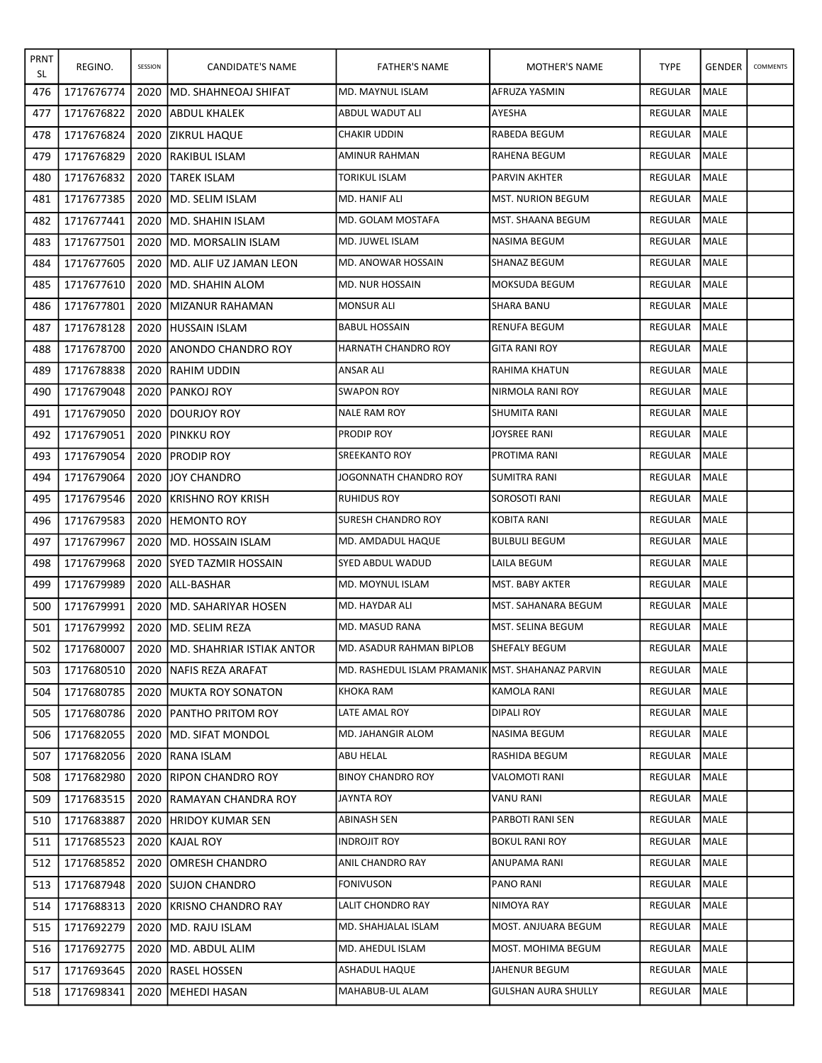| PRNT SL | REGINO. | SESSION | CANDIDATE'S NAME | FATHER'S NAME | MOTHER'S NAME | TYPE | GENDER | COMMENTS |
|---|---|---|---|---|---|---|---|---|
| 476 | 1717676774 | 2020 | MD. SHAHNEOAJ SHIFAT | MD. MAYNUL ISLAM | AFRUZA YASMIN | REGULAR | MALE | |
| 477 | 1717676822 | 2020 | ABDUL KHALEK | ABDUL WADUT ALI | AYESHA | REGULAR | MALE | |
| 478 | 1717676824 | 2020 | ZIKRUL HAQUE | CHAKIR UDDIN | RABEDA BEGUM | REGULAR | MALE | |
| 479 | 1717676829 | 2020 | RAKIBUL ISLAM | AMINUR RAHMAN | RAHENA BEGUM | REGULAR | MALE | |
| 480 | 1717676832 | 2020 | TAREK ISLAM | TORIKUL ISLAM | PARVIN AKHTER | REGULAR | MALE | |
| 481 | 1717677385 | 2020 | MD. SELIM ISLAM | MD. HANIF ALI | MST. NURION BEGUM | REGULAR | MALE | |
| 482 | 1717677441 | 2020 | MD. SHAHIN ISLAM | MD. GOLAM MOSTAFA | MST. SHAANA BEGUM | REGULAR | MALE | |
| 483 | 1717677501 | 2020 | MD. MORSALIN ISLAM | MD. JUWEL ISLAM | NASIMA BEGUM | REGULAR | MALE | |
| 484 | 1717677605 | 2020 | MD. ALIF UZ JAMAN LEON | MD. ANOWAR HOSSAIN | SHANAZ BEGUM | REGULAR | MALE | |
| 485 | 1717677610 | 2020 | MD. SHAHIN ALOM | MD. NUR HOSSAIN | MOKSUDA BEGUM | REGULAR | MALE | |
| 486 | 1717677801 | 2020 | MIZANUR RAHAMAN | MONSUR ALI | SHARA BANU | REGULAR | MALE | |
| 487 | 1717678128 | 2020 | HUSSAIN ISLAM | BABUL HOSSAIN | RENUFA BEGUM | REGULAR | MALE | |
| 488 | 1717678700 | 2020 | ANONDO CHANDRO ROY | HARNATH CHANDRO ROY | GITA RANI ROY | REGULAR | MALE | |
| 489 | 1717678838 | 2020 | RAHIM UDDIN | ANSAR ALI | RAHIMA KHATUN | REGULAR | MALE | |
| 490 | 1717679048 | 2020 | PANKOJ ROY | SWAPON ROY | NIRMOLA RANI ROY | REGULAR | MALE | |
| 491 | 1717679050 | 2020 | DOURJOY ROY | NALE RAM ROY | SHUMITA RANI | REGULAR | MALE | |
| 492 | 1717679051 | 2020 | PINKKU ROY | PRODIP ROY | JOYSREE RANI | REGULAR | MALE | |
| 493 | 1717679054 | 2020 | PRODIP ROY | SREEKANTO ROY | PROTIMA RANI | REGULAR | MALE | |
| 494 | 1717679064 | 2020 | JOY CHANDRO | JOGONNATH CHANDRO ROY | SUMITRA RANI | REGULAR | MALE | |
| 495 | 1717679546 | 2020 | KRISHNO ROY KRISH | RUHIDUS ROY | SOROSOTI RANI | REGULAR | MALE | |
| 496 | 1717679583 | 2020 | HEMONTO ROY | SURESH CHANDRO ROY | KOBITA RANI | REGULAR | MALE | |
| 497 | 1717679967 | 2020 | MD. HOSSAIN ISLAM | MD. AMDADUL HAQUE | BULBULI BEGUM | REGULAR | MALE | |
| 498 | 1717679968 | 2020 | SYED TAZMIR HOSSAIN | SYED ABDUL WADUD | LAILA BEGUM | REGULAR | MALE | |
| 499 | 1717679989 | 2020 | ALL-BASHAR | MD. MOYNUL ISLAM | MST. BABY AKTER | REGULAR | MALE | |
| 500 | 1717679991 | 2020 | MD. SAHARIYAR HOSEN | MD. HAYDAR ALI | MST. SAHANARA BEGUM | REGULAR | MALE | |
| 501 | 1717679992 | 2020 | MD. SELIM REZA | MD. MASUD RANA | MST. SELINA BEGUM | REGULAR | MALE | |
| 502 | 1717680007 | 2020 | MD. SHAHRIAR ISTIAK ANTOR | MD. ASADUR RAHMAN BIPLOB | SHEFALY BEGUM | REGULAR | MALE | |
| 503 | 1717680510 | 2020 | NAFIS REZA ARAFAT | MD. RASHEDUL ISLAM PRAMANIK | MST. SHAHANAZ PARVIN | REGULAR | MALE | |
| 504 | 1717680785 | 2020 | MUKTA ROY SONATON | KHOKA RAM | KAMOLA RANI | REGULAR | MALE | |
| 505 | 1717680786 | 2020 | PANTHO PRITOM ROY | LATE AMAL ROY | DIPALI ROY | REGULAR | MALE | |
| 506 | 1717682055 | 2020 | MD. SIFAT MONDOL | MD. JAHANGIR ALOM | NASIMA BEGUM | REGULAR | MALE | |
| 507 | 1717682056 | 2020 | RANA ISLAM | ABU HELAL | RASHIDA BEGUM | REGULAR | MALE | |
| 508 | 1717682980 | 2020 | RIPON CHANDRO ROY | BINOY CHANDRO ROY | VALOMOTI RANI | REGULAR | MALE | |
| 509 | 1717683515 | 2020 | RAMAYAN CHANDRA ROY | JAYNTA ROY | VANU RANI | REGULAR | MALE | |
| 510 | 1717683887 | 2020 | HRIDOY KUMAR SEN | ABINASH SEN | PARBOTI RANI SEN | REGULAR | MALE | |
| 511 | 1717685523 | 2020 | KAJAL ROY | INDROJIT ROY | BOKUL RANI ROY | REGULAR | MALE | |
| 512 | 1717685852 | 2020 | OMRESH CHANDRO | ANIL CHANDRO RAY | ANUPAMA RANI | REGULAR | MALE | |
| 513 | 1717687948 | 2020 | SUJON CHANDRO | FONIVUSON | PANO RANI | REGULAR | MALE | |
| 514 | 1717688313 | 2020 | KRISNO CHANDRO RAY | LALIT CHONDRO RAY | NIMOYA RAY | REGULAR | MALE | |
| 515 | 1717692279 | 2020 | MD. RAJU ISLAM | MD. SHAHJALAL ISLAM | MOST. ANJUARA BEGUM | REGULAR | MALE | |
| 516 | 1717692775 | 2020 | MD. ABDUL ALIM | MD. AHEDUL ISLAM | MOST. MOHIMA BEGUM | REGULAR | MALE | |
| 517 | 1717693645 | 2020 | RASEL HOSSEN | ASHADUL HAQUE | JAHENUR BEGUM | REGULAR | MALE | |
| 518 | 1717698341 | 2020 | MEHEDI HASAN | MAHABUB-UL ALAM | GULSHAN AURA SHULLY | REGULAR | MALE | |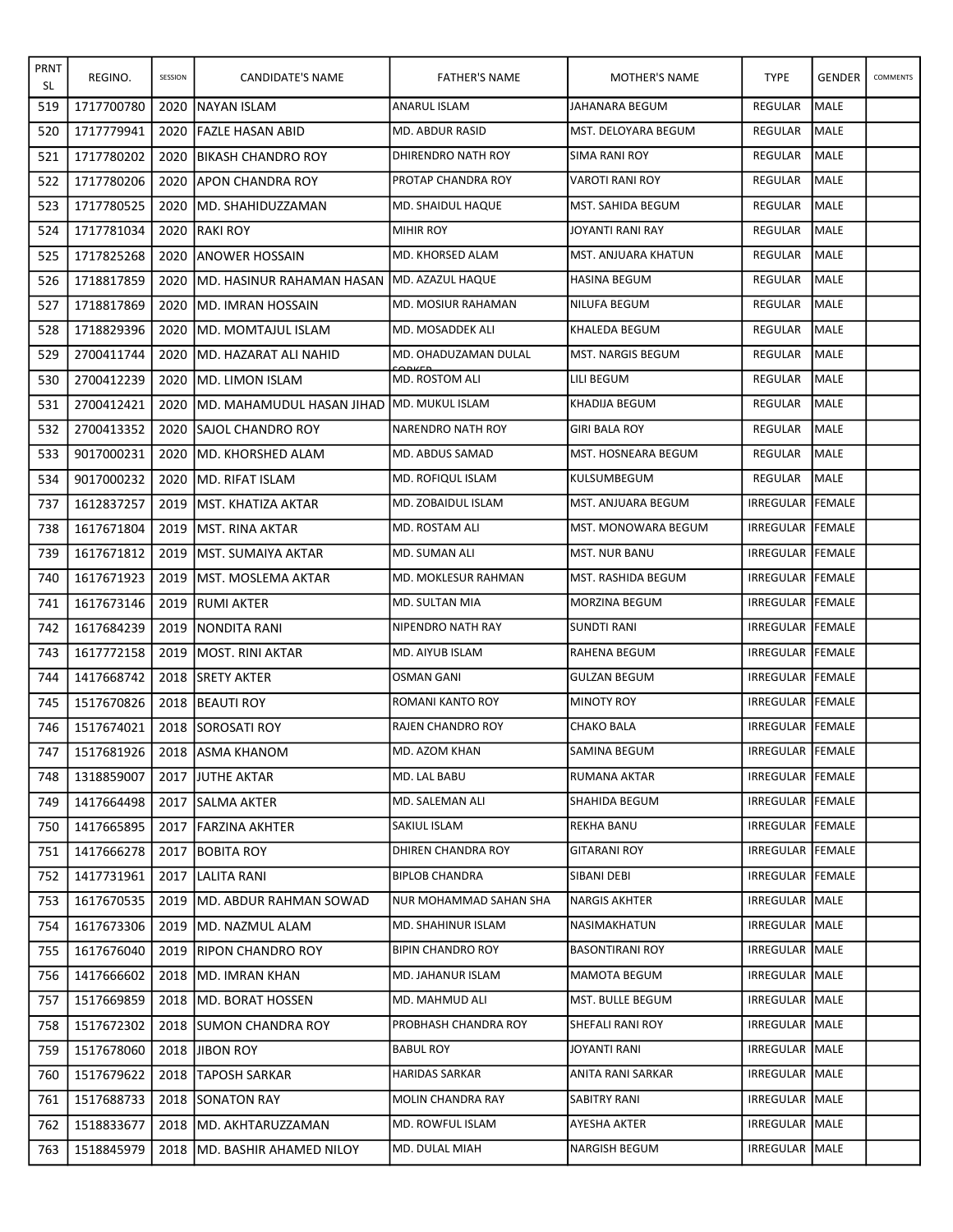| PRNT SL | REGINO. | SESSION | CANDIDATE'S NAME | FATHER'S NAME | MOTHER'S NAME | TYPE | GENDER | COMMENTS |
|---|---|---|---|---|---|---|---|---|
| 519 | 1717700780 | 2020 | NAYAN ISLAM | ANARUL ISLAM | JAHANARA BEGUM | REGULAR | MALE | |
| 520 | 1717779941 | 2020 | FAZLE HASAN ABID | MD. ABDUR RASID | MST. DELOYARA BEGUM | REGULAR | MALE | |
| 521 | 1717780202 | 2020 | BIKASH CHANDRO ROY | DHIRENDRO NATH ROY | SIMA RANI ROY | REGULAR | MALE | |
| 522 | 1717780206 | 2020 | APON CHANDRA ROY | PROTAP CHANDRA ROY | VAROTI RANI ROY | REGULAR | MALE | |
| 523 | 1717780525 | 2020 | MD. SHAHIDUZZAMAN | MD. SHAIDUL HAQUE | MST. SAHIDA BEGUM | REGULAR | MALE | |
| 524 | 1717781034 | 2020 | RAKI ROY | MIHIR ROY | JOYANTI RANI RAY | REGULAR | MALE | |
| 525 | 1717825268 | 2020 | ANOWER HOSSAIN | MD. KHORSED ALAM | MST. ANJUARA KHATUN | REGULAR | MALE | |
| 526 | 1718817859 | 2020 | MD. HASINUR RAHAMAN HASAN | MD. AZAZUL HAQUE | HASINA BEGUM | REGULAR | MALE | |
| 527 | 1718817869 | 2020 | MD. IMRAN HOSSAIN | MD. MOSIUR RAHAMAN | NILUFA BEGUM | REGULAR | MALE | |
| 528 | 1718829396 | 2020 | MD. MOMTAJUL ISLAM | MD. MOSADDEK ALI | KHALEDA BEGUM | REGULAR | MALE | |
| 529 | 2700411744 | 2020 | MD. HAZARAT ALI NAHID | MD. OHADUZAMAN DULAL SORKER | MST. NARGIS BEGUM | REGULAR | MALE | |
| 530 | 2700412239 | 2020 | MD. LIMON ISLAM | MD. ROSTOM ALI | LILI BEGUM | REGULAR | MALE | |
| 531 | 2700412421 | 2020 | MD. MAHAMUDUL HASAN JIHAD | MD. MUKUL ISLAM | KHADIJA BEGUM | REGULAR | MALE | |
| 532 | 2700413352 | 2020 | SAJOL CHANDRO ROY | NARENDRO NATH ROY | GIRI BALA ROY | REGULAR | MALE | |
| 533 | 9017000231 | 2020 | MD. KHORSHED ALAM | MD. ABDUS SAMAD | MST. HOSNEARA BEGUM | REGULAR | MALE | |
| 534 | 9017000232 | 2020 | MD. RIFAT ISLAM | MD. ROFIQUL ISLAM | KULSUMBEGUM | REGULAR | MALE | |
| 737 | 1612837257 | 2019 | MST. KHATIZA AKTAR | MD. ZOBAIDUL ISLAM | MST. ANJUARA BEGUM | IRREGULAR | FEMALE | |
| 738 | 1617671804 | 2019 | MST. RINA AKTAR | MD. ROSTAM ALI | MST. MONOWARA BEGUM | IRREGULAR | FEMALE | |
| 739 | 1617671812 | 2019 | MST. SUMAIYA AKTAR | MD. SUMAN ALI | MST. NUR BANU | IRREGULAR | FEMALE | |
| 740 | 1617671923 | 2019 | MST. MOSLEMA AKTAR | MD. MOKLESUR RAHMAN | MST. RASHIDA BEGUM | IRREGULAR | FEMALE | |
| 741 | 1617673146 | 2019 | RUMI AKTER | MD. SULTAN MIA | MORZINA BEGUM | IRREGULAR | FEMALE | |
| 742 | 1617684239 | 2019 | NONDITA RANI | NIPENDRO NATH RAY | SUNDTI RANI | IRREGULAR | FEMALE | |
| 743 | 1617772158 | 2019 | MOST. RINI AKTAR | MD. AIYUB ISLAM | RAHENA BEGUM | IRREGULAR | FEMALE | |
| 744 | 1417668742 | 2018 | SRETY AKTER | OSMAN GANI | GULZAN BEGUM | IRREGULAR | FEMALE | |
| 745 | 1517670826 | 2018 | BEAUTI ROY | ROMANI KANTO ROY | MINOTY ROY | IRREGULAR | FEMALE | |
| 746 | 1517674021 | 2018 | SOROSATI ROY | RAJEN CHANDRO ROY | CHAKO BALA | IRREGULAR | FEMALE | |
| 747 | 1517681926 | 2018 | ASMA KHANOM | MD. AZOM KHAN | SAMINA BEGUM | IRREGULAR | FEMALE | |
| 748 | 1318859007 | 2017 | JUTHE AKTAR | MD. LAL BABU | RUMANA AKTAR | IRREGULAR | FEMALE | |
| 749 | 1417664498 | 2017 | SALMA AKTER | MD. SALEMAN ALI | SHAHIDA BEGUM | IRREGULAR | FEMALE | |
| 750 | 1417665895 | 2017 | FARZINA AKHTER | SAKIUL ISLAM | REKHA BANU | IRREGULAR | FEMALE | |
| 751 | 1417666278 | 2017 | BOBITA ROY | DHIREN CHANDRA ROY | GITARANI ROY | IRREGULAR | FEMALE | |
| 752 | 1417731961 | 2017 | LALITA RANI | BIPLOB CHANDRA | SIBANI DEBI | IRREGULAR | FEMALE | |
| 753 | 1617670535 | 2019 | MD. ABDUR RAHMAN SOWAD | NUR MOHAMMAD SAHAN SHA | NARGIS AKHTER | IRREGULAR | MALE | |
| 754 | 1617673306 | 2019 | MD. NAZMUL ALAM | MD. SHAHINUR ISLAM | NASIMAKHATUN | IRREGULAR | MALE | |
| 755 | 1617676040 | 2019 | RIPON CHANDRO ROY | BIPIN CHANDRO ROY | BASONTIRANI ROY | IRREGULAR | MALE | |
| 756 | 1417666602 | 2018 | MD. IMRAN KHAN | MD. JAHANUR ISLAM | MAMOTA BEGUM | IRREGULAR | MALE | |
| 757 | 1517669859 | 2018 | MD. BORAT HOSSEN | MD. MAHMUD ALI | MST. BULLE BEGUM | IRREGULAR | MALE | |
| 758 | 1517672302 | 2018 | SUMON CHANDRA ROY | PROBHASH CHANDRA ROY | SHEFALI RANI ROY | IRREGULAR | MALE | |
| 759 | 1517678060 | 2018 | JIBON ROY | BABUL ROY | JOYANTI RANI | IRREGULAR | MALE | |
| 760 | 1517679622 | 2018 | TAPOSH SARKAR | HARIDAS SARKAR | ANITA RANI SARKAR | IRREGULAR | MALE | |
| 761 | 1517688733 | 2018 | SONATON RAY | MOLIN CHANDRA RAY | SABITRY RANI | IRREGULAR | MALE | |
| 762 | 1518833677 | 2018 | MD. AKHTARUZZAMAN | MD. ROWFUL ISLAM | AYESHA AKTER | IRREGULAR | MALE | |
| 763 | 1518845979 | 2018 | MD. BASHIR AHAMED NILOY | MD. DULAL MIAH | NARGISH BEGUM | IRREGULAR | MALE | |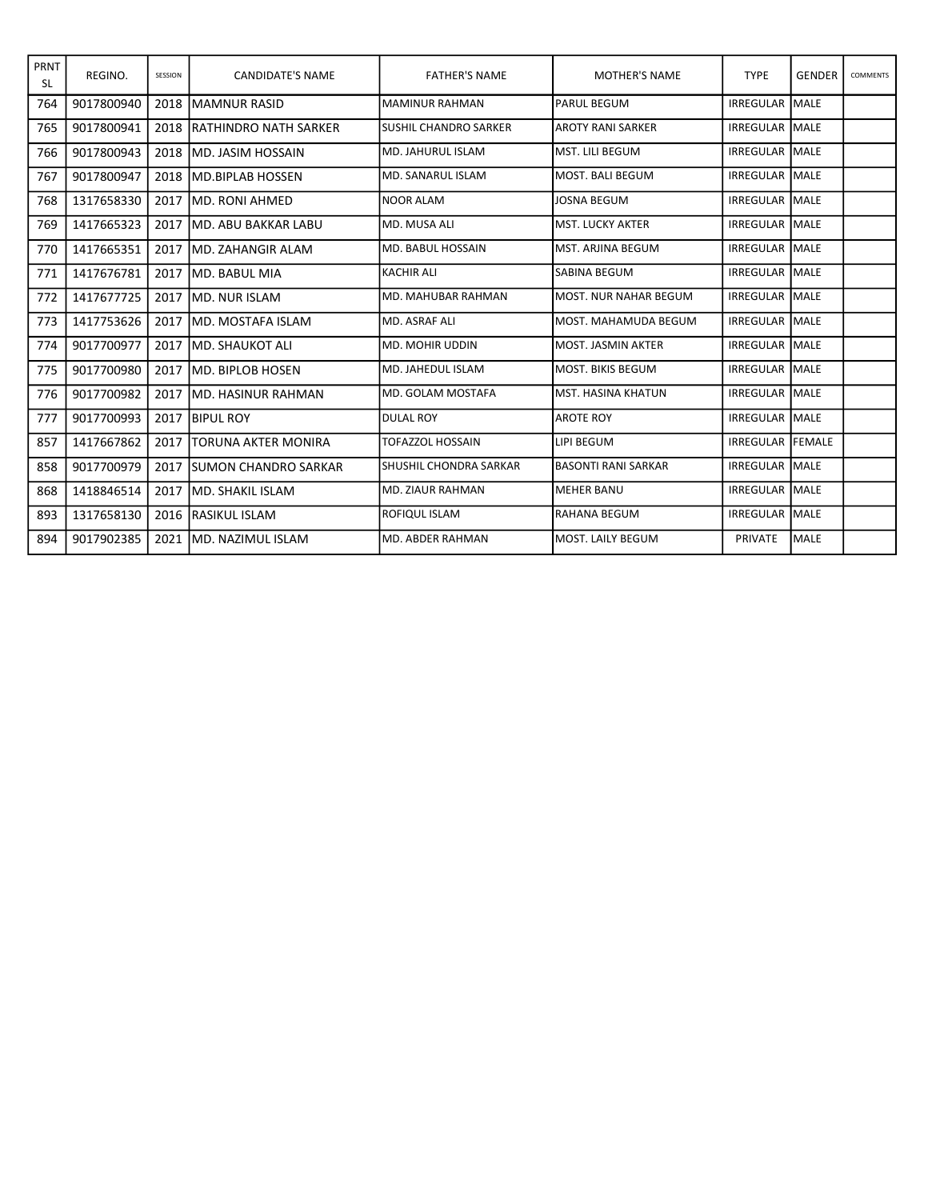| PRNT SL | REGINO. | SESSION | CANDIDATE'S NAME | FATHER'S NAME | MOTHER'S NAME | TYPE | GENDER | COMMENTS |
|---|---|---|---|---|---|---|---|---|
| 764 | 9017800940 | 2018 | MAMNUR RASID | MAMINUR RAHMAN | PARUL BEGUM | IRREGULAR | MALE | |
| 765 | 9017800941 | 2018 | RATHINDRO NATH SARKER | SUSHIL CHANDRO SARKER | AROTY RANI SARKER | IRREGULAR | MALE | |
| 766 | 9017800943 | 2018 | MD. JASIM HOSSAIN | MD. JAHURUL ISLAM | MST. LILI BEGUM | IRREGULAR | MALE | |
| 767 | 9017800947 | 2018 | MD.BIPLAB HOSSEN | MD. SANARUL ISLAM | MOST. BALI BEGUM | IRREGULAR | MALE | |
| 768 | 1317658330 | 2017 | MD. RONI AHMED | NOOR ALAM | JOSNA BEGUM | IRREGULAR | MALE | |
| 769 | 1417665323 | 2017 | MD. ABU BAKKAR LABU | MD. MUSA ALI | MST. LUCKY AKTER | IRREGULAR | MALE | |
| 770 | 1417665351 | 2017 | MD. ZAHANGIR ALAM | MD. BABUL HOSSAIN | MST. ARJINA BEGUM | IRREGULAR | MALE | |
| 771 | 1417676781 | 2017 | MD. BABUL MIA | KACHIR ALI | SABINA BEGUM | IRREGULAR | MALE | |
| 772 | 1417677725 | 2017 | MD. NUR ISLAM | MD. MAHUBAR RAHMAN | MOST. NUR NAHAR BEGUM | IRREGULAR | MALE | |
| 773 | 1417753626 | 2017 | MD. MOSTAFA ISLAM | MD. ASRAF ALI | MOST. MAHAMUDA BEGUM | IRREGULAR | MALE | |
| 774 | 9017700977 | 2017 | MD. SHAUKOT ALI | MD. MOHIR UDDIN | MOST. JASMIN AKTER | IRREGULAR | MALE | |
| 775 | 9017700980 | 2017 | MD. BIPLOB HOSEN | MD. JAHEDUL ISLAM | MOST. BIKIS BEGUM | IRREGULAR | MALE | |
| 776 | 9017700982 | 2017 | MD. HASINUR RAHMAN | MD. GOLAM MOSTAFA | MST. HASINA KHATUN | IRREGULAR | MALE | |
| 777 | 9017700993 | 2017 | BIPUL ROY | DULAL ROY | AROTE ROY | IRREGULAR | MALE | |
| 857 | 1417667862 | 2017 | TORUNA AKTER MONIRA | TOFAZZOL HOSSAIN | LIPI BEGUM | IRREGULAR | FEMALE | |
| 858 | 9017700979 | 2017 | SUMON CHANDRO SARKAR | SHUSHIL CHONDRA SARKAR | BASONTI RANI SARKAR | IRREGULAR | MALE | |
| 868 | 1418846514 | 2017 | MD. SHAKIL ISLAM | MD. ZIAUR RAHMAN | MEHER BANU | IRREGULAR | MALE | |
| 893 | 1317658130 | 2016 | RASIKUL ISLAM | ROFIQUL ISLAM | RAHANA BEGUM | IRREGULAR | MALE | |
| 894 | 9017902385 | 2021 | MD. NAZIMUL ISLAM | MD. ABDER RAHMAN | MOST. LAILY BEGUM | PRIVATE | MALE | |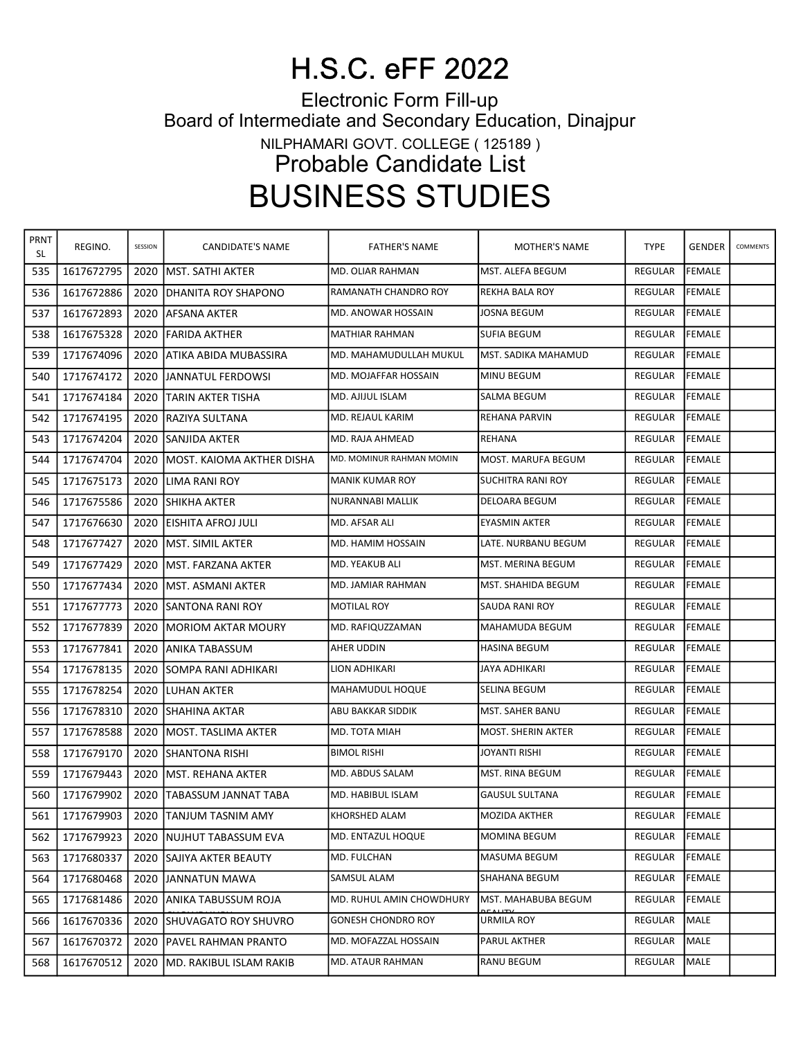# H.S.C. eFF 2022

Electronic Form Fill-up

Board of Intermediate and Secondary Education, Dinajpur

NILPHAMARI GOVT. COLLEGE ( 125189 )

## Probable Candidate List

# BUSINESS STUDIES

| PRNT SL | REGINO. | SESSION | CANDIDATE'S NAME | FATHER'S NAME | MOTHER'S NAME | TYPE | GENDER | COMMENTS |
|---|---|---|---|---|---|---|---|---|
| 535 | 1617672795 | 2020 | MST. SATHI AKTER | MD. OLIAR RAHMAN | MST. ALEFA BEGUM | REGULAR | FEMALE | |
| 536 | 1617672886 | 2020 | DHANITA ROY SHAPONO | RAMANATH CHANDRO ROY | REKHA BALA ROY | REGULAR | FEMALE | |
| 537 | 1617672893 | 2020 | AFSANA AKTER | MD. ANOWAR HOSSAIN | JOSNA BEGUM | REGULAR | FEMALE | |
| 538 | 1617675328 | 2020 | FARIDA AKTHER | MATHIAR RAHMAN | SUFIA BEGUM | REGULAR | FEMALE | |
| 539 | 1717674096 | 2020 | ATIKA ABIDA MUBASSIRA | MD. MAHAMUDULLAH MUKUL | MST. SADIKA MAHAMUD | REGULAR | FEMALE | |
| 540 | 1717674172 | 2020 | JANNATUL FERDOWSI | MD. MOJAFFAR HOSSAIN | MINU BEGUM | REGULAR | FEMALE | |
| 541 | 1717674184 | 2020 | TARIN AKTER TISHA | MD. AJIJUL ISLAM | SALMA BEGUM | REGULAR | FEMALE | |
| 542 | 1717674195 | 2020 | RAZIYA SULTANA | MD. REJAUL KARIM | REHANA PARVIN | REGULAR | FEMALE | |
| 543 | 1717674204 | 2020 | SANJIDA AKTER | MD. RAJA AHMEAD | REHANA | REGULAR | FEMALE | |
| 544 | 1717674704 | 2020 | MOST. KAIOMA AKTHER DISHA | MD. MOMINUR RAHMAN MOMIN | MOST. MARUFA BEGUM | REGULAR | FEMALE | |
| 545 | 1717675173 | 2020 | LIMA RANI ROY | MANIK KUMAR ROY | SUCHITRA RANI ROY | REGULAR | FEMALE | |
| 546 | 1717675586 | 2020 | SHIKHA AKTER | NURANNABI MALLIK | DELOARA BEGUM | REGULAR | FEMALE | |
| 547 | 1717676630 | 2020 | EISHITA AFROJ JULI | MD. AFSAR ALI | EYASMIN AKTER | REGULAR | FEMALE | |
| 548 | 1717677427 | 2020 | MST. SIMIL AKTER | MD. HAMIM HOSSAIN | LATE. NURBANU BEGUM | REGULAR | FEMALE | |
| 549 | 1717677429 | 2020 | MST. FARZANA AKTER | MD. YEAKUB ALI | MST. MERINA BEGUM | REGULAR | FEMALE | |
| 550 | 1717677434 | 2020 | MST. ASMANI AKTER | MD. JAMIAR RAHMAN | MST. SHAHIDA BEGUM | REGULAR | FEMALE | |
| 551 | 1717677773 | 2020 | SANTONA RANI ROY | MOTILAL ROY | SAUDA RANI ROY | REGULAR | FEMALE | |
| 552 | 1717677839 | 2020 | MORIOM AKTAR MOURY | MD. RAFIQUZZAMAN | MAHAMUDA BEGUM | REGULAR | FEMALE | |
| 553 | 1717677841 | 2020 | ANIKA TABASSUM | AHER UDDIN | HASINA BEGUM | REGULAR | FEMALE | |
| 554 | 1717678135 | 2020 | SOMPA RANI ADHIKARI | LION ADHIKARI | JAYA ADHIKARI | REGULAR | FEMALE | |
| 555 | 1717678254 | 2020 | LUHAN AKTER | MAHAMUDUL HOQUE | SELINA BEGUM | REGULAR | FEMALE | |
| 556 | 1717678310 | 2020 | SHAHINA AKTAR | ABU BAKKAR SIDDIK | MST. SAHER BANU | REGULAR | FEMALE | |
| 557 | 1717678588 | 2020 | MOST. TASLIMA AKTER | MD. TOTA MIAH | MOST. SHERIN AKTER | REGULAR | FEMALE | |
| 558 | 1717679170 | 2020 | SHANTONA RISHI | BIMOL RISHI | JOYANTI RISHI | REGULAR | FEMALE | |
| 559 | 1717679443 | 2020 | MST. REHANA AKTER | MD. ABDUS SALAM | MST. RINA BEGUM | REGULAR | FEMALE | |
| 560 | 1717679902 | 2020 | TABASSUM JANNAT TABA | MD. HABIBUL ISLAM | GAUSUL SULTANA | REGULAR | FEMALE | |
| 561 | 1717679903 | 2020 | TANJUM TASNIM AMY | KHORSHED ALAM | MOZIDA AKTHER | REGULAR | FEMALE | |
| 562 | 1717679923 | 2020 | NUJHUT TABASSUM EVA | MD. ENTAZUL HOQUE | MOMINA BEGUM | REGULAR | FEMALE | |
| 563 | 1717680337 | 2020 | SAJIYA AKTER BEAUTY | MD. FULCHAN | MASUMA BEGUM | REGULAR | FEMALE | |
| 564 | 1717680468 | 2020 | JANNATUN MAWA | SAMSUL ALAM | SHAHANA BEGUM | REGULAR | FEMALE | |
| 565 | 1717681486 | 2020 | ANIKA TABUSSUM ROJA | MD. RUHUL AMIN CHOWDHURY | MST. MAHABUBA BEGUM BEAUTY | REGULAR | FEMALE | |
| 566 | 1617670336 | 2020 | SHUVAGATO ROY SHUVRO | GONESH CHONDRO ROY | URMILA ROY | REGULAR | MALE | |
| 567 | 1617670372 | 2020 | PAVEL RAHMAN PRANTO | MD. MOFAZZAL HOSSAIN | PARUL AKTHER | REGULAR | MALE | |
| 568 | 1617670512 | 2020 | MD. RAKIBUL ISLAM RAKIB | MD. ATAUR RAHMAN | RANU BEGUM | REGULAR | MALE | |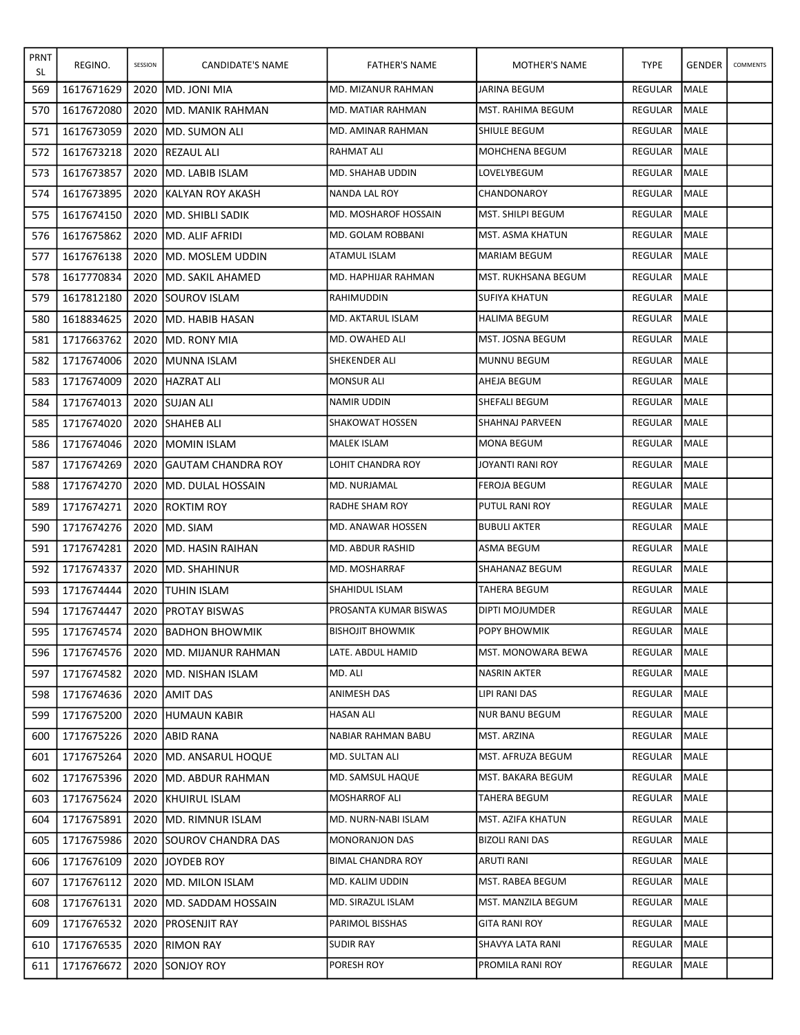| PRNT SL | REGINO. | SESSION | CANDIDATE'S NAME | FATHER'S NAME | MOTHER'S NAME | TYPE | GENDER | COMMENTS |
|---|---|---|---|---|---|---|---|---|
| 569 | 1617671629 | 2020 | MD. JONI MIA | MD. MIZANUR RAHMAN | JARINA BEGUM | REGULAR | MALE | |
| 570 | 1617672080 | 2020 | MD. MANIK RAHMAN | MD. MATIAR RAHMAN | MST. RAHIMA BEGUM | REGULAR | MALE | |
| 571 | 1617673059 | 2020 | MD. SUMON ALI | MD. AMINAR RAHMAN | SHIULE BEGUM | REGULAR | MALE | |
| 572 | 1617673218 | 2020 | REZAUL ALI | RAHMAT ALI | MOHCHENA BEGUM | REGULAR | MALE | |
| 573 | 1617673857 | 2020 | MD. LABIB ISLAM | MD. SHAHAB UDDIN | LOVELYBEGUM | REGULAR | MALE | |
| 574 | 1617673895 | 2020 | KALYAN ROY AKASH | NANDA LAL ROY | CHANDONAROY | REGULAR | MALE | |
| 575 | 1617674150 | 2020 | MD. SHIBLI SADIK | MD. MOSHAROF HOSSAIN | MST. SHILPI BEGUM | REGULAR | MALE | |
| 576 | 1617675862 | 2020 | MD. ALIF AFRIDI | MD. GOLAM ROBBANI | MST. ASMA KHATUN | REGULAR | MALE | |
| 577 | 1617676138 | 2020 | MD. MOSLEM UDDIN | ATAMUL ISLAM | MARIAM BEGUM | REGULAR | MALE | |
| 578 | 1617770834 | 2020 | MD. SAKIL AHAMED | MD. HAPHIJAR RAHMAN | MST. RUKHSANA BEGUM | REGULAR | MALE | |
| 579 | 1617812180 | 2020 | SOUROV ISLAM | RAHIMUDDIN | SUFIYA KHATUN | REGULAR | MALE | |
| 580 | 1618834625 | 2020 | MD. HABIB HASAN | MD. AKTARUL ISLAM | HALIMA BEGUM | REGULAR | MALE | |
| 581 | 1717663762 | 2020 | MD. RONY MIA | MD. OWAHED ALI | MST. JOSNA BEGUM | REGULAR | MALE | |
| 582 | 1717674006 | 2020 | MUNNA ISLAM | SHEKENDER ALI | MUNNU BEGUM | REGULAR | MALE | |
| 583 | 1717674009 | 2020 | HAZRAT ALI | MONSUR ALI | AHEJA BEGUM | REGULAR | MALE | |
| 584 | 1717674013 | 2020 | SUJAN ALI | NAMIR UDDIN | SHEFALI BEGUM | REGULAR | MALE | |
| 585 | 1717674020 | 2020 | SHAHEB ALI | SHAKOWAT HOSSEN | SHAHNAJ PARVEEN | REGULAR | MALE | |
| 586 | 1717674046 | 2020 | MOMIN ISLAM | MALEK ISLAM | MONA BEGUM | REGULAR | MALE | |
| 587 | 1717674269 | 2020 | GAUTAM CHANDRA ROY | LOHIT CHANDRA ROY | JOYANTI RANI ROY | REGULAR | MALE | |
| 588 | 1717674270 | 2020 | MD. DULAL HOSSAIN | MD. NURJAMAL | FEROJA BEGUM | REGULAR | MALE | |
| 589 | 1717674271 | 2020 | ROKTIM ROY | RADHE SHAM ROY | PUTUL RANI ROY | REGULAR | MALE | |
| 590 | 1717674276 | 2020 | MD. SIAM | MD. ANAWAR HOSSEN | BUBULI AKTER | REGULAR | MALE | |
| 591 | 1717674281 | 2020 | MD. HASIN RAIHAN | MD. ABDUR RASHID | ASMA BEGUM | REGULAR | MALE | |
| 592 | 1717674337 | 2020 | MD. SHAHINUR | MD. MOSHARRAF | SHAHANAZ BEGUM | REGULAR | MALE | |
| 593 | 1717674444 | 2020 | TUHIN ISLAM | SHAHIDUL ISLAM | TAHERA BEGUM | REGULAR | MALE | |
| 594 | 1717674447 | 2020 | PROTAY BISWAS | PROSANTA KUMAR BISWAS | DIPTI MOJUMDER | REGULAR | MALE | |
| 595 | 1717674574 | 2020 | BADHON BHOWMIK | BISHOJIT BHOWMIK | POPY BHOWMIK | REGULAR | MALE | |
| 596 | 1717674576 | 2020 | MD. MIJANUR RAHMAN | LATE. ABDUL HAMID | MST. MONOWARA BEWA | REGULAR | MALE | |
| 597 | 1717674582 | 2020 | MD. NISHAN ISLAM | MD. ALI | NASRIN AKTER | REGULAR | MALE | |
| 598 | 1717674636 | 2020 | AMIT DAS | ANIMESH DAS | LIPI RANI DAS | REGULAR | MALE | |
| 599 | 1717675200 | 2020 | HUMAUN KABIR | HASAN ALI | NUR BANU BEGUM | REGULAR | MALE | |
| 600 | 1717675226 | 2020 | ABID RANA | NABIAR RAHMAN BABU | MST. ARZINA | REGULAR | MALE | |
| 601 | 1717675264 | 2020 | MD. ANSARUL HOQUE | MD. SULTAN ALI | MST. AFRUZA BEGUM | REGULAR | MALE | |
| 602 | 1717675396 | 2020 | MD. ABDUR RAHMAN | MD. SAMSUL HAQUE | MST. BAKARA BEGUM | REGULAR | MALE | |
| 603 | 1717675624 | 2020 | KHUIRUL ISLAM | MOSHARROF ALI | TAHERA BEGUM | REGULAR | MALE | |
| 604 | 1717675891 | 2020 | MD. RIMNUR ISLAM | MD. NURN-NABI ISLAM | MST. AZIFA KHATUN | REGULAR | MALE | |
| 605 | 1717675986 | 2020 | SOUROV CHANDRA DAS | MONORANJON DAS | BIZOLI RANI DAS | REGULAR | MALE | |
| 606 | 1717676109 | 2020 | JOYDEB ROY | BIMAL CHANDRA ROY | ARUTI RANI | REGULAR | MALE | |
| 607 | 1717676112 | 2020 | MD. MILON ISLAM | MD. KALIM UDDIN | MST. RABEA BEGUM | REGULAR | MALE | |
| 608 | 1717676131 | 2020 | MD. SADDAM HOSSAIN | MD. SIRAZUL ISLAM | MST. MANZILA BEGUM | REGULAR | MALE | |
| 609 | 1717676532 | 2020 | PROSENJIT RAY | PARIMOL BISSHAS | GITA RANI ROY | REGULAR | MALE | |
| 610 | 1717676535 | 2020 | RIMON RAY | SUDIR RAY | SHAVYA LATA RANI | REGULAR | MALE | |
| 611 | 1717676672 | 2020 | SONJOY ROY | PORESH ROY | PROMILA RANI ROY | REGULAR | MALE | |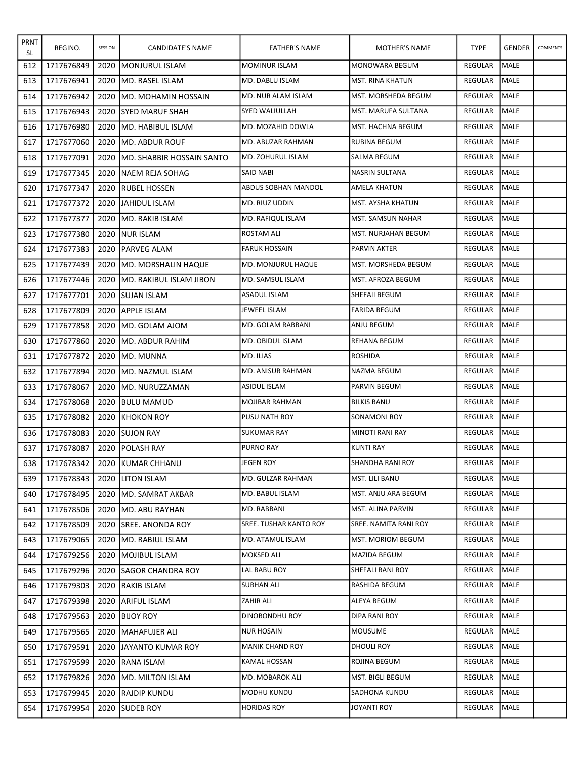| PRNT SL | REGINO. | SESSION | CANDIDATE'S NAME | FATHER'S NAME | MOTHER'S NAME | TYPE | GENDER | COMMENTS |
|---|---|---|---|---|---|---|---|---|
| 612 | 1717676849 | 2020 | MONJURUL ISLAM | MOMINUR ISLAM | MONOWARA BEGUM | REGULAR | MALE | |
| 613 | 1717676941 | 2020 | MD. RASEL ISLAM | MD. DABLU ISLAM | MST. RINA KHATUN | REGULAR | MALE | |
| 614 | 1717676942 | 2020 | MD. MOHAMIN HOSSAIN | MD. NUR ALAM ISLAM | MST. MORSHEDA BEGUM | REGULAR | MALE | |
| 615 | 1717676943 | 2020 | SYED MARUF SHAH | SYED WALIULLAH | MST. MARUFA SULTANA | REGULAR | MALE | |
| 616 | 1717676980 | 2020 | MD. HABIBUL ISLAM | MD. MOZAHID DOWLA | MST. HACHNA BEGUM | REGULAR | MALE | |
| 617 | 1717677060 | 2020 | MD. ABDUR ROUF | MD. ABUZAR RAHMAN | RUBINA BEGUM | REGULAR | MALE | |
| 618 | 1717677091 | 2020 | MD. SHABBIR HOSSAIN SANTO | MD. ZOHURUL ISLAM | SALMA BEGUM | REGULAR | MALE | |
| 619 | 1717677345 | 2020 | NAEM REJA SOHAG | SAID NABI | NASRIN SULTANA | REGULAR | MALE | |
| 620 | 1717677347 | 2020 | RUBEL HOSSEN | ABDUS SOBHAN MANDOL | AMELA KHATUN | REGULAR | MALE | |
| 621 | 1717677372 | 2020 | JAHIDUL ISLAM | MD. RIUZ UDDIN | MST. AYSHA KHATUN | REGULAR | MALE | |
| 622 | 1717677377 | 2020 | MD. RAKIB ISLAM | MD. RAFIQUL ISLAM | MST. SAMSUN NAHAR | REGULAR | MALE | |
| 623 | 1717677380 | 2020 | NUR ISLAM | ROSTAM ALI | MST. NURJAHAN BEGUM | REGULAR | MALE | |
| 624 | 1717677383 | 2020 | PARVEG ALAM | FARUK HOSSAIN | PARVIN AKTER | REGULAR | MALE | |
| 625 | 1717677439 | 2020 | MD. MORSHALIN HAQUE | MD. MONJURUL HAQUE | MST. MORSHEDA BEGUM | REGULAR | MALE | |
| 626 | 1717677446 | 2020 | MD. RAKIBUL ISLAM JIBON | MD. SAMSUL ISLAM | MST. AFROZA BEGUM | REGULAR | MALE | |
| 627 | 1717677701 | 2020 | SUJAN ISLAM | ASADUL ISLAM | SHEFAII BEGUM | REGULAR | MALE | |
| 628 | 1717677809 | 2020 | APPLE ISLAM | JEWEEL ISLAM | FARIDA BEGUM | REGULAR | MALE | |
| 629 | 1717677858 | 2020 | MD. GOLAM AJOM | MD. GOLAM RABBANI | ANJU BEGUM | REGULAR | MALE | |
| 630 | 1717677860 | 2020 | MD. ABDUR RAHIM | MD. OBIDUL ISLAM | REHANA BEGUM | REGULAR | MALE | |
| 631 | 1717677872 | 2020 | MD. MUNNA | MD. ILIAS | ROSHIDA | REGULAR | MALE | |
| 632 | 1717677894 | 2020 | MD. NAZMUL ISLAM | MD. ANISUR RAHMAN | NAZMA BEGUM | REGULAR | MALE | |
| 633 | 1717678067 | 2020 | MD. NURUZZAMAN | ASIDUL ISLAM | PARVIN BEGUM | REGULAR | MALE | |
| 634 | 1717678068 | 2020 | BULU MAMUD | MOJIBAR RAHMAN | BILKIS BANU | REGULAR | MALE | |
| 635 | 1717678082 | 2020 | KHOKON ROY | PUSU NATH ROY | SONAMONI ROY | REGULAR | MALE | |
| 636 | 1717678083 | 2020 | SUJON RAY | SUKUMAR RAY | MINOTI RANI RAY | REGULAR | MALE | |
| 637 | 1717678087 | 2020 | POLASH RAY | PURNO RAY | KUNTI RAY | REGULAR | MALE | |
| 638 | 1717678342 | 2020 | KUMAR CHHANU | JEGEN ROY | SHANDHA RANI ROY | REGULAR | MALE | |
| 639 | 1717678343 | 2020 | LITON ISLAM | MD. GULZAR RAHMAN | MST. LILI BANU | REGULAR | MALE | |
| 640 | 1717678495 | 2020 | MD. SAMRAT AKBAR | MD. BABUL ISLAM | MST. ANJU ARA BEGUM | REGULAR | MALE | |
| 641 | 1717678506 | 2020 | MD. ABU RAYHAN | MD. RABBANI | MST. ALINA PARVIN | REGULAR | MALE | |
| 642 | 1717678509 | 2020 | SREE. ANONDA ROY | SREE. TUSHAR KANTO ROY | SREE. NAMITA RANI ROY | REGULAR | MALE | |
| 643 | 1717679065 | 2020 | MD. RABIUL ISLAM | MD. ATAMUL ISLAM | MST. MORIOM BEGUM | REGULAR | MALE | |
| 644 | 1717679256 | 2020 | MOJIBUL ISLAM | MOKSED ALI | MAZIDA BEGUM | REGULAR | MALE | |
| 645 | 1717679296 | 2020 | SAGOR CHANDRA ROY | LAL BABU ROY | SHEFALI RANI ROY | REGULAR | MALE | |
| 646 | 1717679303 | 2020 | RAKIB ISLAM | SUBHAN ALI | RASHIDA BEGUM | REGULAR | MALE | |
| 647 | 1717679398 | 2020 | ARIFUL ISLAM | ZAHIR ALI | ALEYA BEGUM | REGULAR | MALE | |
| 648 | 1717679563 | 2020 | BIJOY ROY | DINOBONDHU ROY | DIPA RANI ROY | REGULAR | MALE | |
| 649 | 1717679565 | 2020 | MAHAFUJER ALI | NUR HOSAIN | MOUSUME | REGULAR | MALE | |
| 650 | 1717679591 | 2020 | JAYANTO KUMAR ROY | MANIK CHAND ROY | DHOULI ROY | REGULAR | MALE | |
| 651 | 1717679599 | 2020 | RANA ISLAM | KAMAL HOSSAN | ROJINA BEGUM | REGULAR | MALE | |
| 652 | 1717679826 | 2020 | MD. MILTON ISLAM | MD. MOBAROK ALI | MST. BIGLI BEGUM | REGULAR | MALE | |
| 653 | 1717679945 | 2020 | RAJDIP KUNDU | MODHU KUNDU | SADHONA KUNDU | REGULAR | MALE | |
| 654 | 1717679954 | 2020 | SUDEB ROY | HORIDAS ROY | JOYANTI ROY | REGULAR | MALE | |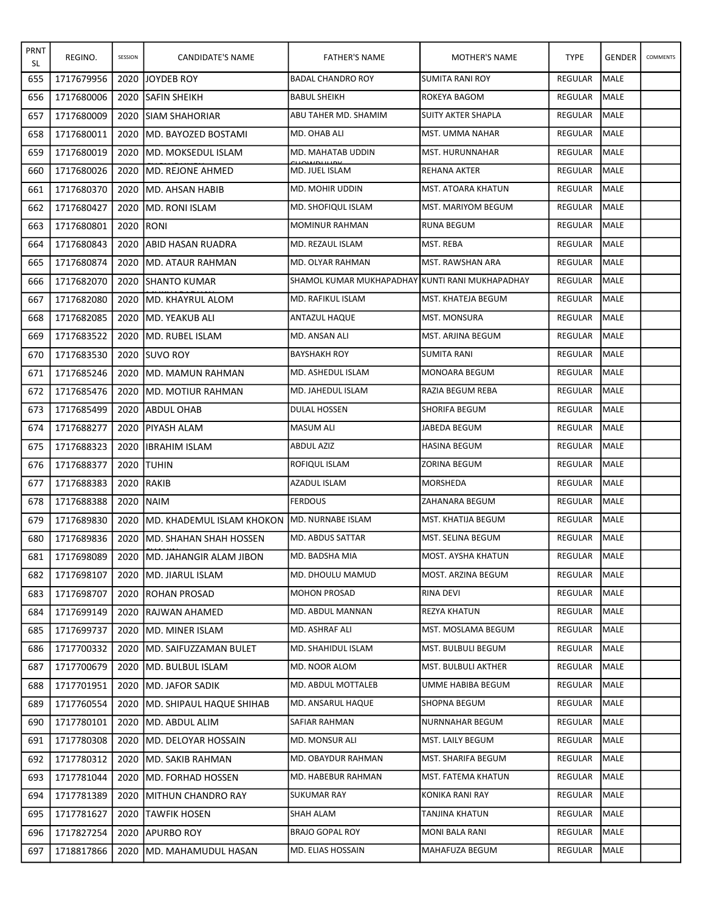| PRNT SL | REGINO. | SESSION | CANDIDATE'S NAME | FATHER'S NAME | MOTHER'S NAME | TYPE | GENDER | COMMENTS |
|---|---|---|---|---|---|---|---|---|
| 655 | 1717679956 | 2020 | JOYDEB ROY | BADAL CHANDRO ROY | SUMITA RANI ROY | REGULAR | MALE | |
| 656 | 1717680006 | 2020 | SAFIN SHEIKH | BABUL SHEIKH | ROKEYA BAGOM | REGULAR | MALE | |
| 657 | 1717680009 | 2020 | SIAM SHAHORIAR | ABU TAHER MD. SHAMIM | SUITY AKTER SHAPLA | REGULAR | MALE | |
| 658 | 1717680011 | 2020 | MD. BAYOZED BOSTAMI | MD. OHAB ALI | MST. UMMA NAHAR | REGULAR | MALE | |
| 659 | 1717680019 | 2020 | MD. MOKSEDUL ISLAM | MD. MAHATAB UDDIN | MST. HURUNNAHAR | REGULAR | MALE | |
| 660 | 1717680026 | 2020 | MD. REJONE AHMED CHOWDHURY | MD. JUEL ISLAM | REHANA AKTER | REGULAR | MALE | |
| 661 | 1717680370 | 2020 | MD. AHSAN HABIB | MD. MOHIR UDDIN | MST. ATOARA KHATUN | REGULAR | MALE | |
| 662 | 1717680427 | 2020 | MD. RONI ISLAM | MD. SHOFIQUL ISLAM | MST. MARIYOM BEGUM | REGULAR | MALE | |
| 663 | 1717680801 | 2020 | RONI | MOMINUR RAHMAN | RUNA BEGUM | REGULAR | MALE | |
| 664 | 1717680843 | 2020 | ABID HASAN RUADRA | MD. REZAUL ISLAM | MST. REBA | REGULAR | MALE | |
| 665 | 1717680874 | 2020 | MD. ATAUR RAHMAN | MD. OLYAR RAHMAN | MST. RAWSHAN ARA | REGULAR | MALE | |
| 666 | 1717682070 | 2020 | SHANTO KUMAR MUKHAPADHAY | SHAMOL KUMAR MUKHAPADHAY | KUNTI RANI MUKHAPADHAY | REGULAR | MALE | |
| 667 | 1717682080 | 2020 | MD. KHAYRUL ALOM | MD. RAFIKUL ISLAM | MST. KHATEJA BEGUM | REGULAR | MALE | |
| 668 | 1717682085 | 2020 | MD. YEAKUB ALI | ANTAZUL HAQUE | MST. MONSURA | REGULAR | MALE | |
| 669 | 1717683522 | 2020 | MD. RUBEL ISLAM | MD. ANSAN ALI | MST. ARJINA BEGUM | REGULAR | MALE | |
| 670 | 1717683530 | 2020 | SUVO ROY | BAYSHAKH ROY | SUMITA RANI | REGULAR | MALE | |
| 671 | 1717685246 | 2020 | MD. MAMUN RAHMAN | MD. ASHEDUL ISLAM | MONOARA BEGUM | REGULAR | MALE | |
| 672 | 1717685476 | 2020 | MD. MOTIUR RAHMAN | MD. JAHEDUL ISLAM | RAZIA BEGUM REBA | REGULAR | MALE | |
| 673 | 1717685499 | 2020 | ABDUL OHAB | DULAL HOSSEN | SHORIFA BEGUM | REGULAR | MALE | |
| 674 | 1717688277 | 2020 | PIYASH ALAM | MASUM ALI | JABEDA BEGUM | REGULAR | MALE | |
| 675 | 1717688323 | 2020 | IBRAHIM ISLAM | ABDUL AZIZ | HASINA BEGUM | REGULAR | MALE | |
| 676 | 1717688377 | 2020 | TUHIN | ROFIQUL ISLAM | ZORINA BEGUM | REGULAR | MALE | |
| 677 | 1717688383 | 2020 | RAKIB | AZADUL ISLAM | MORSHEDA | REGULAR | MALE | |
| 678 | 1717688388 | 2020 | NAIM | FERDOUS | ZAHANARA BEGUM | REGULAR | MALE | |
| 679 | 1717689830 | 2020 | MD. KHADEMUL ISLAM KHOKON | MD. NURNABE ISLAM | MST. KHATIJA BEGUM | REGULAR | MALE | |
| 680 | 1717689836 | 2020 | MD. SHAHAN SHAH HOSSEN SHAHIN | MD. ABDUS SATTAR | MST. SELINA BEGUM | REGULAR | MALE | |
| 681 | 1717698089 | 2020 | MD. JAHANGIR ALAM JIBON | MD. BADSHA MIA | MOST. AYSHA KHATUN | REGULAR | MALE | |
| 682 | 1717698107 | 2020 | MD. JIARUL ISLAM | MD. DHOULU MAMUD | MOST. ARZINA BEGUM | REGULAR | MALE | |
| 683 | 1717698707 | 2020 | ROHAN PROSAD | MOHON PROSAD | RINA DEVI | REGULAR | MALE | |
| 684 | 1717699149 | 2020 | RAJWAN AHAMED | MD. ABDUL MANNAN | REZYA KHATUN | REGULAR | MALE | |
| 685 | 1717699737 | 2020 | MD. MINER ISLAM | MD. ASHRAF ALI | MST. MOSLAMA BEGUM | REGULAR | MALE | |
| 686 | 1717700332 | 2020 | MD. SAIFUZZAMAN BULET | MD. SHAHIDUL ISLAM | MST. BULBULI BEGUM | REGULAR | MALE | |
| 687 | 1717700679 | 2020 | MD. BULBUL ISLAM | MD. NOOR ALOM | MST. BULBULI AKTHER | REGULAR | MALE | |
| 688 | 1717701951 | 2020 | MD. JAFOR SADIK | MD. ABDUL MOTTALEB | UMME HABIBA BEGUM | REGULAR | MALE | |
| 689 | 1717760554 | 2020 | MD. SHIPAUL HAQUE SHIHAB | MD. ANSARUL HAQUE | SHOPNA BEGUM | REGULAR | MALE | |
| 690 | 1717780101 | 2020 | MD. ABDUL ALIM | SAFIAR RAHMAN | NURNNAHAR BEGUM | REGULAR | MALE | |
| 691 | 1717780308 | 2020 | MD. DELOYAR HOSSAIN | MD. MONSUR ALI | MST. LAILY BEGUM | REGULAR | MALE | |
| 692 | 1717780312 | 2020 | MD. SAKIB RAHMAN | MD. OBAYDUR RAHMAN | MST. SHARIFA BEGUM | REGULAR | MALE | |
| 693 | 1717781044 | 2020 | MD. FORHAD HOSSEN | MD. HABEBUR RAHMAN | MST. FATEMA KHATUN | REGULAR | MALE | |
| 694 | 1717781389 | 2020 | MITHUN CHANDRO RAY | SUKUMAR RAY | KONIKA RANI RAY | REGULAR | MALE | |
| 695 | 1717781627 | 2020 | TAWFIK HOSEN | SHAH ALAM | TANJINA KHATUN | REGULAR | MALE | |
| 696 | 1717827254 | 2020 | APURBO ROY | BRAJO GOPAL ROY | MONI BALA RANI | REGULAR | MALE | |
| 697 | 1718817866 | 2020 | MD. MAHAMUDUL HASAN | MD. ELIAS HOSSAIN | MAHAFUZA BEGUM | REGULAR | MALE | |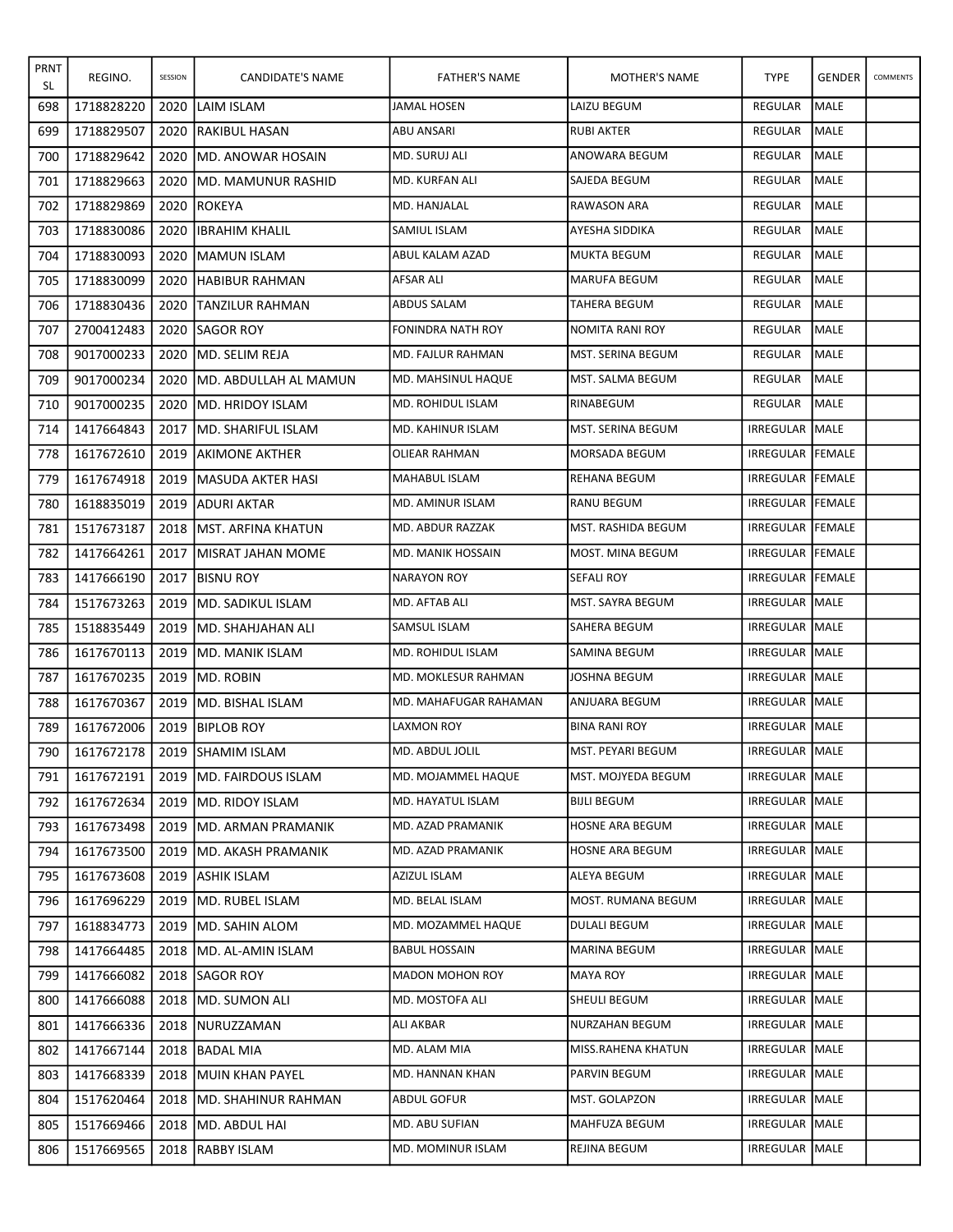| PRNT SL | REGINO. | SESSION | CANDIDATE'S NAME | FATHER'S NAME | MOTHER'S NAME | TYPE | GENDER | COMMENTS |
|---|---|---|---|---|---|---|---|---|
| 698 | 1718828220 | 2020 | LAIM ISLAM | JAMAL HOSEN | LAIZU BEGUM | REGULAR | MALE | |
| 699 | 1718829507 | 2020 | RAKIBUL HASAN | ABU ANSARI | RUBI AKTER | REGULAR | MALE | |
| 700 | 1718829642 | 2020 | MD. ANOWAR HOSAIN | MD. SURUJ ALI | ANOWARA BEGUM | REGULAR | MALE | |
| 701 | 1718829663 | 2020 | MD. MAMUNUR RASHID | MD. KURFAN ALI | SAJEDA BEGUM | REGULAR | MALE | |
| 702 | 1718829869 | 2020 | ROKEYA | MD. HANJALAL | RAWASON ARA | REGULAR | MALE | |
| 703 | 1718830086 | 2020 | IBRAHIM KHALIL | SAMIUL ISLAM | AYESHA SIDDIKA | REGULAR | MALE | |
| 704 | 1718830093 | 2020 | MAMUN ISLAM | ABUL KALAM AZAD | MUKTA BEGUM | REGULAR | MALE | |
| 705 | 1718830099 | 2020 | HABIBUR RAHMAN | AFSAR ALI | MARUFA BEGUM | REGULAR | MALE | |
| 706 | 1718830436 | 2020 | TANZILUR RAHMAN | ABDUS SALAM | TAHERA BEGUM | REGULAR | MALE | |
| 707 | 2700412483 | 2020 | SAGOR ROY | FONINDRA NATH ROY | NOMITA RANI ROY | REGULAR | MALE | |
| 708 | 9017000233 | 2020 | MD. SELIM REJA | MD. FAJLUR RAHMAN | MST. SERINA BEGUM | REGULAR | MALE | |
| 709 | 9017000234 | 2020 | MD. ABDULLAH AL MAMUN | MD. MAHSINUL HAQUE | MST. SALMA BEGUM | REGULAR | MALE | |
| 710 | 9017000235 | 2020 | MD. HRIDOY ISLAM | MD. ROHIDUL ISLAM | RINABEGUM | REGULAR | MALE | |
| 714 | 1417664843 | 2017 | MD. SHARIFUL ISLAM | MD. KAHINUR ISLAM | MST. SERINA BEGUM | IRREGULAR | MALE | |
| 778 | 1617672610 | 2019 | AKIMONE AKTHER | OLIEAR RAHMAN | MORSADA BEGUM | IRREGULAR | FEMALE | |
| 779 | 1617674918 | 2019 | MASUDA AKTER HASI | MAHABUL ISLAM | REHANA BEGUM | IRREGULAR | FEMALE | |
| 780 | 1618835019 | 2019 | ADURI AKTAR | MD. AMINUR ISLAM | RANU BEGUM | IRREGULAR | FEMALE | |
| 781 | 1517673187 | 2018 | MST. ARFINA KHATUN | MD. ABDUR RAZZAK | MST. RASHIDA BEGUM | IRREGULAR | FEMALE | |
| 782 | 1417664261 | 2017 | MISRAT JAHAN MOME | MD. MANIK HOSSAIN | MOST. MINA BEGUM | IRREGULAR | FEMALE | |
| 783 | 1417666190 | 2017 | BISNU ROY | NARAYON ROY | SEFALI ROY | IRREGULAR | FEMALE | |
| 784 | 1517673263 | 2019 | MD. SADIKUL ISLAM | MD. AFTAB ALI | MST. SAYRA BEGUM | IRREGULAR | MALE | |
| 785 | 1518835449 | 2019 | MD. SHAHJAHAN ALI | SAMSUL ISLAM | SAHERA BEGUM | IRREGULAR | MALE | |
| 786 | 1617670113 | 2019 | MD. MANIK ISLAM | MD. ROHIDUL ISLAM | SAMINA BEGUM | IRREGULAR | MALE | |
| 787 | 1617670235 | 2019 | MD. ROBIN | MD. MOKLESUR RAHMAN | JOSHNA BEGUM | IRREGULAR | MALE | |
| 788 | 1617670367 | 2019 | MD. BISHAL ISLAM | MD. MAHAFUGAR RAHAMAN | ANJUARA BEGUM | IRREGULAR | MALE | |
| 789 | 1617672006 | 2019 | BIPLOB ROY | LAXMON ROY | BINA RANI ROY | IRREGULAR | MALE | |
| 790 | 1617672178 | 2019 | SHAMIM ISLAM | MD. ABDUL JOLIL | MST. PEYARI BEGUM | IRREGULAR | MALE | |
| 791 | 1617672191 | 2019 | MD. FAIRDOUS ISLAM | MD. MOJAMMEL HAQUE | MST. MOJYEDA BEGUM | IRREGULAR | MALE | |
| 792 | 1617672634 | 2019 | MD. RIDOY ISLAM | MD. HAYATUL ISLAM | BIJLI BEGUM | IRREGULAR | MALE | |
| 793 | 1617673498 | 2019 | MD. ARMAN PRAMANIK | MD. AZAD PRAMANIK | HOSNE ARA BEGUM | IRREGULAR | MALE | |
| 794 | 1617673500 | 2019 | MD. AKASH PRAMANIK | MD. AZAD PRAMANIK | HOSNE ARA BEGUM | IRREGULAR | MALE | |
| 795 | 1617673608 | 2019 | ASHIK ISLAM | AZIZUL ISLAM | ALEYA BEGUM | IRREGULAR | MALE | |
| 796 | 1617696229 | 2019 | MD. RUBEL ISLAM | MD. BELAL ISLAM | MOST. RUMANA BEGUM | IRREGULAR | MALE | |
| 797 | 1618834773 | 2019 | MD. SAHIN ALOM | MD. MOZAMMEL HAQUE | DULALI BEGUM | IRREGULAR | MALE | |
| 798 | 1417664485 | 2018 | MD. AL-AMIN ISLAM | BABUL HOSSAIN | MARINA BEGUM | IRREGULAR | MALE | |
| 799 | 1417666082 | 2018 | SAGOR ROY | MADON MOHON ROY | MAYA ROY | IRREGULAR | MALE | |
| 800 | 1417666088 | 2018 | MD. SUMON ALI | MD. MOSTOFA ALI | SHEULI BEGUM | IRREGULAR | MALE | |
| 801 | 1417666336 | 2018 | NURUZZAMAN | ALI AKBAR | NURZAHAN BEGUM | IRREGULAR | MALE | |
| 802 | 1417667144 | 2018 | BADAL MIA | MD. ALAM MIA | MISS.RAHENA KHATUN | IRREGULAR | MALE | |
| 803 | 1417668339 | 2018 | MUIN KHAN PAYEL | MD. HANNAN KHAN | PARVIN BEGUM | IRREGULAR | MALE | |
| 804 | 1517620464 | 2018 | MD. SHAHINUR RAHMAN | ABDUL GOFUR | MST. GOLAPZON | IRREGULAR | MALE | |
| 805 | 1517669466 | 2018 | MD. ABDUL HAI | MD. ABU SUFIAN | MAHFUZA BEGUM | IRREGULAR | MALE | |
| 806 | 1517669565 | 2018 | RABBY ISLAM | MD. MOMINUR ISLAM | REJINA BEGUM | IRREGULAR | MALE | |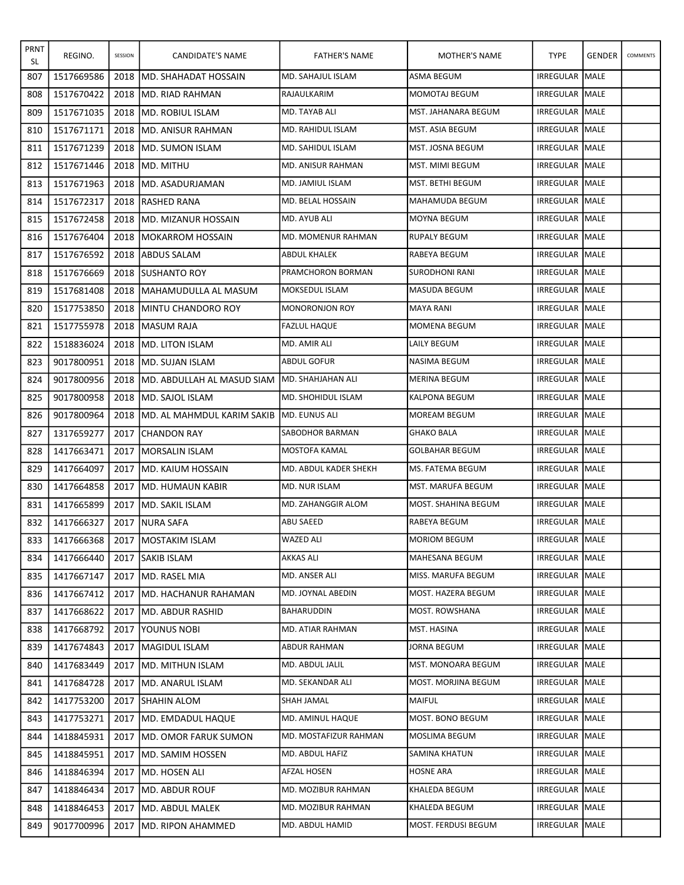| PRNT SL | REGINO. | SESSION | CANDIDATE'S NAME | FATHER'S NAME | MOTHER'S NAME | TYPE | GENDER | COMMENTS |
|---|---|---|---|---|---|---|---|---|
| 807 | 1517669586 | 2018 | MD. SHAHADAT HOSSAIN | MD. SAHAJUL ISLAM | ASMA BEGUM | IRREGULAR | MALE | |
| 808 | 1517670422 | 2018 | MD. RIAD RAHMAN | RAJAULKARIM | MOMOTAJ BEGUM | IRREGULAR | MALE | |
| 809 | 1517671035 | 2018 | MD. ROBIUL ISLAM | MD. TAYAB ALI | MST. JAHANARA BEGUM | IRREGULAR | MALE | |
| 810 | 1517671171 | 2018 | MD. ANISUR RAHMAN | MD. RAHIDUL ISLAM | MST. ASIA BEGUM | IRREGULAR | MALE | |
| 811 | 1517671239 | 2018 | MD. SUMON ISLAM | MD. SAHIDUL ISLAM | MST. JOSNA BEGUM | IRREGULAR | MALE | |
| 812 | 1517671446 | 2018 | MD. MITHU | MD. ANISUR RAHMAN | MST. MIMI BEGUM | IRREGULAR | MALE | |
| 813 | 1517671963 | 2018 | MD. ASADURJAMAN | MD. JAMIUL ISLAM | MST. BETHI BEGUM | IRREGULAR | MALE | |
| 814 | 1517672317 | 2018 | RASHED RANA | MD. BELAL HOSSAIN | MAHAMUDA BEGUM | IRREGULAR | MALE | |
| 815 | 1517672458 | 2018 | MD. MIZANUR HOSSAIN | MD. AYUB ALI | MOYNA BEGUM | IRREGULAR | MALE | |
| 816 | 1517676404 | 2018 | MOKARROM HOSSAIN | MD. MOMENUR RAHMAN | RUPALY BEGUM | IRREGULAR | MALE | |
| 817 | 1517676592 | 2018 | ABDUS SALAM | ABDUL KHALEK | RABEYA BEGUM | IRREGULAR | MALE | |
| 818 | 1517676669 | 2018 | SUSHANTO ROY | PRAMCHORON BORMAN | SURODHONI RANI | IRREGULAR | MALE | |
| 819 | 1517681408 | 2018 | MAHAMUDULLA AL MASUM | MOKSEDUL ISLAM | MASUDA BEGUM | IRREGULAR | MALE | |
| 820 | 1517753850 | 2018 | MINTU CHANDORO ROY | MONORONJON ROY | MAYA RANI | IRREGULAR | MALE | |
| 821 | 1517755978 | 2018 | MASUM RAJA | FAZLUL HAQUE | MOMENA BEGUM | IRREGULAR | MALE | |
| 822 | 1518836024 | 2018 | MD. LITON ISLAM | MD. AMIR ALI | LAILY BEGUM | IRREGULAR | MALE | |
| 823 | 9017800951 | 2018 | MD. SUJAN ISLAM | ABDUL GOFUR | NASIMA BEGUM | IRREGULAR | MALE | |
| 824 | 9017800956 | 2018 | MD. ABDULLAH AL MASUD SIAM | MD. SHAHJAHAN ALI | MERINA BEGUM | IRREGULAR | MALE | |
| 825 | 9017800958 | 2018 | MD. SAJOL ISLAM | MD. SHOHIDUL ISLAM | KALPONA BEGUM | IRREGULAR | MALE | |
| 826 | 9017800964 | 2018 | MD. AL MAHMDUL KARIM SAKIB | MD. EUNUS ALI | MOREAM BEGUM | IRREGULAR | MALE | |
| 827 | 1317659277 | 2017 | CHANDON RAY | SABODHOR BARMAN | GHAKO BALA | IRREGULAR | MALE | |
| 828 | 1417663471 | 2017 | MORSALIN ISLAM | MOSTOFA KAMAL | GOLBAHAR BEGUM | IRREGULAR | MALE | |
| 829 | 1417664097 | 2017 | MD. KAIUM HOSSAIN | MD. ABDUL KADER SHEKH | MS. FATEMA BEGUM | IRREGULAR | MALE | |
| 830 | 1417664858 | 2017 | MD. HUMAUN KABIR | MD. NUR ISLAM | MST. MARUFA BEGUM | IRREGULAR | MALE | |
| 831 | 1417665899 | 2017 | MD. SAKIL ISLAM | MD. ZAHANGGIR ALOM | MOST. SHAHINA BEGUM | IRREGULAR | MALE | |
| 832 | 1417666327 | 2017 | NURA SAFA | ABU SAEED | RABEYA BEGUM | IRREGULAR | MALE | |
| 833 | 1417666368 | 2017 | MOSTAKIM ISLAM | WAZED ALI | MORIOM BEGUM | IRREGULAR | MALE | |
| 834 | 1417666440 | 2017 | SAKIB ISLAM | AKKAS ALI | MAHESANA BEGUM | IRREGULAR | MALE | |
| 835 | 1417667147 | 2017 | MD. RASEL MIA | MD. ANSER ALI | MISS. MARUFA BEGUM | IRREGULAR | MALE | |
| 836 | 1417667412 | 2017 | MD. HACHANUR RAHAMAN | MD. JOYNAL ABEDIN | MOST. HAZERA BEGUM | IRREGULAR | MALE | |
| 837 | 1417668622 | 2017 | MD. ABDUR RASHID | BAHARUDDIN | MOST. ROWSHANA | IRREGULAR | MALE | |
| 838 | 1417668792 | 2017 | YOUNUS NOBI | MD. ATIAR RAHMAN | MST. HASINA | IRREGULAR | MALE | |
| 839 | 1417674843 | 2017 | MAGIDUL ISLAM | ABDUR RAHMAN | JORNA BEGUM | IRREGULAR | MALE | |
| 840 | 1417683449 | 2017 | MD. MITHUN ISLAM | MD. ABDUL JALIL | MST. MONOARA BEGUM | IRREGULAR | MALE | |
| 841 | 1417684728 | 2017 | MD. ANARUL ISLAM | MD. SEKANDAR ALI | MOST. MORJINA BEGUM | IRREGULAR | MALE | |
| 842 | 1417753200 | 2017 | SHAHIN ALOM | SHAH JAMAL | MAIFUL | IRREGULAR | MALE | |
| 843 | 1417753271 | 2017 | MD. EMDADUL HAQUE | MD. AMINUL HAQUE | MOST. BONO BEGUM | IRREGULAR | MALE | |
| 844 | 1418845931 | 2017 | MD. OMOR FARUK SUMON | MD. MOSTAFIZUR RAHMAN | MOSLIMA BEGUM | IRREGULAR | MALE | |
| 845 | 1418845951 | 2017 | MD. SAMIM HOSSEN | MD. ABDUL HAFIZ | SAMINA KHATUN | IRREGULAR | MALE | |
| 846 | 1418846394 | 2017 | MD. HOSEN ALI | AFZAL HOSEN | HOSNE ARA | IRREGULAR | MALE | |
| 847 | 1418846434 | 2017 | MD. ABDUR ROUF | MD. MOZIBUR RAHMAN | KHALEDA BEGUM | IRREGULAR | MALE | |
| 848 | 1418846453 | 2017 | MD. ABDUL MALEK | MD. MOZIBUR RAHMAN | KHALEDA BEGUM | IRREGULAR | MALE | |
| 849 | 9017700996 | 2017 | MD. RIPON AHAMMED | MD. ABDUL HAMID | MOST. FERDUSI BEGUM | IRREGULAR | MALE | |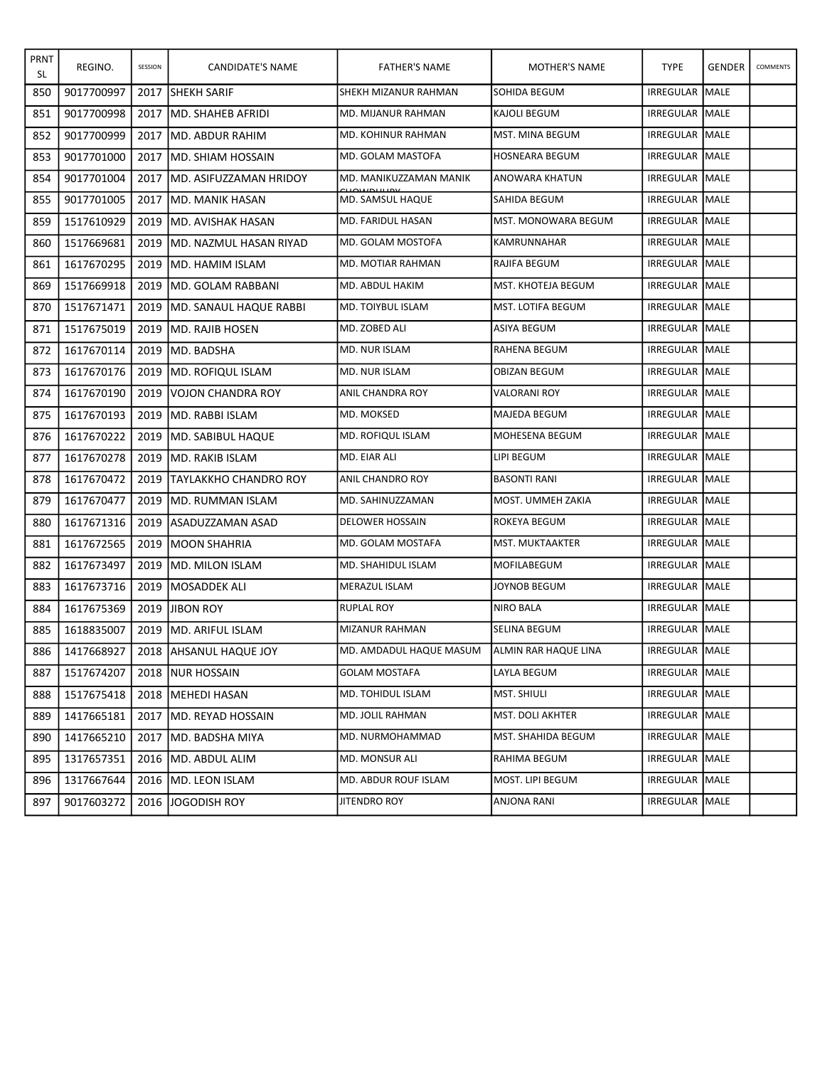| PRNT SL | REGINO. | SESSION | CANDIDATE'S NAME | FATHER'S NAME | MOTHER'S NAME | TYPE | GENDER | COMMENTS |
|---|---|---|---|---|---|---|---|---|
| 850 | 9017700997 | 2017 | SHEKH SARIF | SHEKH MIZANUR RAHMAN | SOHIDA BEGUM | IRREGULAR | MALE | |
| 851 | 9017700998 | 2017 | MD. SHAHEB AFRIDI | MD. MIJANUR RAHMAN | KAJOLI BEGUM | IRREGULAR | MALE | |
| 852 | 9017700999 | 2017 | MD. ABDUR RAHIM | MD. KOHINUR RAHMAN | MST. MINA BEGUM | IRREGULAR | MALE | |
| 853 | 9017701000 | 2017 | MD. SHIAM HOSSAIN | MD. GOLAM MASTOFA | HOSNEARA BEGUM | IRREGULAR | MALE | |
| 854 | 9017701004 | 2017 | MD. ASIFUZZAMAN HRIDOY | MD. MANIKUZZAMAN MANIK CHOWDHURY | ANOWARA KHATUN | IRREGULAR | MALE | |
| 855 | 9017701005 | 2017 | MD. MANIK HASAN | MD. SAMSUL HAQUE | SAHIDA BEGUM | IRREGULAR | MALE | |
| 859 | 1517610929 | 2019 | MD. AVISHAK HASAN | MD. FARIDUL HASAN | MST. MONOWARA BEGUM | IRREGULAR | MALE | |
| 860 | 1517669681 | 2019 | MD. NAZMUL HASAN RIYAD | MD. GOLAM MOSTOFA | KAMRUNNAHAR | IRREGULAR | MALE | |
| 861 | 1617670295 | 2019 | MD. HAMIM ISLAM | MD. MOTIAR RAHMAN | RAJIFA BEGUM | IRREGULAR | MALE | |
| 869 | 1517669918 | 2019 | MD. GOLAM RABBANI | MD. ABDUL HAKIM | MST. KHOTEJA BEGUM | IRREGULAR | MALE | |
| 870 | 1517671471 | 2019 | MD. SANAUL HAQUE RABBI | MD. TOIYBUL ISLAM | MST. LOTIFA BEGUM | IRREGULAR | MALE | |
| 871 | 1517675019 | 2019 | MD. RAJIB HOSEN | MD. ZOBED ALI | ASIYA BEGUM | IRREGULAR | MALE | |
| 872 | 1617670114 | 2019 | MD. BADSHA | MD. NUR ISLAM | RAHENA BEGUM | IRREGULAR | MALE | |
| 873 | 1617670176 | 2019 | MD. ROFIQUL ISLAM | MD. NUR ISLAM | OBIZAN BEGUM | IRREGULAR | MALE | |
| 874 | 1617670190 | 2019 | VOJON CHANDRA ROY | ANIL CHANDRA ROY | VALORANI ROY | IRREGULAR | MALE | |
| 875 | 1617670193 | 2019 | MD. RABBI ISLAM | MD. MOKSED | MAJEDA BEGUM | IRREGULAR | MALE | |
| 876 | 1617670222 | 2019 | MD. SABIBUL HAQUE | MD. ROFIQUL ISLAM | MOHESENA BEGUM | IRREGULAR | MALE | |
| 877 | 1617670278 | 2019 | MD. RAKIB ISLAM | MD. EIAR ALI | LIPI BEGUM | IRREGULAR | MALE | |
| 878 | 1617670472 | 2019 | TAYLAKKHO CHANDRO ROY | ANIL CHANDRO ROY | BASONTI RANI | IRREGULAR | MALE | |
| 879 | 1617670477 | 2019 | MD. RUMMAN ISLAM | MD. SAHINUZZAMAN | MOST. UMMEH ZAKIA | IRREGULAR | MALE | |
| 880 | 1617671316 | 2019 | ASADUZZAMAN ASAD | DELOWER HOSSAIN | ROKEYA BEGUM | IRREGULAR | MALE | |
| 881 | 1617672565 | 2019 | MOON SHAHRIA | MD. GOLAM MOSTAFA | MST. MUKTAAKTER | IRREGULAR | MALE | |
| 882 | 1617673497 | 2019 | MD. MILON ISLAM | MD. SHAHIDUL ISLAM | MOFILABEGUM | IRREGULAR | MALE | |
| 883 | 1617673716 | 2019 | MOSADDEK ALI | MERAZUL ISLAM | JOYNOB BEGUM | IRREGULAR | MALE | |
| 884 | 1617675369 | 2019 | JIBON ROY | RUPLAL ROY | NIRO BALA | IRREGULAR | MALE | |
| 885 | 1618835007 | 2019 | MD. ARIFUL ISLAM | MIZANUR RAHMAN | SELINA BEGUM | IRREGULAR | MALE | |
| 886 | 1417668927 | 2018 | AHSANUL HAQUE JOY | MD. AMDADUL HAQUE MASUM | ALMIN RAR HAQUE LINA | IRREGULAR | MALE | |
| 887 | 1517674207 | 2018 | NUR HOSSAIN | GOLAM MOSTAFA | LAYLA BEGUM | IRREGULAR | MALE | |
| 888 | 1517675418 | 2018 | MEHEDI HASAN | MD. TOHIDUL ISLAM | MST. SHIULI | IRREGULAR | MALE | |
| 889 | 1417665181 | 2017 | MD. REYAD HOSSAIN | MD. JOLIL RAHMAN | MST. DOLI AKHTER | IRREGULAR | MALE | |
| 890 | 1417665210 | 2017 | MD. BADSHA MIYA | MD. NURMOHAMMAD | MST. SHAHIDA BEGUM | IRREGULAR | MALE | |
| 895 | 1317657351 | 2016 | MD. ABDUL ALIM | MD. MONSUR ALI | RAHIMA BEGUM | IRREGULAR | MALE | |
| 896 | 1317667644 | 2016 | MD. LEON ISLAM | MD. ABDUR ROUF ISLAM | MOST. LIPI BEGUM | IRREGULAR | MALE | |
| 897 | 9017603272 | 2016 | JOGODISH ROY | JITENDRO ROY | ANJONA RANI | IRREGULAR | MALE | |